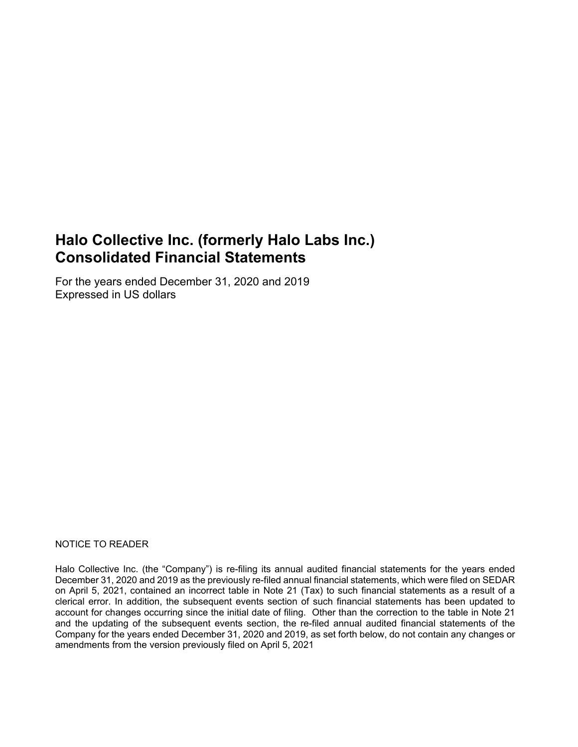# Halo Collective Inc. (formerly Halo Labs Inc.)
# Consolidated Financial Statements

For the years ended December 31, 2020 and 2019
Expressed in US dollars

NOTICE TO READER

Halo Collective Inc. (the "Company") is re-filing its annual audited financial statements for the years ended December 31, 2020 and 2019 as the previously re-filed annual financial statements, which were filed on SEDAR on April 5, 2021, contained an incorrect table in Note 21 (Tax) to such financial statements as a result of a clerical error. In addition, the subsequent events section of such financial statements has been updated to account for changes occurring since the initial date of filing. Other than the correction to the table in Note 21 and the updating of the subsequent events section, the re-filed annual audited financial statements of the Company for the years ended December 31, 2020 and 2019, as set forth below, do not contain any changes or amendments from the version previously filed on April 5, 2021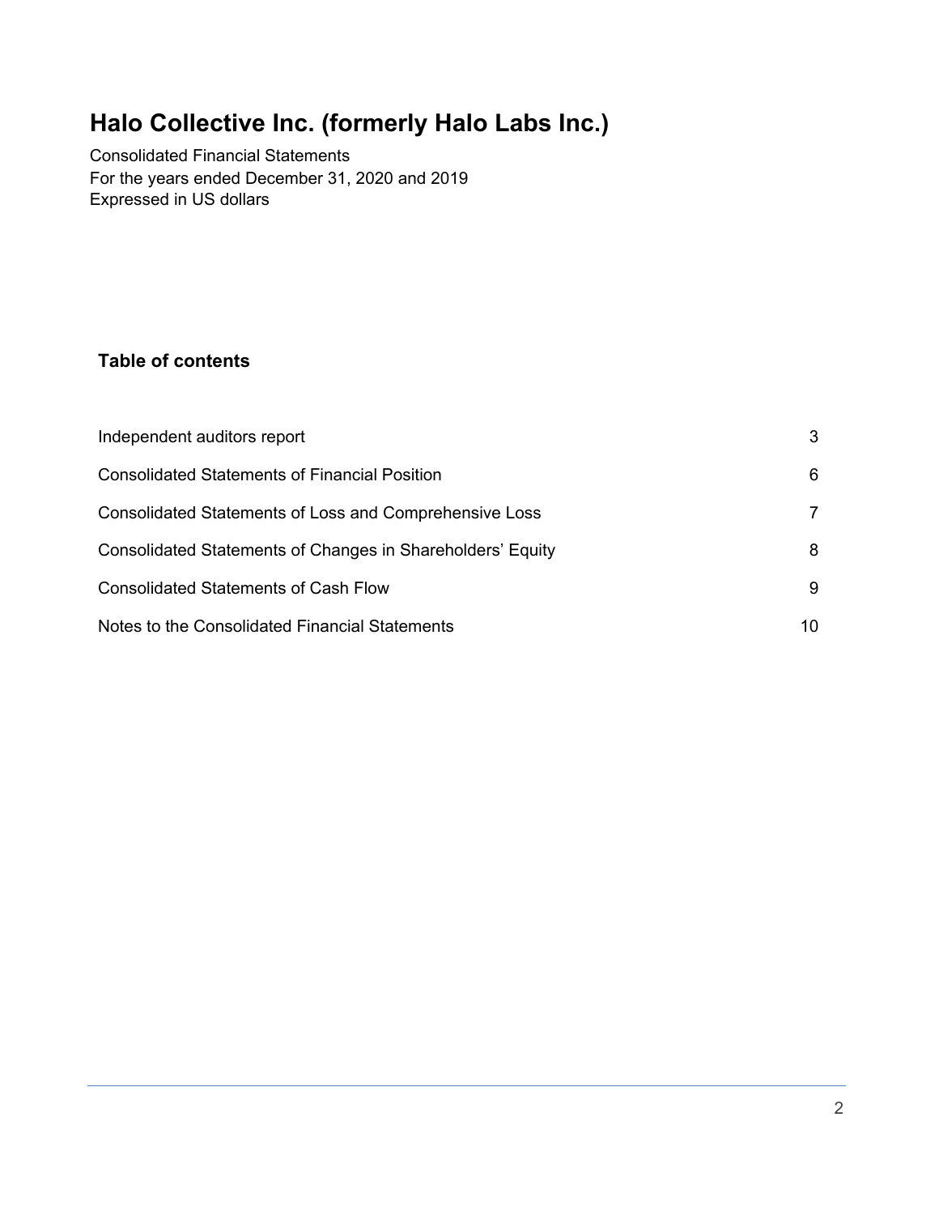# Halo Collective Inc. (formerly Halo Labs Inc.)

Consolidated Financial Statements
For the years ended December 31, 2020 and 2019
Expressed in US dollars

## Table of contents

| | |
|---|---|
| Independent auditors report | 3 |
| Consolidated Statements of Financial Position | 6 |
| Consolidated Statements of Loss and Comprehensive Loss | 7 |
| Consolidated Statements of Changes in Shareholders' Equity | 8 |
| Consolidated Statements of Cash Flow | 9 |
| Notes to the Consolidated Financial Statements | 10 |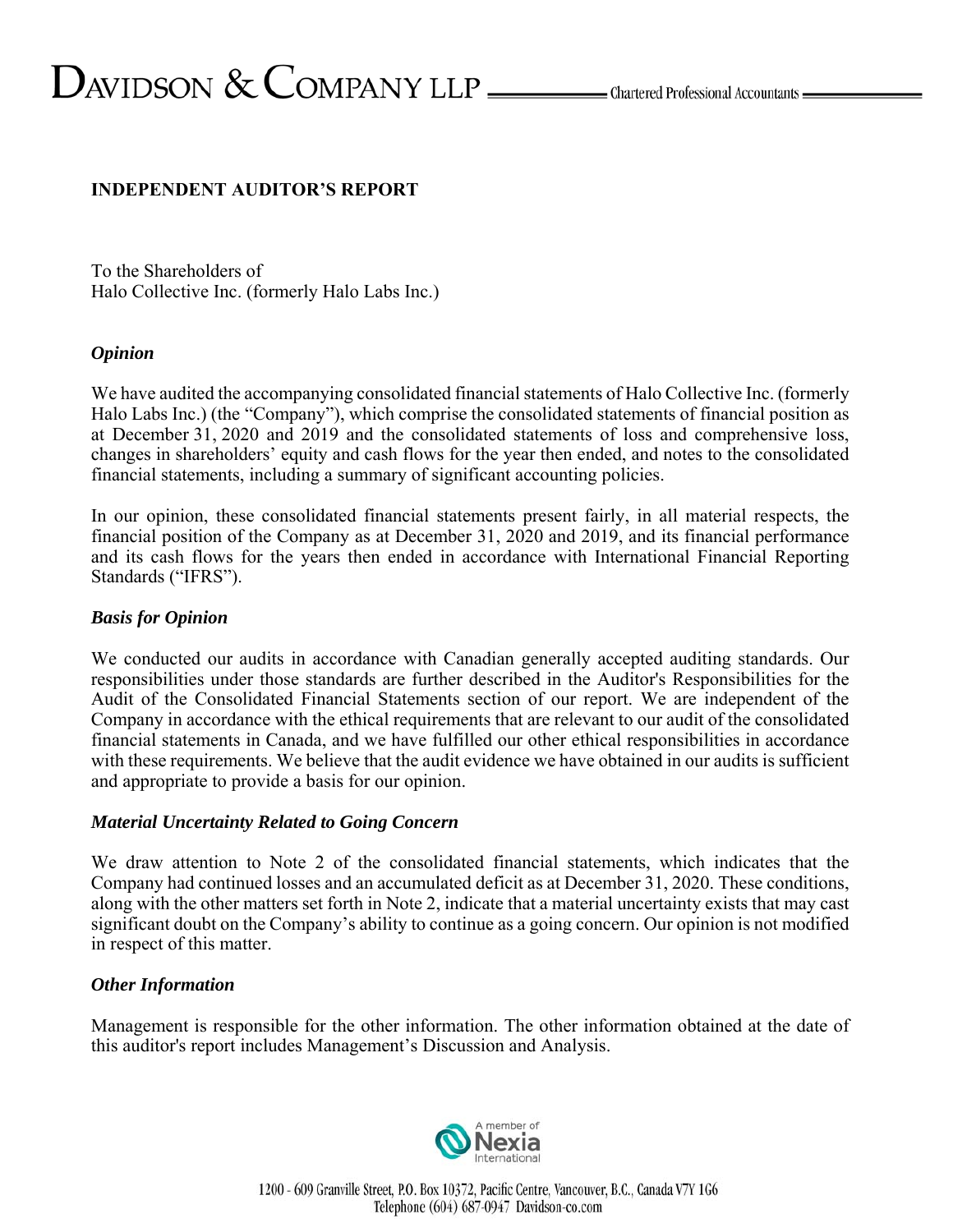# INDEPENDENT AUDITOR'S REPORT

To the Shareholders of
Halo Collective Inc. (formerly Halo Labs Inc.)

### *Opinion*

We have audited the accompanying consolidated financial statements of Halo Collective Inc. (formerly Halo Labs Inc.) (the "Company"), which comprise the consolidated statements of financial position as at December 31, 2020 and 2019 and the consolidated statements of loss and comprehensive loss, changes in shareholders' equity and cash flows for the year then ended, and notes to the consolidated financial statements, including a summary of significant accounting policies.

In our opinion, these consolidated financial statements present fairly, in all material respects, the financial position of the Company as at December 31, 2020 and 2019, and its financial performance and its cash flows for the years then ended in accordance with International Financial Reporting Standards ("IFRS").

### *Basis for Opinion*

We conducted our audits in accordance with Canadian generally accepted auditing standards. Our responsibilities under those standards are further described in the Auditor's Responsibilities for the Audit of the Consolidated Financial Statements section of our report. We are independent of the Company in accordance with the ethical requirements that are relevant to our audit of the consolidated financial statements in Canada, and we have fulfilled our other ethical responsibilities in accordance with these requirements. We believe that the audit evidence we have obtained in our audits is sufficient and appropriate to provide a basis for our opinion.

### *Material Uncertainty Related to Going Concern*

We draw attention to Note 2 of the consolidated financial statements, which indicates that the Company had continued losses and an accumulated deficit as at December 31, 2020. These conditions, along with the other matters set forth in Note 2, indicate that a material uncertainty exists that may cast significant doubt on the Company's ability to continue as a going concern. Our opinion is not modified in respect of this matter.

### *Other Information*

Management is responsible for the other information. The other information obtained at the date of this auditor's report includes Management's Discussion and Analysis.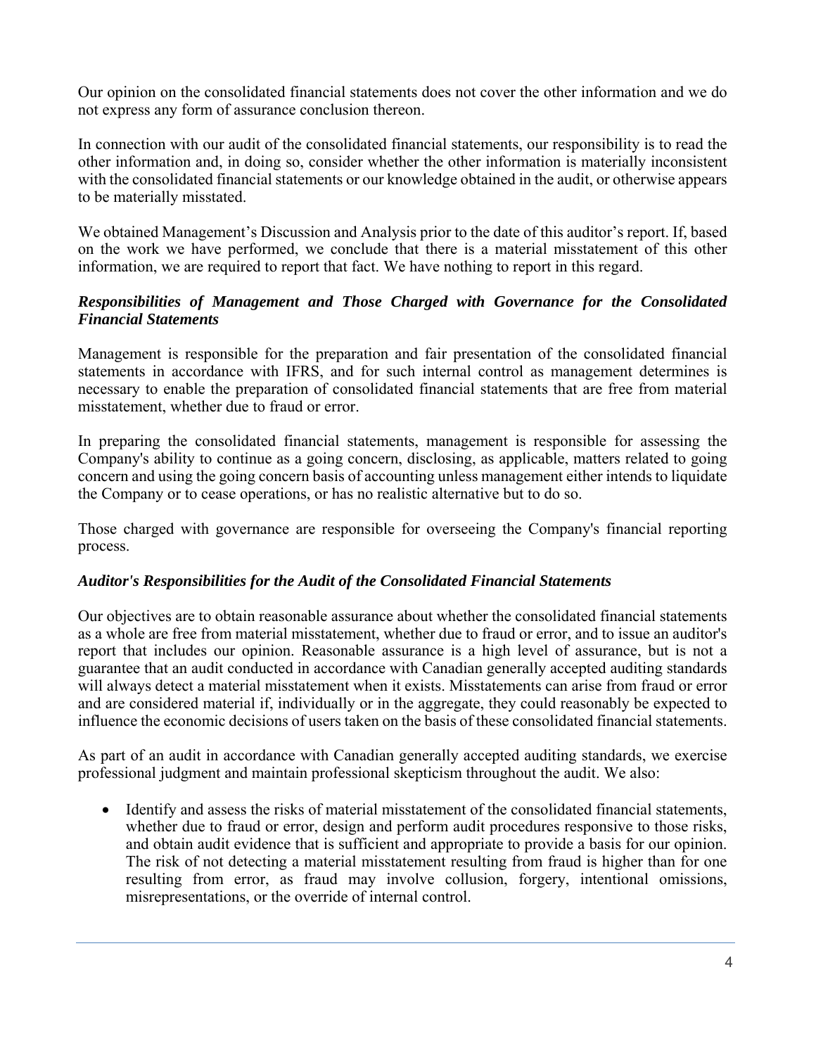Our opinion on the consolidated financial statements does not cover the other information and we do not express any form of assurance conclusion thereon.

In connection with our audit of the consolidated financial statements, our responsibility is to read the other information and, in doing so, consider whether the other information is materially inconsistent with the consolidated financial statements or our knowledge obtained in the audit, or otherwise appears to be materially misstated.

We obtained Management's Discussion and Analysis prior to the date of this auditor's report. If, based on the work we have performed, we conclude that there is a material misstatement of this other information, we are required to report that fact. We have nothing to report in this regard.

***Responsibilities of Management and Those Charged with Governance for the Consolidated Financial Statements***

Management is responsible for the preparation and fair presentation of the consolidated financial statements in accordance with IFRS, and for such internal control as management determines is necessary to enable the preparation of consolidated financial statements that are free from material misstatement, whether due to fraud or error.

In preparing the consolidated financial statements, management is responsible for assessing the Company's ability to continue as a going concern, disclosing, as applicable, matters related to going concern and using the going concern basis of accounting unless management either intends to liquidate the Company or to cease operations, or has no realistic alternative but to do so.

Those charged with governance are responsible for overseeing the Company's financial reporting process.

***Auditor's Responsibilities for the Audit of the Consolidated Financial Statements***

Our objectives are to obtain reasonable assurance about whether the consolidated financial statements as a whole are free from material misstatement, whether due to fraud or error, and to issue an auditor's report that includes our opinion. Reasonable assurance is a high level of assurance, but is not a guarantee that an audit conducted in accordance with Canadian generally accepted auditing standards will always detect a material misstatement when it exists. Misstatements can arise from fraud or error and are considered material if, individually or in the aggregate, they could reasonably be expected to influence the economic decisions of users taken on the basis of these consolidated financial statements.

As part of an audit in accordance with Canadian generally accepted auditing standards, we exercise professional judgment and maintain professional skepticism throughout the audit. We also:

- Identify and assess the risks of material misstatement of the consolidated financial statements, whether due to fraud or error, design and perform audit procedures responsive to those risks, and obtain audit evidence that is sufficient and appropriate to provide a basis for our opinion. The risk of not detecting a material misstatement resulting from fraud is higher than for one resulting from error, as fraud may involve collusion, forgery, intentional omissions, misrepresentations, or the override of internal control.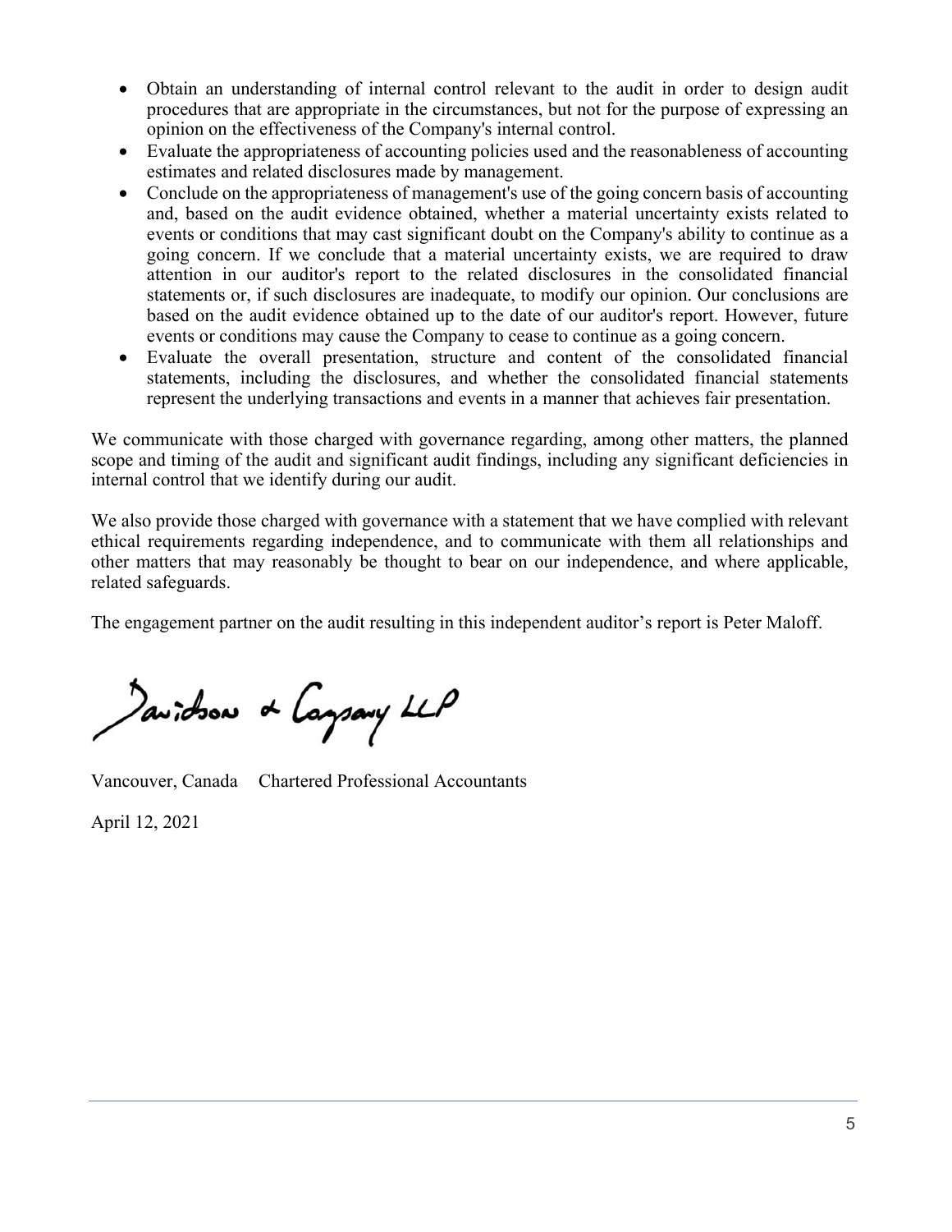- Obtain an understanding of internal control relevant to the audit in order to design audit procedures that are appropriate in the circumstances, but not for the purpose of expressing an opinion on the effectiveness of the Company's internal control.
- Evaluate the appropriateness of accounting policies used and the reasonableness of accounting estimates and related disclosures made by management.
- Conclude on the appropriateness of management's use of the going concern basis of accounting and, based on the audit evidence obtained, whether a material uncertainty exists related to events or conditions that may cast significant doubt on the Company's ability to continue as a going concern. If we conclude that a material uncertainty exists, we are required to draw attention in our auditor's report to the related disclosures in the consolidated financial statements or, if such disclosures are inadequate, to modify our opinion. Our conclusions are based on the audit evidence obtained up to the date of our auditor's report. However, future events or conditions may cause the Company to cease to continue as a going concern.
- Evaluate the overall presentation, structure and content of the consolidated financial statements, including the disclosures, and whether the consolidated financial statements represent the underlying transactions and events in a manner that achieves fair presentation.

We communicate with those charged with governance regarding, among other matters, the planned scope and timing of the audit and significant audit findings, including any significant deficiencies in internal control that we identify during our audit.

We also provide those charged with governance with a statement that we have complied with relevant ethical requirements regarding independence, and to communicate with them all relationships and other matters that may reasonably be thought to bear on our independence, and where applicable, related safeguards.

The engagement partner on the audit resulting in this independent auditor's report is Peter Maloff.

Davidson & Company LLP

Vancouver, Canada Chartered Professional Accountants

April 12, 2021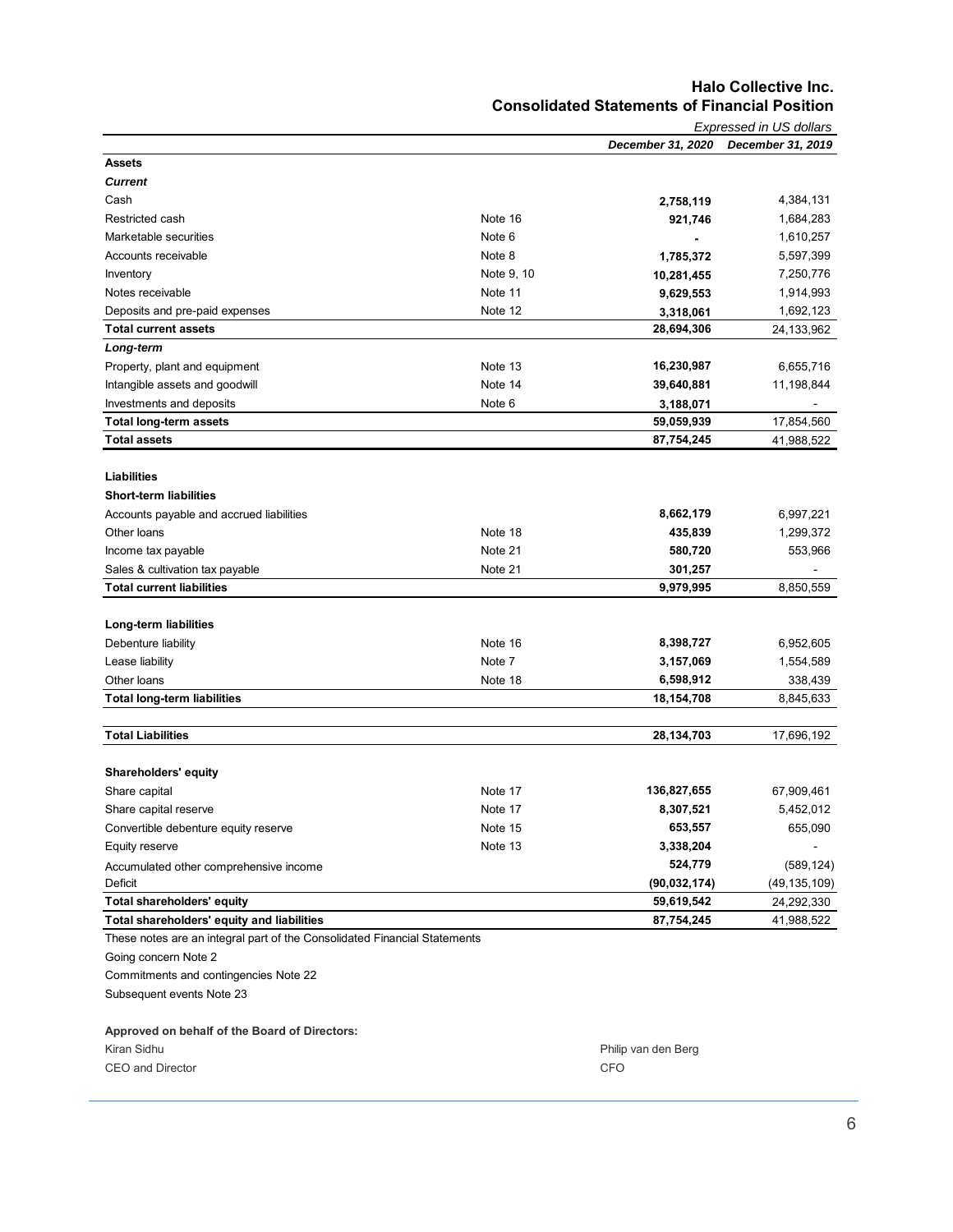# Halo Collective Inc.

## Consolidated Statements of Financial Position

*Expressed in US dollars*

| | | *December 31, 2020* | *December 31, 2019* |
|---|---|---|---|
| **Assets** | | | |
| ***Current*** | | | |
| Cash | | **2,758,119** | 4,384,131 |
| Restricted cash | Note 16 | **921,746** | 1,684,283 |
| Marketable securities | Note 6 | **-** | 1,610,257 |
| Accounts receivable | Note 8 | **1,785,372** | 5,597,399 |
| Inventory | Note 9, 10 | **10,281,455** | 7,250,776 |
| Notes receivable | Note 11 | **9,629,553** | 1,914,993 |
| Deposits and pre-paid expenses | Note 12 | **3,318,061** | 1,692,123 |
| **Total current assets** | | **28,694,306** | 24,133,962 |
| ***Long-term*** | | | |
| Property, plant and equipment | Note 13 | **16,230,987** | 6,655,716 |
| Intangible assets and goodwill | Note 14 | **39,640,881** | 11,198,844 |
| Investments and deposits | Note 6 | **3,188,071** | - |
| **Total long-term assets** | | **59,059,939** | 17,854,560 |
| **Total assets** | | **87,754,245** | 41,988,522 |
| | | | |
| **Liabilities** | | | |
| **Short-term liabilities** | | | |
| Accounts payable and accrued liabilities | | **8,662,179** | 6,997,221 |
| Other loans | Note 18 | **435,839** | 1,299,372 |
| Income tax payable | Note 21 | **580,720** | 553,966 |
| Sales & cultivation tax payable | Note 21 | **301,257** | - |
| **Total current liabilities** | | **9,979,995** | 8,850,559 |
| | | | |
| **Long-term liabilities** | | | |
| Debenture liability | Note 16 | **8,398,727** | 6,952,605 |
| Lease liability | Note 7 | **3,157,069** | 1,554,589 |
| Other loans | Note 18 | **6,598,912** | 338,439 |
| **Total long-term liabilities** | | **18,154,708** | 8,845,633 |
| | | | |
| **Total Liabilities** | | **28,134,703** | 17,696,192 |
| | | | |
| **Shareholders' equity** | | | |
| Share capital | Note 17 | **136,827,655** | 67,909,461 |
| Share capital reserve | Note 17 | **8,307,521** | 5,452,012 |
| Convertible debenture equity reserve | Note 15 | **653,557** | 655,090 |
| Equity reserve | Note 13 | **3,338,204** | - |
| Accumulated other comprehensive income | | **524,779** | (589,124) |
| Deficit | | **(90,032,174)** | (49,135,109) |
| **Total shareholders' equity** | | **59,619,542** | 24,292,330 |
| **Total shareholders' equity and liabilities** | | **87,754,245** | 41,988,522 |

These notes are an integral part of the Consolidated Financial Statements

Going concern Note 2

Commitments and contingencies Note 22

Subsequent events Note 23

**Approved on behalf of the Board of Directors:**

Kiran Sidhu
CEO and Director

Philip van den Berg
CFO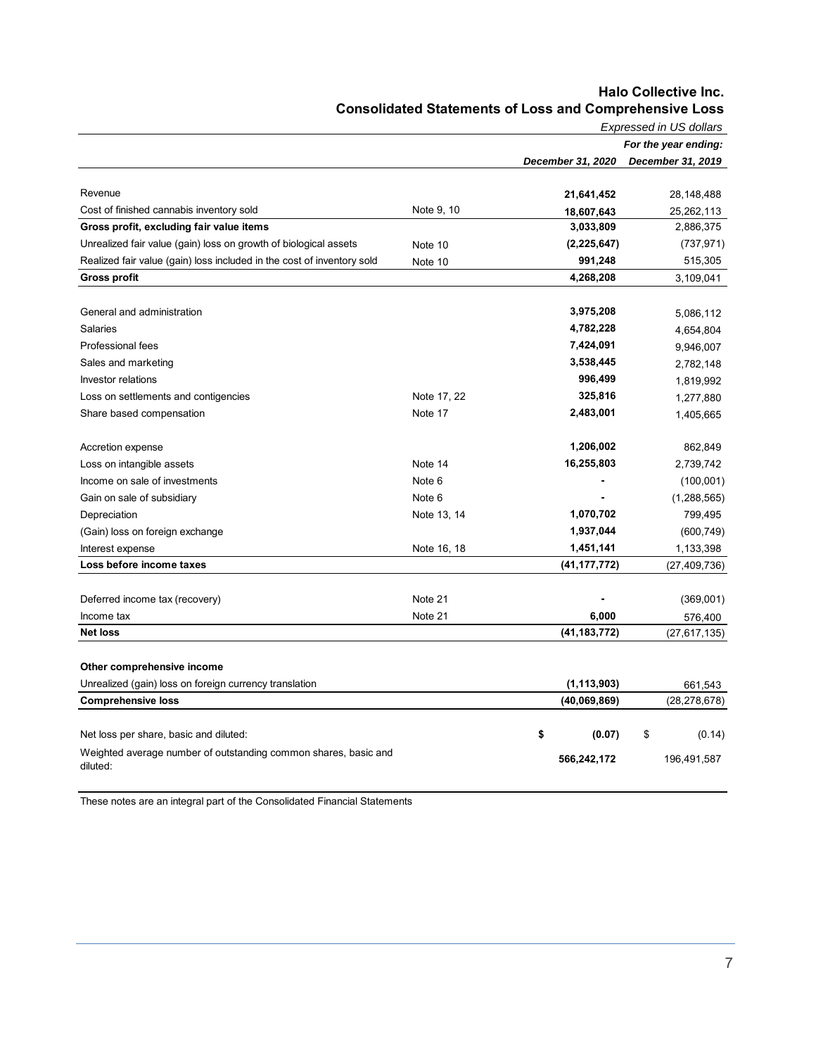# Halo Collective Inc.

## Consolidated Statements of Loss and Comprehensive Loss

*Expressed in US dollars*

| | | *For the year ending:* | |
|---|---|---|---|
| | | ***December 31, 2020*** | ***December 31, 2019*** |
| Revenue | | **21,641,452** | 28,148,488 |
| Cost of finished cannabis inventory sold | Note 9, 10 | **18,607,643** | 25,262,113 |
| **Gross profit, excluding fair value items** | | **3,033,809** | 2,886,375 |
| Unrealized fair value (gain) loss on growth of biological assets | Note 10 | **(2,225,647)** | (737,971) |
| Realized fair value (gain) loss included in the cost of inventory sold | Note 10 | **991,248** | 515,305 |
| **Gross profit** | | **4,268,208** | 3,109,041 |
| | | | |
| General and administration | | **3,975,208** | 5,086,112 |
| Salaries | | **4,782,228** | 4,654,804 |
| Professional fees | | **7,424,091** | 9,946,007 |
| Sales and marketing | | **3,538,445** | 2,782,148 |
| Investor relations | | **996,499** | 1,819,992 |
| Loss on settlements and contigencies | Note 17, 22 | **325,816** | 1,277,880 |
| Share based compensation | Note 17 | **2,483,001** | 1,405,665 |
| | | | |
| Accretion expense | | **1,206,002** | 862,849 |
| Loss on intangible assets | Note 14 | **16,255,803** | 2,739,742 |
| Income on sale of investments | Note 6 | **-** | (100,001) |
| Gain on sale of subsidiary | Note 6 | **-** | (1,288,565) |
| Depreciation | Note 13, 14 | **1,070,702** | 799,495 |
| (Gain) loss on foreign exchange | | **1,937,044** | (600,749) |
| Interest expense | Note 16, 18 | **1,451,141** | 1,133,398 |
| **Loss before income taxes** | | **(41,177,772)** | (27,409,736) |
| | | | |
| Deferred income tax (recovery) | Note 21 | **-** | (369,001) |
| Income tax | Note 21 | **6,000** | 576,400 |
| **Net loss** | | **(41,183,772)** | (27,617,135) |
| | | | |
| **Other comprehensive income** | | | |
| Unrealized (gain) loss on foreign currency translation | | **(1,113,903)** | 661,543 |
| **Comprehensive loss** | | **(40,069,869)** | (28,278,678) |
| | | | |
| Net loss per share, basic and diluted: | | **$ (0.07)** | $ (0.14) |
| Weighted average number of outstanding common shares, basic and diluted: | | **566,242,172** | 196,491,587 |

These notes are an integral part of the Consolidated Financial Statements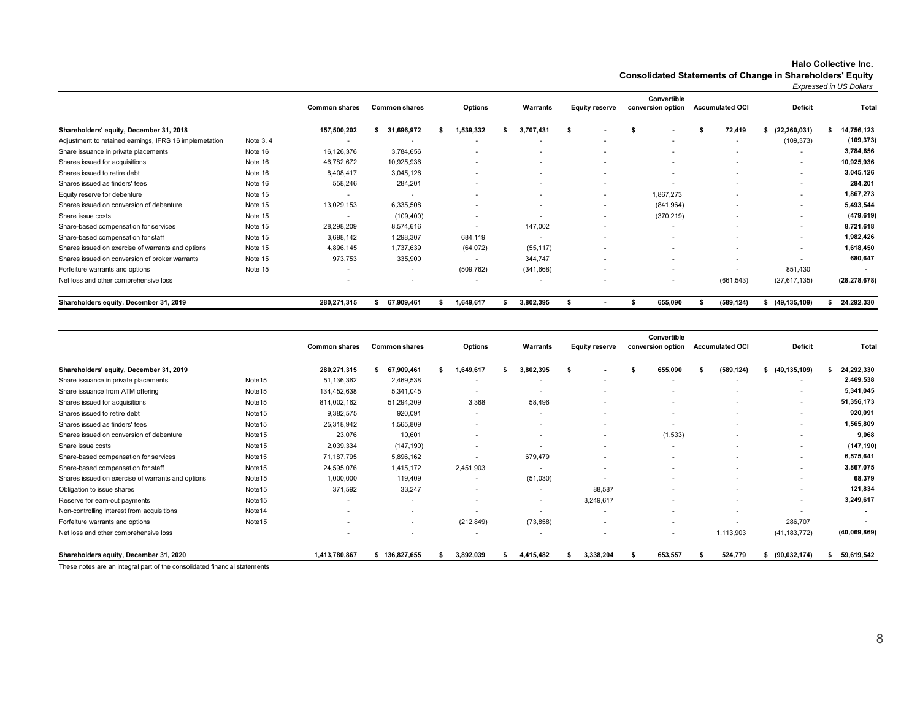**Halo Collective Inc.**

**Consolidated Statements of Change in Shareholders' Equity**

*Expressed in US Dollars*

| | | Common shares | Common shares | Options | Warrants | Equity reserve | Convertible conversion option | Accumulated OCI | Deficit | Total |
|---|---|---|---|---|---|---|---|---|---|---|
| **Shareholders' equity, December 31, 2018** | | **157,500,202** | **$ 31,696,972** | **$ 1,539,332** | **$ 3,707,431** | **$ -** | **$ -** | **$ 72,419** | **$ (22,260,031)** | **$ 14,756,123** |
| Adjustment to retained earnings, IFRS 16 implemetation | Note 3, 4 | - | - | - | - | - | - | - | (109,373) | **(109,373)** |
| Share issuance in private placements | Note 16 | 16,126,376 | 3,784,656 | - | - | - | - | - | - | **3,784,656** |
| Shares issued for acquisitions | Note 16 | 46,782,672 | 10,925,936 | - | - | - | - | - | - | **10,925,936** |
| Shares issued to retire debt | Note 16 | 8,408,417 | 3,045,126 | - | - | - | - | - | - | **3,045,126** |
| Shares issued as finders' fees | Note 16 | 558,246 | 284,201 | - | - | - | - | - | - | **284,201** |
| Equity reserve for debenture | Note 15 | - | - | - | - | - | 1,867,273 | - | - | **1,867,273** |
| Shares issued on conversion of debenture | Note 15 | 13,029,153 | 6,335,508 | - | - | - | (841,964) | - | - | **5,493,544** |
| Share issue costs | Note 15 | - | (109,400) | - | - | - | (370,219) | - | - | **(479,619)** |
| Share-based compensation for services | Note 15 | 28,298,209 | 8,574,616 | - | 147,002 | - | - | - | - | **8,721,618** |
| Share-based compensation for staff | Note 15 | 3,698,142 | 1,298,307 | 684,119 | - | - | - | - | - | **1,982,426** |
| Shares issued on exercise of warrants and options | Note 15 | 4,896,145 | 1,737,639 | (64,072) | (55,117) | - | - | - | - | **1,618,450** |
| Shares issued on conversion of broker warrants | Note 15 | 973,753 | 335,900 | - | 344,747 | - | - | - | - | **680,647** |
| Forfeiture warrants and options | Note 15 | - | - | (509,762) | (341,668) | - | - | - | 851,430 | **-** |
| Net loss and other comprehensive loss | | - | - | - | - | - | - | (661,543) | (27,617,135) | **(28,278,678)** |
| **Shareholders equity, December 31, 2019** | | **280,271,315** | **$ 67,909,461** | **$ 1,649,617** | **$ 3,802,395** | **$ -** | **$ 655,090** | **$ (589,124)** | **$ (49,135,109)** | **$ 24,292,330** |

| | | Common shares | Common shares | Options | Warrants | Equity reserve | Convertible conversion option | Accumulated OCI | Deficit | Total |
|---|---|---|---|---|---|---|---|---|---|---|
| **Shareholders' equity, December 31, 2019** | | **280,271,315** | **$ 67,909,461** | **$ 1,649,617** | **$ 3,802,395** | **$ -** | **$ 655,090** | **$ (589,124)** | **$ (49,135,109)** | **$ 24,292,330** |
| Share issuance in private placements | Note15 | 51,136,362 | 2,469,538 | - | - | - | - | - | - | **2,469,538** |
| Share issuance from ATM offering | Note15 | 134,452,638 | 5,341,045 | - | - | - | - | - | - | **5,341,045** |
| Shares issued for acquisitions | Note15 | 814,002,162 | 51,294,309 | 3,368 | 58,496 | - | - | - | - | **51,356,173** |
| Shares issued to retire debt | Note15 | 9,382,575 | 920,091 | - | - | - | - | - | - | **920,091** |
| Shares issued as finders' fees | Note15 | 25,318,942 | 1,565,809 | - | - | - | - | - | - | **1,565,809** |
| Shares issued on conversion of debenture | Note15 | 23,076 | 10,601 | - | - | - | (1,533) | - | - | **9,068** |
| Share issue costs | Note15 | 2,039,334 | (147,190) | - | - | - | - | - | - | **(147,190)** |
| Share-based compensation for services | Note15 | 71,187,795 | 5,896,162 | - | 679,479 | - | - | - | - | **6,575,641** |
| Share-based compensation for staff | Note15 | 24,595,076 | 1,415,172 | 2,451,903 | - | - | - | - | - | **3,867,075** |
| Shares issued on exercise of warrants and options | Note15 | 1,000,000 | 119,409 | - | (51,030) | - | - | - | - | **68,379** |
| Obligation to issue shares | Note15 | 371,592 | 33,247 | - | - | 88,587 | - | - | - | **121,834** |
| Reserve for earn-out payments | Note15 | - | - | - | - | 3,249,617 | - | - | - | **3,249,617** |
| Non-controlling interest from acquisitions | Note14 | - | - | - | - | - | - | - | - | **-** |
| Forfeiture warrants and options | Note15 | - | - | (212,849) | (73,858) | - | - | - | 286,707 | **-** |
| Net loss and other comprehensive loss | | - | - | - | - | - | - | 1,113,903 | (41,183,772) | **(40,069,869)** |
| **Shareholders equity, December 31, 2020** | | **1,413,780,867** | **$ 136,827,655** | **$ 3,892,039** | **$ 4,415,482** | **$ 3,338,204** | **$ 653,557** | **$ 524,779** | **$ (90,032,174)** | **$ 59,619,542** |

These notes are an integral part of the consolidated financial statements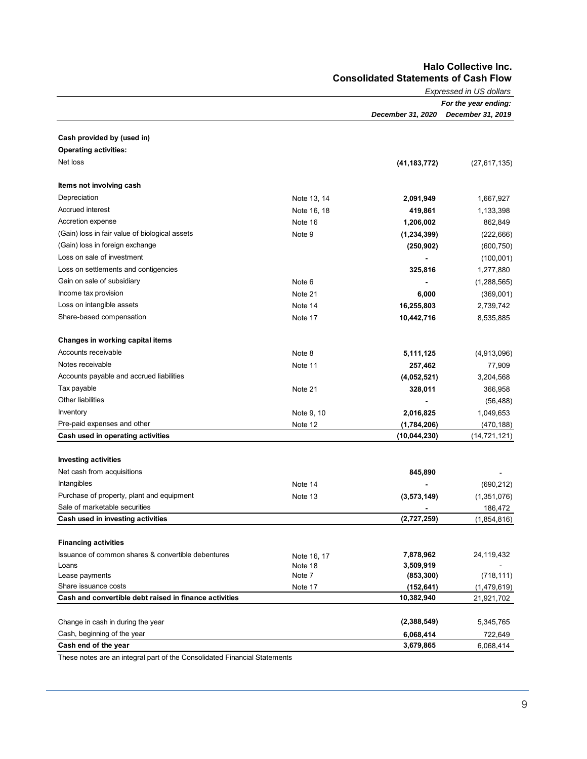# Halo Collective Inc.
## Consolidated Statements of Cash Flow

*Expressed in US dollars*

| | | *For the year ending:* | |
|---|---|---|---|
| | | ***December 31, 2020*** | ***December 31, 2019*** |
| **Cash provided by (used in)** | | | |
| **Operating activities:** | | | |
| Net loss | | **(41,183,772)** | (27,617,135) |
| **Items not involving cash** | | | |
| Depreciation | Note 13, 14 | **2,091,949** | 1,667,927 |
| Accrued interest | Note 16, 18 | **419,861** | 1,133,398 |
| Accretion expense | Note 16 | **1,206,002** | 862,849 |
| (Gain) loss in fair value of biological assets | Note 9 | **(1,234,399)** | (222,666) |
| (Gain) loss in foreign exchange | | **(250,902)** | (600,750) |
| Loss on sale of investment | | **-** | (100,001) |
| Loss on settlements and contigencies | | **325,816** | 1,277,880 |
| Gain on sale of subsidiary | Note 6 | **-** | (1,288,565) |
| Income tax provision | Note 21 | **6,000** | (369,001) |
| Loss on intangible assets | Note 14 | **16,255,803** | 2,739,742 |
| Share-based compensation | Note 17 | **10,442,716** | 8,535,885 |
| **Changes in working capital items** | | | |
| Accounts receivable | Note 8 | **5,111,125** | (4,913,096) |
| Notes receivable | Note 11 | **257,462** | 77,909 |
| Accounts payable and accrued liabilities | | **(4,052,521)** | 3,204,568 |
| Tax payable | Note 21 | **328,011** | 366,958 |
| Other liabilities | | **-** | (56,488) |
| Inventory | Note 9, 10 | **2,016,825** | 1,049,653 |
| Pre-paid expenses and other | Note 12 | **(1,784,206)** | (470,188) |
| **Cash used in operating activities** | | **(10,044,230)** | (14,721,121) |
| **Investing activities** | | | |
| Net cash from acquisitions | | **845,890** | - |
| Intangibles | Note 14 | **-** | (690,212) |
| Purchase of property, plant and equipment | Note 13 | **(3,573,149)** | (1,351,076) |
| Sale of marketable securities | | **-** | 186,472 |
| **Cash used in investing activities** | | **(2,727,259)** | (1,854,816) |
| **Financing activities** | | | |
| Issuance of common shares & convertible debentures | Note 16, 17 | **7,878,962** | 24,119,432 |
| Loans | Note 18 | **3,509,919** | - |
| Lease payments | Note 7 | **(853,300)** | (718,111) |
| Share issuance costs | Note 17 | **(152,641)** | (1,479,619) |
| **Cash and convertible debt raised in finance activities** | | **10,382,940** | 21,921,702 |
| Change in cash in during the year | | **(2,388,549)** | 5,345,765 |
| Cash, beginning of the year | | **6,068,414** | 722,649 |
| **Cash end of the year** | | **3,679,865** | 6,068,414 |

These notes are an integral part of the Consolidated Financial Statements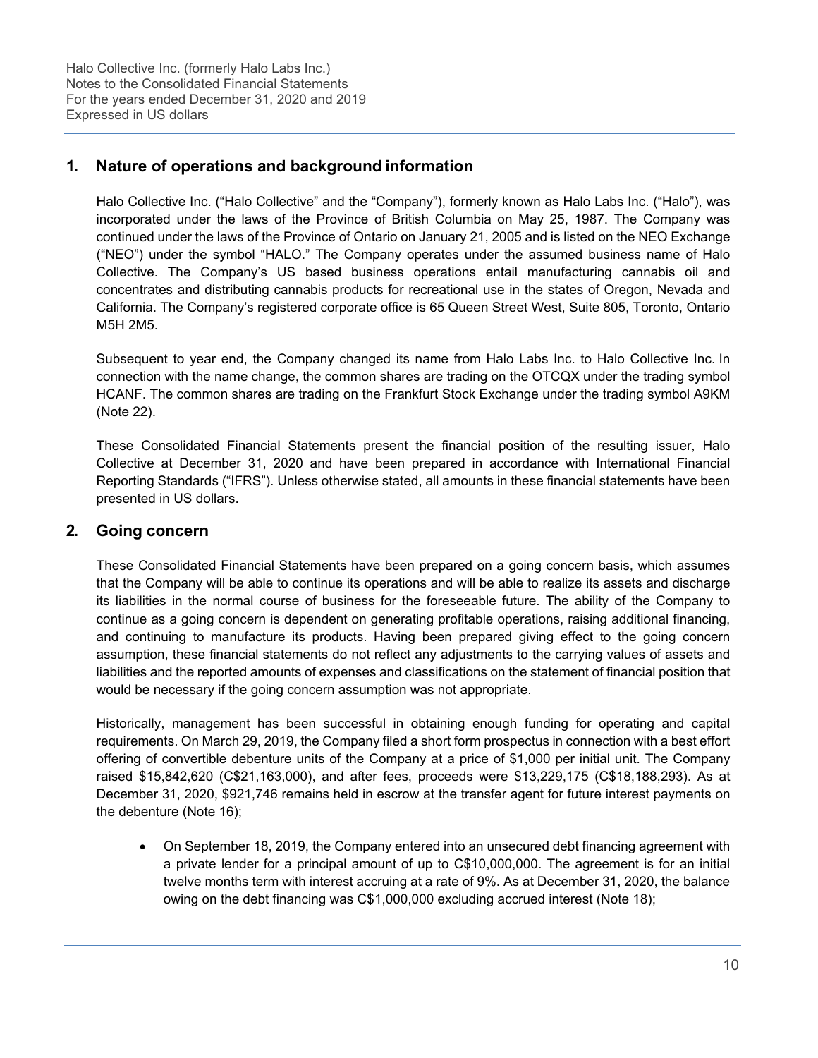## 1. Nature of operations and background information

Halo Collective Inc. ("Halo Collective" and the "Company"), formerly known as Halo Labs Inc. ("Halo"), was incorporated under the laws of the Province of British Columbia on May 25, 1987. The Company was continued under the laws of the Province of Ontario on January 21, 2005 and is listed on the NEO Exchange ("NEO") under the symbol "HALO." The Company operates under the assumed business name of Halo Collective. The Company's US based business operations entail manufacturing cannabis oil and concentrates and distributing cannabis products for recreational use in the states of Oregon, Nevada and California. The Company's registered corporate office is 65 Queen Street West, Suite 805, Toronto, Ontario M5H 2M5.

Subsequent to year end, the Company changed its name from Halo Labs Inc. to Halo Collective Inc. In connection with the name change, the common shares are trading on the OTCQX under the trading symbol HCANF. The common shares are trading on the Frankfurt Stock Exchange under the trading symbol A9KM (Note 22).

These Consolidated Financial Statements present the financial position of the resulting issuer, Halo Collective at December 31, 2020 and have been prepared in accordance with International Financial Reporting Standards ("IFRS"). Unless otherwise stated, all amounts in these financial statements have been presented in US dollars.

## 2. Going concern

These Consolidated Financial Statements have been prepared on a going concern basis, which assumes that the Company will be able to continue its operations and will be able to realize its assets and discharge its liabilities in the normal course of business for the foreseeable future. The ability of the Company to continue as a going concern is dependent on generating profitable operations, raising additional financing, and continuing to manufacture its products. Having been prepared giving effect to the going concern assumption, these financial statements do not reflect any adjustments to the carrying values of assets and liabilities and the reported amounts of expenses and classifications on the statement of financial position that would be necessary if the going concern assumption was not appropriate.

Historically, management has been successful in obtaining enough funding for operating and capital requirements. On March 29, 2019, the Company filed a short form prospectus in connection with a best effort offering of convertible debenture units of the Company at a price of $1,000 per initial unit. The Company raised $15,842,620 (C$21,163,000), and after fees, proceeds were $13,229,175 (C$18,188,293). As at December 31, 2020, $921,746 remains held in escrow at the transfer agent for future interest payments on the debenture (Note 16);

- On September 18, 2019, the Company entered into an unsecured debt financing agreement with a private lender for a principal amount of up to C$10,000,000. The agreement is for an initial twelve months term with interest accruing at a rate of 9%. As at December 31, 2020, the balance owing on the debt financing was C$1,000,000 excluding accrued interest (Note 18);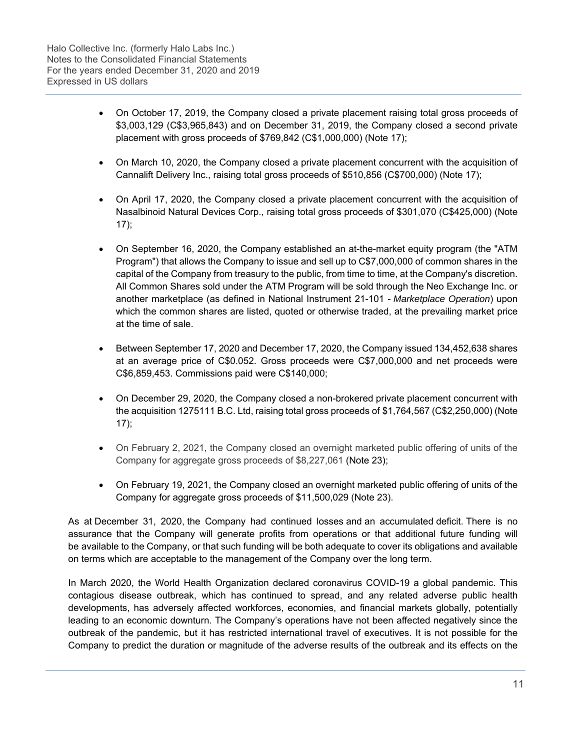- On October 17, 2019, the Company closed a private placement raising total gross proceeds of $3,003,129 (C$3,965,843) and on December 31, 2019, the Company closed a second private placement with gross proceeds of $769,842 (C$1,000,000) (Note 17);

- On March 10, 2020, the Company closed a private placement concurrent with the acquisition of Cannalift Delivery Inc., raising total gross proceeds of $510,856 (C$700,000) (Note 17);

- On April 17, 2020, the Company closed a private placement concurrent with the acquisition of Nasalbinoid Natural Devices Corp., raising total gross proceeds of $301,070 (C$425,000) (Note 17);

- On September 16, 2020, the Company established an at-the-market equity program (the "ATM Program") that allows the Company to issue and sell up to C$7,000,000 of common shares in the capital of the Company from treasury to the public, from time to time, at the Company's discretion. All Common Shares sold under the ATM Program will be sold through the Neo Exchange Inc. or another marketplace (as defined in National Instrument 21-101 - *Marketplace Operation*) upon which the common shares are listed, quoted or otherwise traded, at the prevailing market price at the time of sale.

- Between September 17, 2020 and December 17, 2020, the Company issued 134,452,638 shares at an average price of C$0.052. Gross proceeds were C$7,000,000 and net proceeds were C$6,859,453. Commissions paid were C$140,000;

- On December 29, 2020, the Company closed a non-brokered private placement concurrent with the acquisition 1275111 B.C. Ltd, raising total gross proceeds of $1,764,567 (C$2,250,000) (Note 17);

- On February 2, 2021, the Company closed an overnight marketed public offering of units of the Company for aggregate gross proceeds of $8,227,061 (Note 23);

- On February 19, 2021, the Company closed an overnight marketed public offering of units of the Company for aggregate gross proceeds of $11,500,029 (Note 23).

As at December 31, 2020, the Company had continued losses and an accumulated deficit. There is no assurance that the Company will generate profits from operations or that additional future funding will be available to the Company, or that such funding will be both adequate to cover its obligations and available on terms which are acceptable to the management of the Company over the long term.

In March 2020, the World Health Organization declared coronavirus COVID-19 a global pandemic. This contagious disease outbreak, which has continued to spread, and any related adverse public health developments, has adversely affected workforces, economies, and financial markets globally, potentially leading to an economic downturn. The Company's operations have not been affected negatively since the outbreak of the pandemic, but it has restricted international travel of executives. It is not possible for the Company to predict the duration or magnitude of the adverse results of the outbreak and its effects on the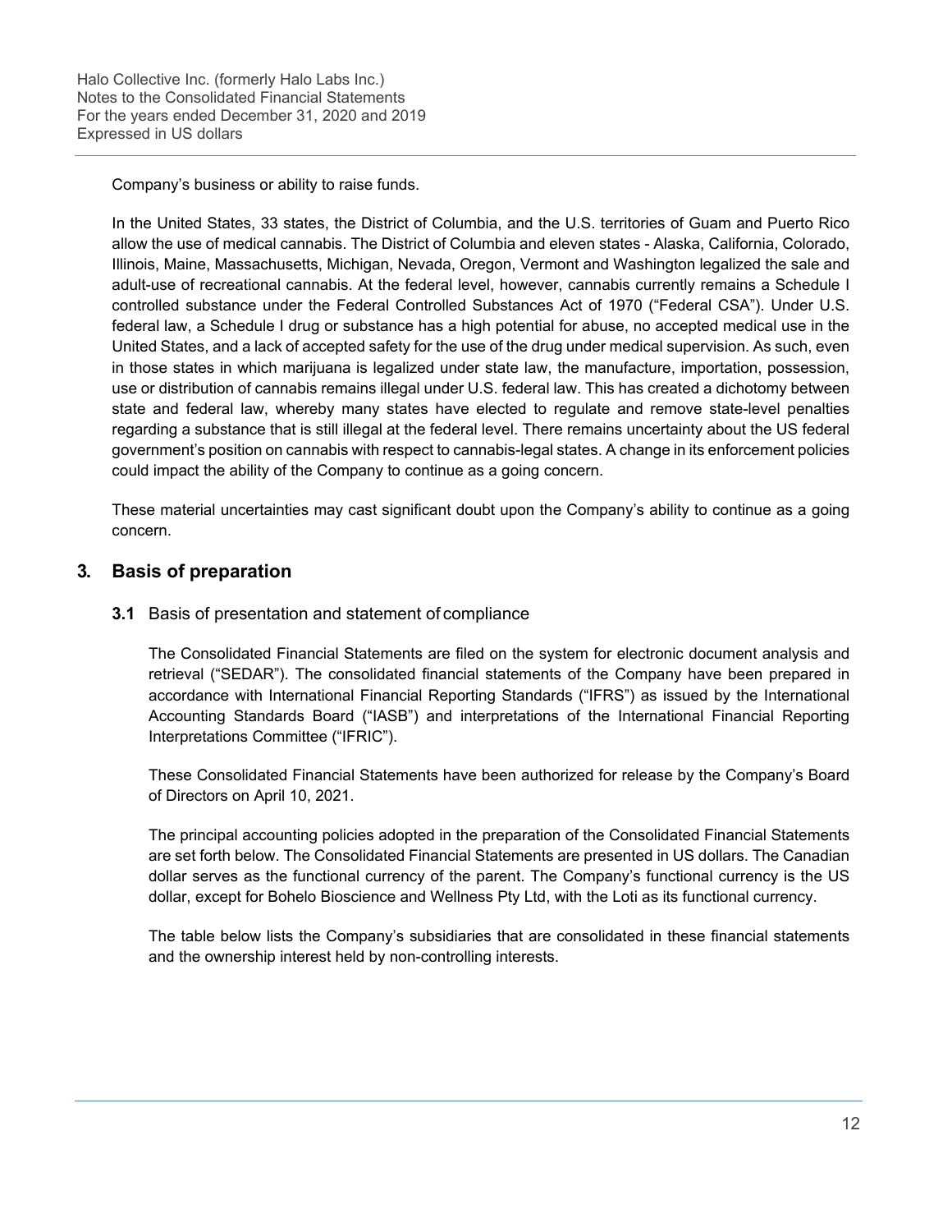Company's business or ability to raise funds.

In the United States, 33 states, the District of Columbia, and the U.S. territories of Guam and Puerto Rico allow the use of medical cannabis. The District of Columbia and eleven states - Alaska, California, Colorado, Illinois, Maine, Massachusetts, Michigan, Nevada, Oregon, Vermont and Washington legalized the sale and adult-use of recreational cannabis. At the federal level, however, cannabis currently remains a Schedule I controlled substance under the Federal Controlled Substances Act of 1970 ("Federal CSA"). Under U.S. federal law, a Schedule I drug or substance has a high potential for abuse, no accepted medical use in the United States, and a lack of accepted safety for the use of the drug under medical supervision. As such, even in those states in which marijuana is legalized under state law, the manufacture, importation, possession, use or distribution of cannabis remains illegal under U.S. federal law. This has created a dichotomy between state and federal law, whereby many states have elected to regulate and remove state-level penalties regarding a substance that is still illegal at the federal level. There remains uncertainty about the US federal government's position on cannabis with respect to cannabis-legal states. A change in its enforcement policies could impact the ability of the Company to continue as a going concern.

These material uncertainties may cast significant doubt upon the Company's ability to continue as a going concern.

## 3. Basis of preparation

### 3.1 Basis of presentation and statement of compliance

The Consolidated Financial Statements are filed on the system for electronic document analysis and retrieval ("SEDAR"). The consolidated financial statements of the Company have been prepared in accordance with International Financial Reporting Standards ("IFRS") as issued by the International Accounting Standards Board ("IASB") and interpretations of the International Financial Reporting Interpretations Committee ("IFRIC").

These Consolidated Financial Statements have been authorized for release by the Company's Board of Directors on April 10, 2021.

The principal accounting policies adopted in the preparation of the Consolidated Financial Statements are set forth below. The Consolidated Financial Statements are presented in US dollars. The Canadian dollar serves as the functional currency of the parent. The Company's functional currency is the US dollar, except for Bohelo Bioscience and Wellness Pty Ltd, with the Loti as its functional currency.

The table below lists the Company's subsidiaries that are consolidated in these financial statements and the ownership interest held by non-controlling interests.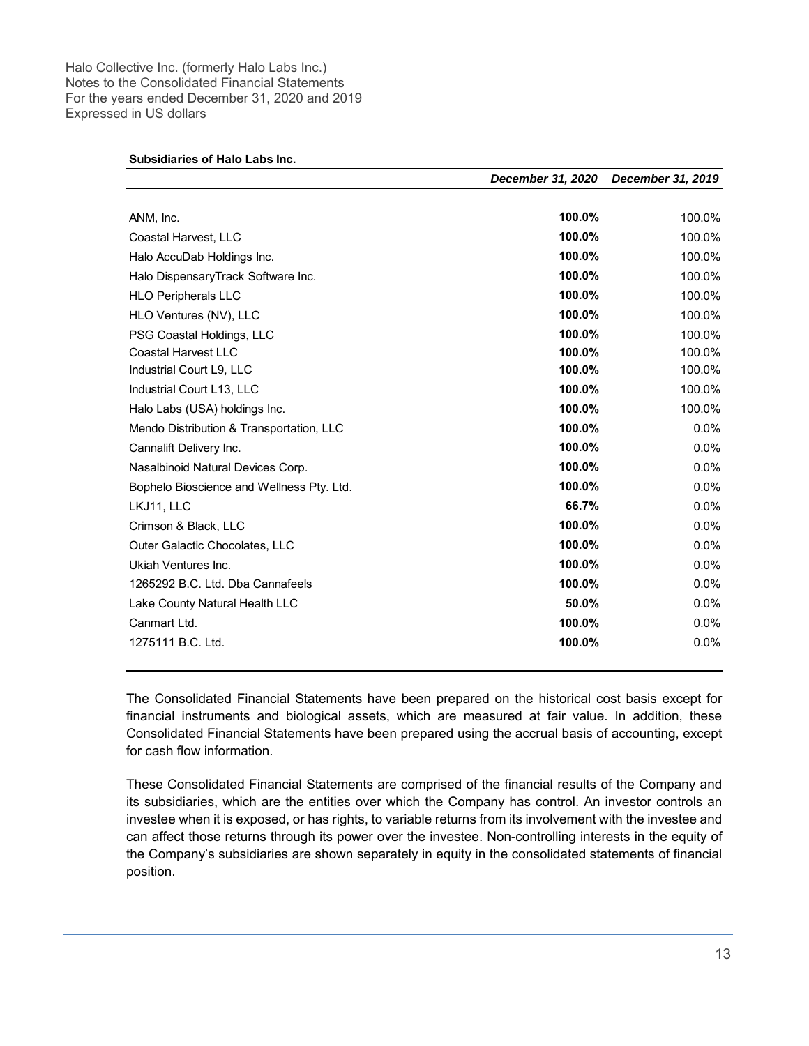**Subsidiaries of Halo Labs Inc.**

| | *December 31, 2020* | *December 31, 2019* |
|---|---|---|
| ANM, Inc. | **100.0%** | 100.0% |
| Coastal Harvest, LLC | **100.0%** | 100.0% |
| Halo AccuDab Holdings Inc. | **100.0%** | 100.0% |
| Halo DispensaryTrack Software Inc. | **100.0%** | 100.0% |
| HLO Peripherals LLC | **100.0%** | 100.0% |
| HLO Ventures (NV), LLC | **100.0%** | 100.0% |
| PSG Coastal Holdings, LLC | **100.0%** | 100.0% |
| Coastal Harvest LLC | **100.0%** | 100.0% |
| Industrial Court L9, LLC | **100.0%** | 100.0% |
| Industrial Court L13, LLC | **100.0%** | 100.0% |
| Halo Labs (USA) holdings Inc. | **100.0%** | 100.0% |
| Mendo Distribution & Transportation, LLC | **100.0%** | 0.0% |
| Cannalift Delivery Inc. | **100.0%** | 0.0% |
| Nasalbinoid Natural Devices Corp. | **100.0%** | 0.0% |
| Bophelo Bioscience and Wellness Pty. Ltd. | **100.0%** | 0.0% |
| LKJ11, LLC | **66.7%** | 0.0% |
| Crimson & Black, LLC | **100.0%** | 0.0% |
| Outer Galactic Chocolates, LLC | **100.0%** | 0.0% |
| Ukiah Ventures Inc. | **100.0%** | 0.0% |
| 1265292 B.C. Ltd. Dba Cannafeels | **100.0%** | 0.0% |
| Lake County Natural Health LLC | **50.0%** | 0.0% |
| Canmart Ltd. | **100.0%** | 0.0% |
| 1275111 B.C. Ltd. | **100.0%** | 0.0% |

The Consolidated Financial Statements have been prepared on the historical cost basis except for financial instruments and biological assets, which are measured at fair value. In addition, these Consolidated Financial Statements have been prepared using the accrual basis of accounting, except for cash flow information.

These Consolidated Financial Statements are comprised of the financial results of the Company and its subsidiaries, which are the entities over which the Company has control. An investor controls an investee when it is exposed, or has rights, to variable returns from its involvement with the investee and can affect those returns through its power over the investee. Non-controlling interests in the equity of the Company's subsidiaries are shown separately in equity in the consolidated statements of financial position.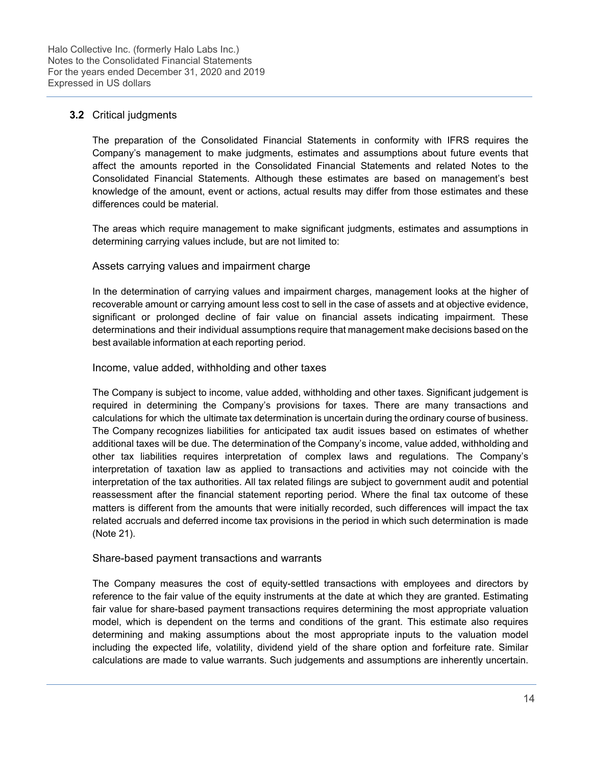## 3.2 Critical judgments

The preparation of the Consolidated Financial Statements in conformity with IFRS requires the Company's management to make judgments, estimates and assumptions about future events that affect the amounts reported in the Consolidated Financial Statements and related Notes to the Consolidated Financial Statements. Although these estimates are based on management's best knowledge of the amount, event or actions, actual results may differ from those estimates and these differences could be material.

The areas which require management to make significant judgments, estimates and assumptions in determining carrying values include, but are not limited to:

### Assets carrying values and impairment charge

In the determination of carrying values and impairment charges, management looks at the higher of recoverable amount or carrying amount less cost to sell in the case of assets and at objective evidence, significant or prolonged decline of fair value on financial assets indicating impairment. These determinations and their individual assumptions require that management make decisions based on the best available information at each reporting period.

### Income, value added, withholding and other taxes

The Company is subject to income, value added, withholding and other taxes. Significant judgement is required in determining the Company's provisions for taxes. There are many transactions and calculations for which the ultimate tax determination is uncertain during the ordinary course of business. The Company recognizes liabilities for anticipated tax audit issues based on estimates of whether additional taxes will be due. The determination of the Company's income, value added, withholding and other tax liabilities requires interpretation of complex laws and regulations. The Company's interpretation of taxation law as applied to transactions and activities may not coincide with the interpretation of the tax authorities. All tax related filings are subject to government audit and potential reassessment after the financial statement reporting period. Where the final tax outcome of these matters is different from the amounts that were initially recorded, such differences will impact the tax related accruals and deferred income tax provisions in the period in which such determination is made (Note 21).

### Share-based payment transactions and warrants

The Company measures the cost of equity-settled transactions with employees and directors by reference to the fair value of the equity instruments at the date at which they are granted. Estimating fair value for share-based payment transactions requires determining the most appropriate valuation model, which is dependent on the terms and conditions of the grant. This estimate also requires determining and making assumptions about the most appropriate inputs to the valuation model including the expected life, volatility, dividend yield of the share option and forfeiture rate. Similar calculations are made to value warrants. Such judgements and assumptions are inherently uncertain.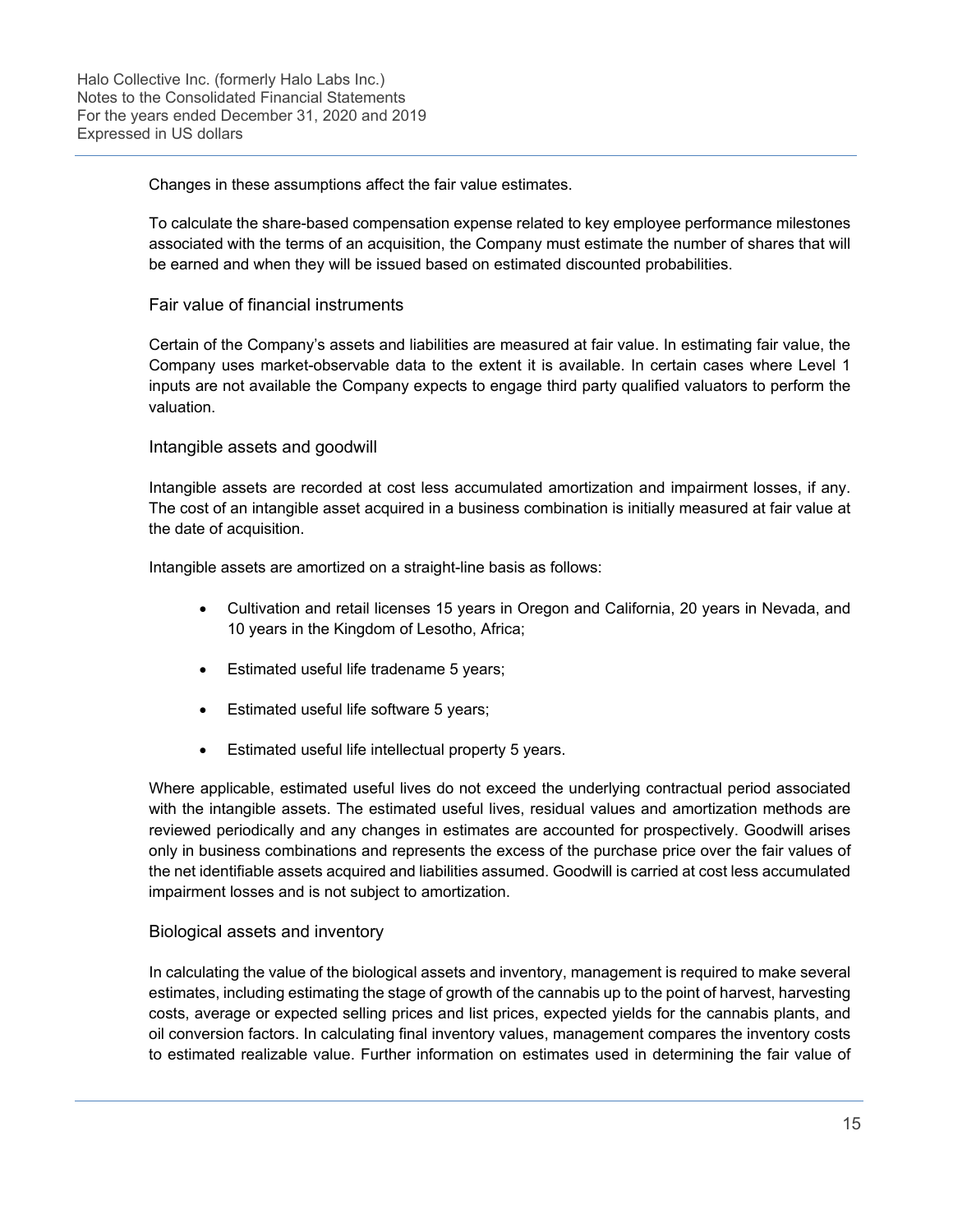Changes in these assumptions affect the fair value estimates.

To calculate the share-based compensation expense related to key employee performance milestones associated with the terms of an acquisition, the Company must estimate the number of shares that will be earned and when they will be issued based on estimated discounted probabilities.

### Fair value of financial instruments

Certain of the Company's assets and liabilities are measured at fair value. In estimating fair value, the Company uses market-observable data to the extent it is available. In certain cases where Level 1 inputs are not available the Company expects to engage third party qualified valuators to perform the valuation.

### Intangible assets and goodwill

Intangible assets are recorded at cost less accumulated amortization and impairment losses, if any. The cost of an intangible asset acquired in a business combination is initially measured at fair value at the date of acquisition.

Intangible assets are amortized on a straight-line basis as follows:

- Cultivation and retail licenses 15 years in Oregon and California, 20 years in Nevada, and 10 years in the Kingdom of Lesotho, Africa;
- Estimated useful life tradename 5 years;
- Estimated useful life software 5 years;
- Estimated useful life intellectual property 5 years.

Where applicable, estimated useful lives do not exceed the underlying contractual period associated with the intangible assets. The estimated useful lives, residual values and amortization methods are reviewed periodically and any changes in estimates are accounted for prospectively. Goodwill arises only in business combinations and represents the excess of the purchase price over the fair values of the net identifiable assets acquired and liabilities assumed. Goodwill is carried at cost less accumulated impairment losses and is not subject to amortization.

### Biological assets and inventory

In calculating the value of the biological assets and inventory, management is required to make several estimates, including estimating the stage of growth of the cannabis up to the point of harvest, harvesting costs, average or expected selling prices and list prices, expected yields for the cannabis plants, and oil conversion factors. In calculating final inventory values, management compares the inventory costs to estimated realizable value. Further information on estimates used in determining the fair value of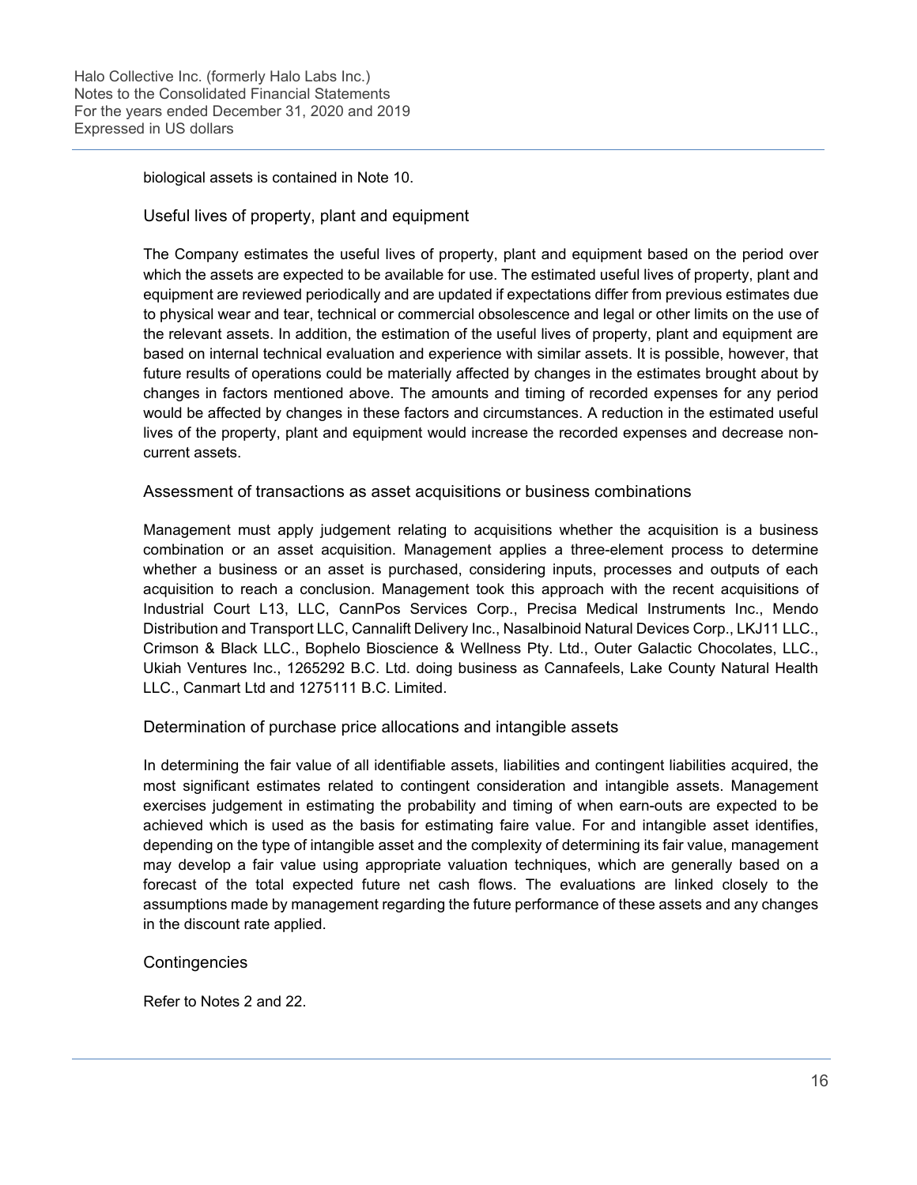biological assets is contained in Note 10.

### Useful lives of property, plant and equipment

The Company estimates the useful lives of property, plant and equipment based on the period over which the assets are expected to be available for use. The estimated useful lives of property, plant and equipment are reviewed periodically and are updated if expectations differ from previous estimates due to physical wear and tear, technical or commercial obsolescence and legal or other limits on the use of the relevant assets. In addition, the estimation of the useful lives of property, plant and equipment are based on internal technical evaluation and experience with similar assets. It is possible, however, that future results of operations could be materially affected by changes in the estimates brought about by changes in factors mentioned above. The amounts and timing of recorded expenses for any period would be affected by changes in these factors and circumstances. A reduction in the estimated useful lives of the property, plant and equipment would increase the recorded expenses and decrease non-current assets.

### Assessment of transactions as asset acquisitions or business combinations

Management must apply judgement relating to acquisitions whether the acquisition is a business combination or an asset acquisition. Management applies a three-element process to determine whether a business or an asset is purchased, considering inputs, processes and outputs of each acquisition to reach a conclusion. Management took this approach with the recent acquisitions of Industrial Court L13, LLC, CannPos Services Corp., Precisa Medical Instruments Inc., Mendo Distribution and Transport LLC, Cannalift Delivery Inc., Nasalbinoid Natural Devices Corp., LKJ11 LLC., Crimson & Black LLC., Bophelo Bioscience & Wellness Pty. Ltd., Outer Galactic Chocolates, LLC., Ukiah Ventures Inc., 1265292 B.C. Ltd. doing business as Cannafeels, Lake County Natural Health LLC., Canmart Ltd and 1275111 B.C. Limited.

### Determination of purchase price allocations and intangible assets

In determining the fair value of all identifiable assets, liabilities and contingent liabilities acquired, the most significant estimates related to contingent consideration and intangible assets. Management exercises judgement in estimating the probability and timing of when earn-outs are expected to be achieved which is used as the basis for estimating faire value. For and intangible asset identifies, depending on the type of intangible asset and the complexity of determining its fair value, management may develop a fair value using appropriate valuation techniques, which are generally based on a forecast of the total expected future net cash flows. The evaluations are linked closely to the assumptions made by management regarding the future performance of these assets and any changes in the discount rate applied.

### Contingencies

Refer to Notes 2 and 22.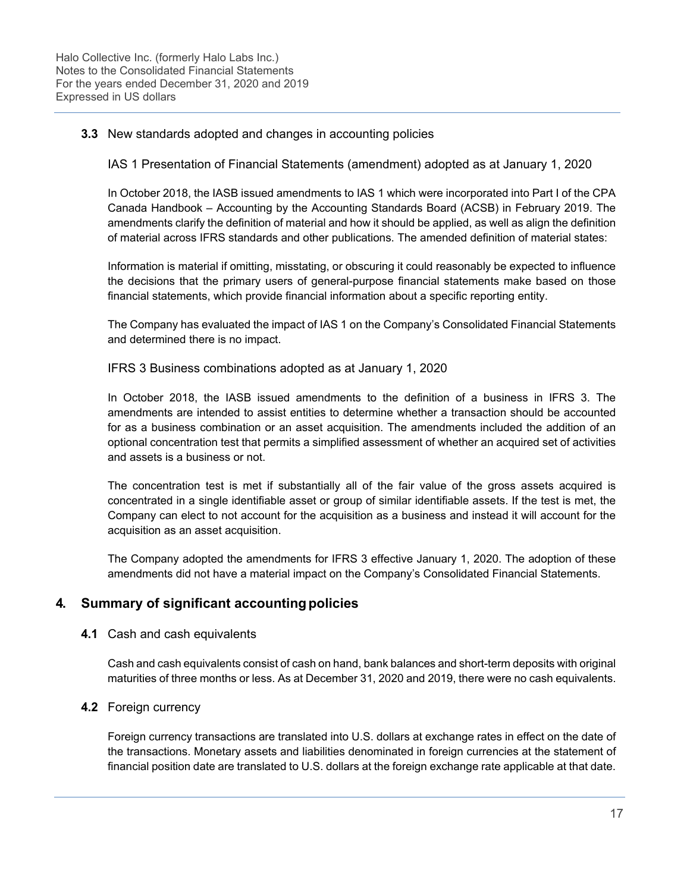### 3.3 New standards adopted and changes in accounting policies

IAS 1 Presentation of Financial Statements (amendment) adopted as at January 1, 2020

In October 2018, the IASB issued amendments to IAS 1 which were incorporated into Part I of the CPA Canada Handbook – Accounting by the Accounting Standards Board (ACSB) in February 2019. The amendments clarify the definition of material and how it should be applied, as well as align the definition of material across IFRS standards and other publications. The amended definition of material states:

Information is material if omitting, misstating, or obscuring it could reasonably be expected to influence the decisions that the primary users of general-purpose financial statements make based on those financial statements, which provide financial information about a specific reporting entity.

The Company has evaluated the impact of IAS 1 on the Company's Consolidated Financial Statements and determined there is no impact.

IFRS 3 Business combinations adopted as at January 1, 2020

In October 2018, the IASB issued amendments to the definition of a business in IFRS 3. The amendments are intended to assist entities to determine whether a transaction should be accounted for as a business combination or an asset acquisition. The amendments included the addition of an optional concentration test that permits a simplified assessment of whether an acquired set of activities and assets is a business or not.

The concentration test is met if substantially all of the fair value of the gross assets acquired is concentrated in a single identifiable asset or group of similar identifiable assets. If the test is met, the Company can elect to not account for the acquisition as a business and instead it will account for the acquisition as an asset acquisition.

The Company adopted the amendments for IFRS 3 effective January 1, 2020. The adoption of these amendments did not have a material impact on the Company's Consolidated Financial Statements.

## 4. Summary of significant accounting policies

### 4.1 Cash and cash equivalents

Cash and cash equivalents consist of cash on hand, bank balances and short-term deposits with original maturities of three months or less. As at December 31, 2020 and 2019, there were no cash equivalents.

### 4.2 Foreign currency

Foreign currency transactions are translated into U.S. dollars at exchange rates in effect on the date of the transactions. Monetary assets and liabilities denominated in foreign currencies at the statement of financial position date are translated to U.S. dollars at the foreign exchange rate applicable at that date.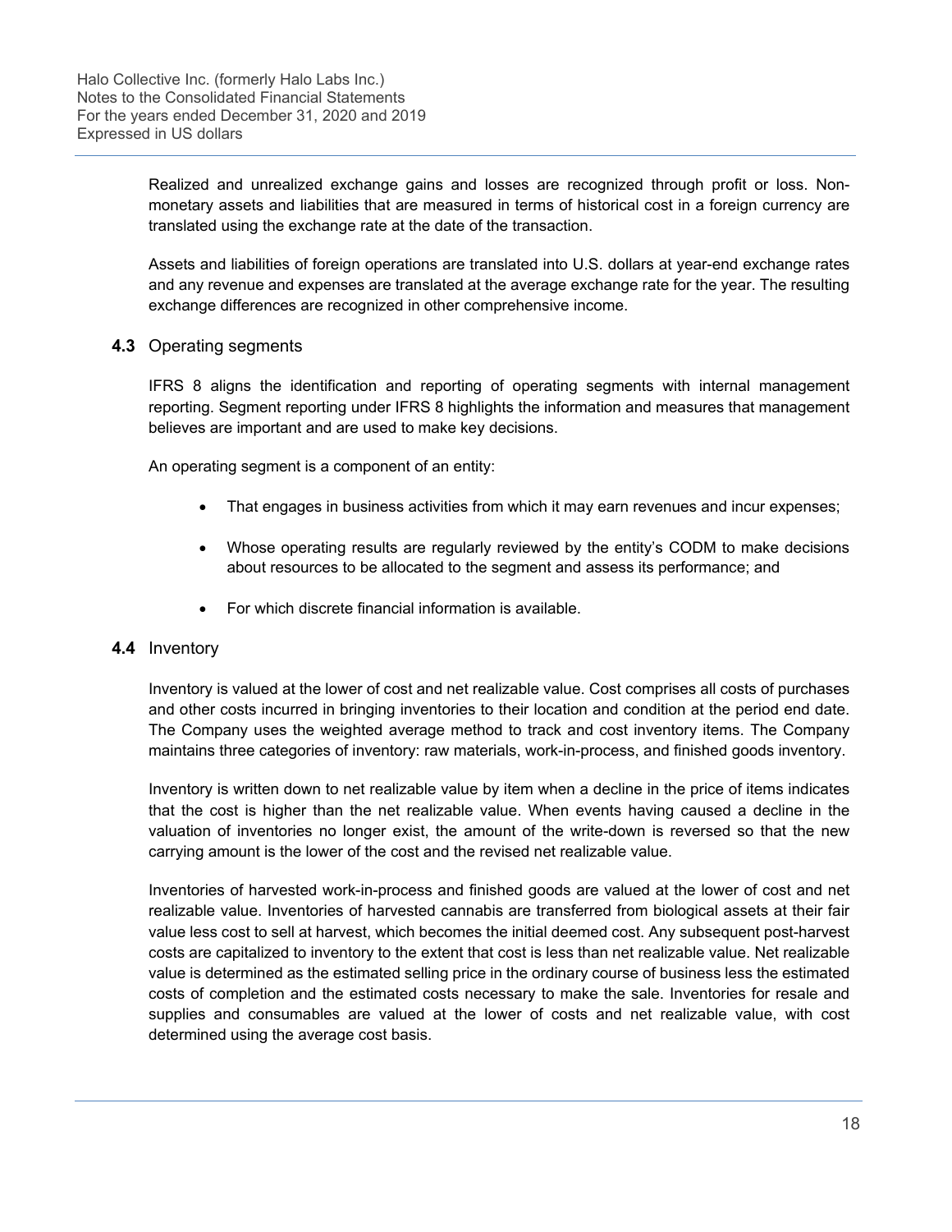Realized and unrealized exchange gains and losses are recognized through profit or loss. Non-monetary assets and liabilities that are measured in terms of historical cost in a foreign currency are translated using the exchange rate at the date of the transaction.

Assets and liabilities of foreign operations are translated into U.S. dollars at year-end exchange rates and any revenue and expenses are translated at the average exchange rate for the year. The resulting exchange differences are recognized in other comprehensive income.

### 4.3 Operating segments

IFRS 8 aligns the identification and reporting of operating segments with internal management reporting. Segment reporting under IFRS 8 highlights the information and measures that management believes are important and are used to make key decisions.

An operating segment is a component of an entity:

- That engages in business activities from which it may earn revenues and incur expenses;
- Whose operating results are regularly reviewed by the entity's CODM to make decisions about resources to be allocated to the segment and assess its performance; and
- For which discrete financial information is available.

### 4.4 Inventory

Inventory is valued at the lower of cost and net realizable value. Cost comprises all costs of purchases and other costs incurred in bringing inventories to their location and condition at the period end date. The Company uses the weighted average method to track and cost inventory items. The Company maintains three categories of inventory: raw materials, work-in-process, and finished goods inventory.

Inventory is written down to net realizable value by item when a decline in the price of items indicates that the cost is higher than the net realizable value. When events having caused a decline in the valuation of inventories no longer exist, the amount of the write-down is reversed so that the new carrying amount is the lower of the cost and the revised net realizable value.

Inventories of harvested work-in-process and finished goods are valued at the lower of cost and net realizable value. Inventories of harvested cannabis are transferred from biological assets at their fair value less cost to sell at harvest, which becomes the initial deemed cost. Any subsequent post-harvest costs are capitalized to inventory to the extent that cost is less than net realizable value. Net realizable value is determined as the estimated selling price in the ordinary course of business less the estimated costs of completion and the estimated costs necessary to make the sale. Inventories for resale and supplies and consumables are valued at the lower of costs and net realizable value, with cost determined using the average cost basis.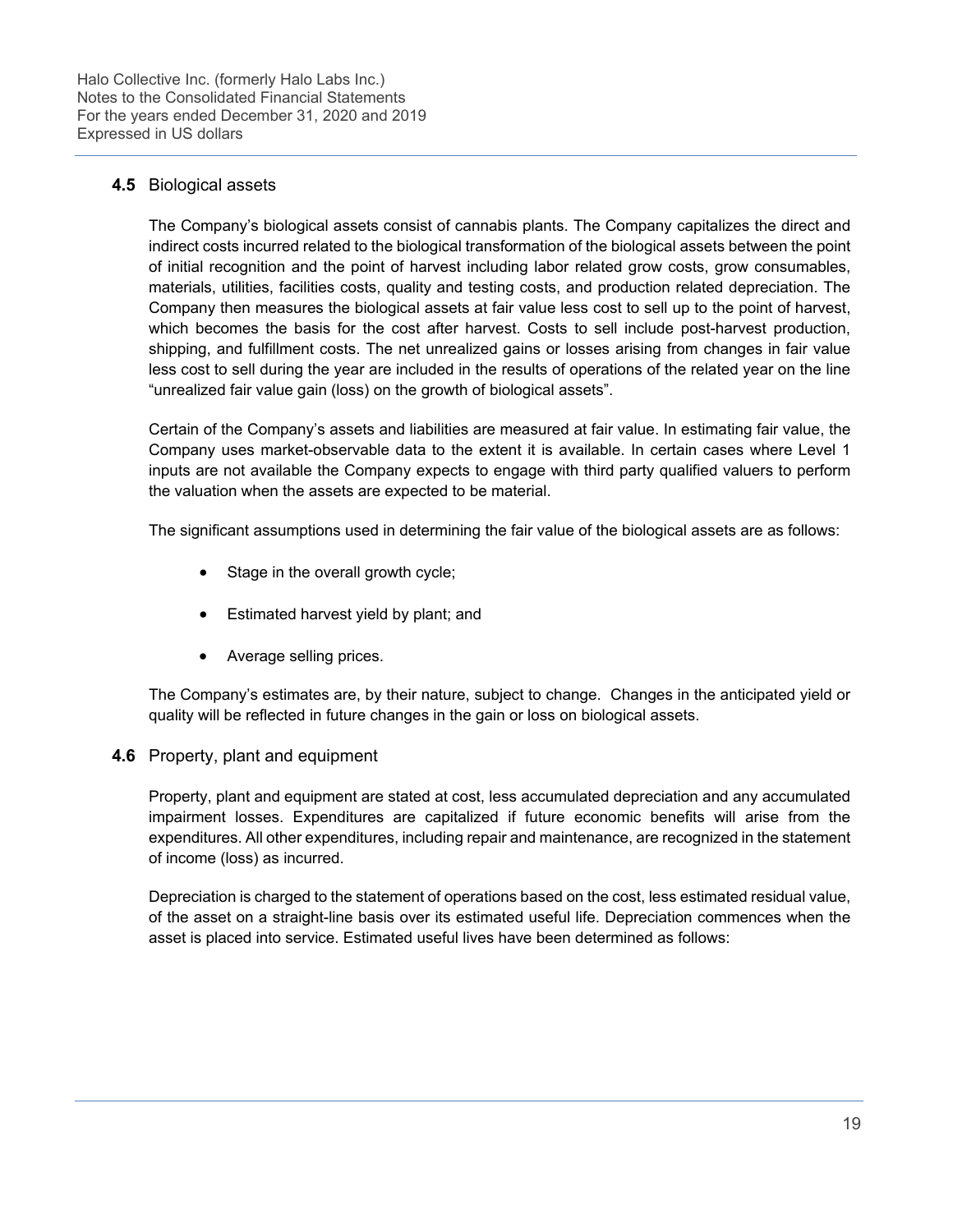### 4.5 Biological assets

The Company's biological assets consist of cannabis plants. The Company capitalizes the direct and indirect costs incurred related to the biological transformation of the biological assets between the point of initial recognition and the point of harvest including labor related grow costs, grow consumables, materials, utilities, facilities costs, quality and testing costs, and production related depreciation. The Company then measures the biological assets at fair value less cost to sell up to the point of harvest, which becomes the basis for the cost after harvest. Costs to sell include post-harvest production, shipping, and fulfillment costs. The net unrealized gains or losses arising from changes in fair value less cost to sell during the year are included in the results of operations of the related year on the line "unrealized fair value gain (loss) on the growth of biological assets".

Certain of the Company's assets and liabilities are measured at fair value. In estimating fair value, the Company uses market-observable data to the extent it is available. In certain cases where Level 1 inputs are not available the Company expects to engage with third party qualified valuers to perform the valuation when the assets are expected to be material.

The significant assumptions used in determining the fair value of the biological assets are as follows:

- Stage in the overall growth cycle;
- Estimated harvest yield by plant; and
- Average selling prices.

The Company's estimates are, by their nature, subject to change. Changes in the anticipated yield or quality will be reflected in future changes in the gain or loss on biological assets.

### 4.6 Property, plant and equipment

Property, plant and equipment are stated at cost, less accumulated depreciation and any accumulated impairment losses. Expenditures are capitalized if future economic benefits will arise from the expenditures. All other expenditures, including repair and maintenance, are recognized in the statement of income (loss) as incurred.

Depreciation is charged to the statement of operations based on the cost, less estimated residual value, of the asset on a straight-line basis over its estimated useful life. Depreciation commences when the asset is placed into service. Estimated useful lives have been determined as follows: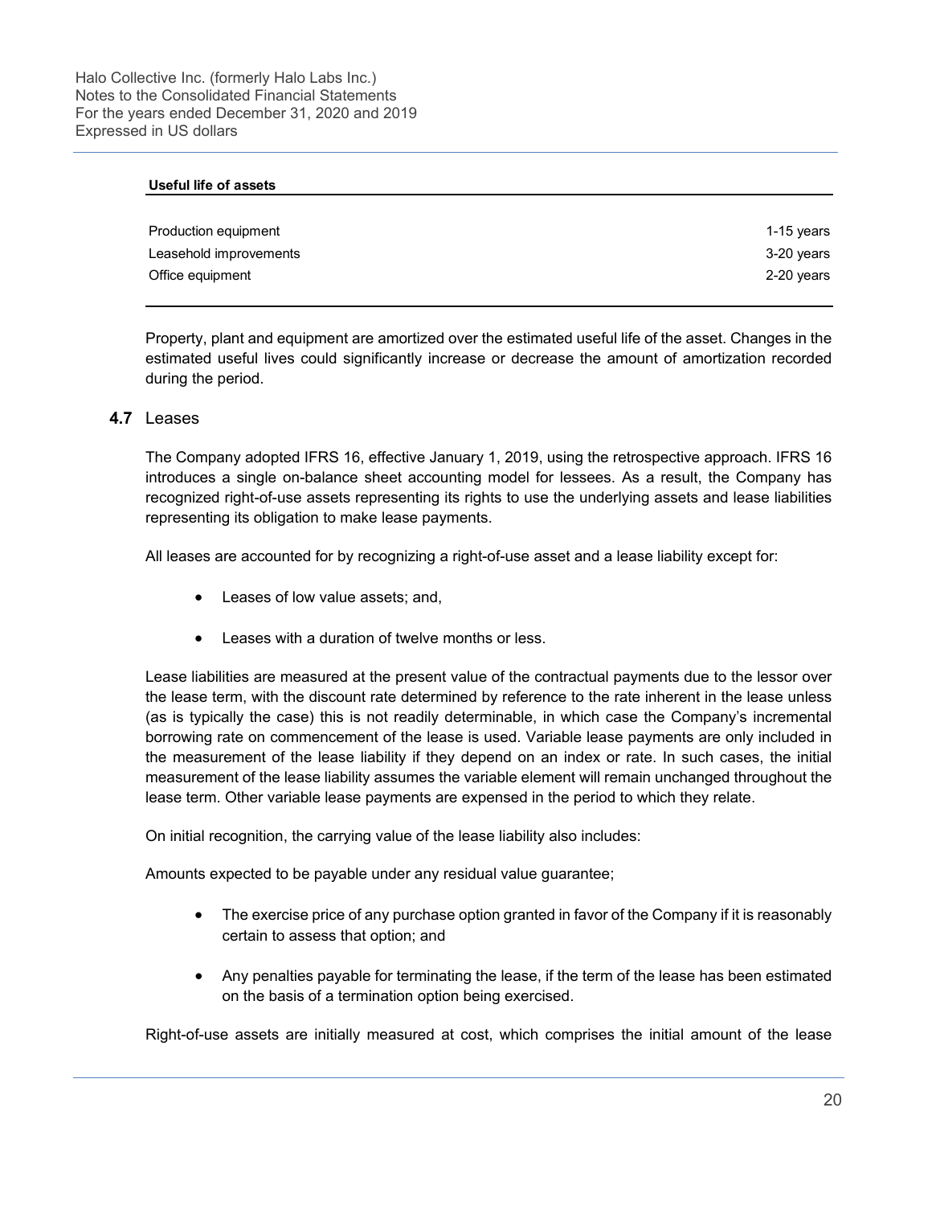| Useful life of assets | |
| --- | --- |
| Production equipment | 1-15 years |
| Leasehold improvements | 3-20 years |
| Office equipment | 2-20 years |

Property, plant and equipment are amortized over the estimated useful life of the asset. Changes in the estimated useful lives could significantly increase or decrease the amount of amortization recorded during the period.

### 4.7 Leases

The Company adopted IFRS 16, effective January 1, 2019, using the retrospective approach. IFRS 16 introduces a single on-balance sheet accounting model for lessees. As a result, the Company has recognized right-of-use assets representing its rights to use the underlying assets and lease liabilities representing its obligation to make lease payments.

All leases are accounted for by recognizing a right-of-use asset and a lease liability except for:

- Leases of low value assets; and,
- Leases with a duration of twelve months or less.

Lease liabilities are measured at the present value of the contractual payments due to the lessor over the lease term, with the discount rate determined by reference to the rate inherent in the lease unless (as is typically the case) this is not readily determinable, in which case the Company's incremental borrowing rate on commencement of the lease is used. Variable lease payments are only included in the measurement of the lease liability if they depend on an index or rate. In such cases, the initial measurement of the lease liability assumes the variable element will remain unchanged throughout the lease term. Other variable lease payments are expensed in the period to which they relate.

On initial recognition, the carrying value of the lease liability also includes:

Amounts expected to be payable under any residual value guarantee;

- The exercise price of any purchase option granted in favor of the Company if it is reasonably certain to assess that option; and
- Any penalties payable for terminating the lease, if the term of the lease has been estimated on the basis of a termination option being exercised.

Right-of-use assets are initially measured at cost, which comprises the initial amount of the lease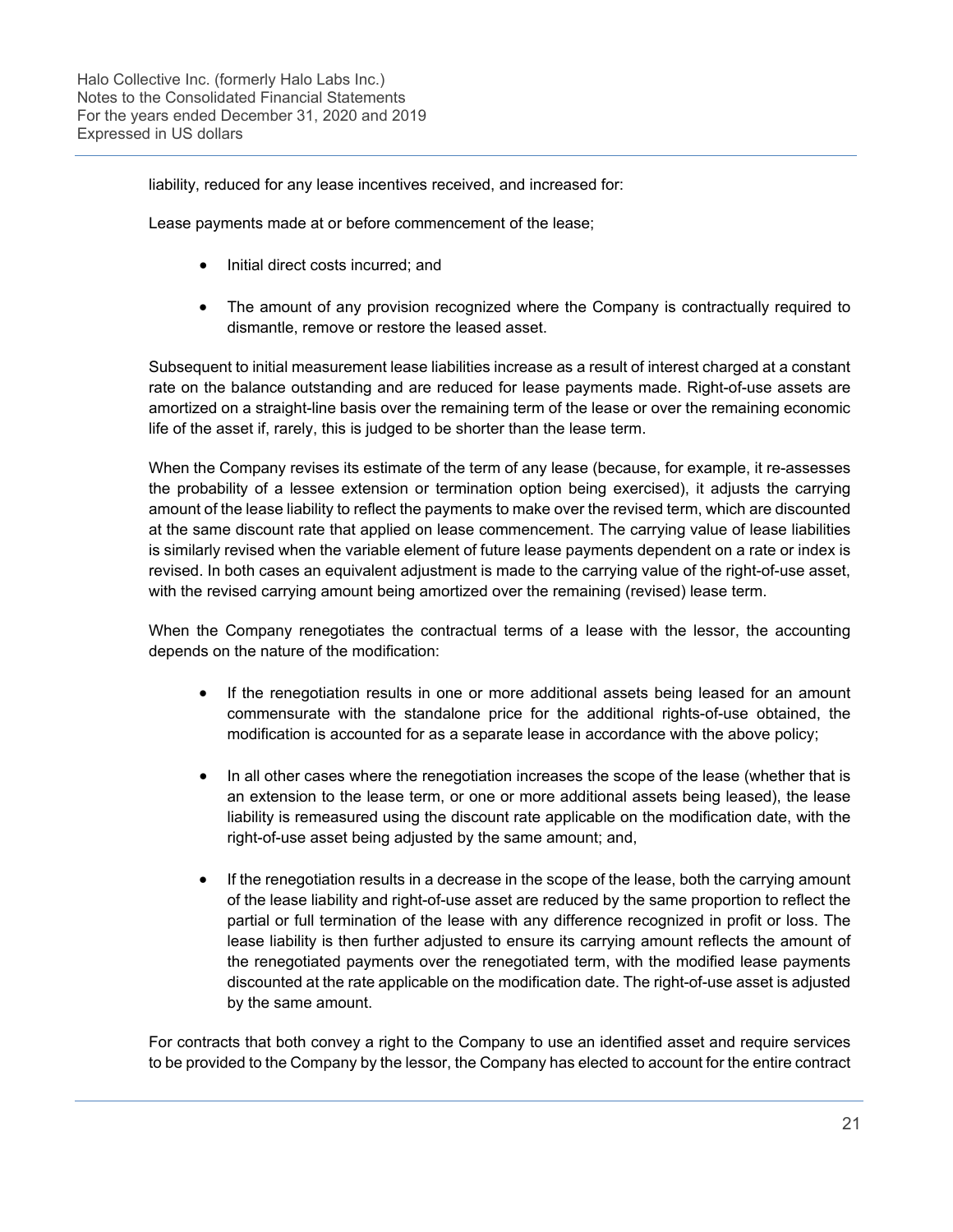liability, reduced for any lease incentives received, and increased for:

Lease payments made at or before commencement of the lease;

- Initial direct costs incurred; and
- The amount of any provision recognized where the Company is contractually required to dismantle, remove or restore the leased asset.

Subsequent to initial measurement lease liabilities increase as a result of interest charged at a constant rate on the balance outstanding and are reduced for lease payments made. Right-of-use assets are amortized on a straight-line basis over the remaining term of the lease or over the remaining economic life of the asset if, rarely, this is judged to be shorter than the lease term.

When the Company revises its estimate of the term of any lease (because, for example, it re-assesses the probability of a lessee extension or termination option being exercised), it adjusts the carrying amount of the lease liability to reflect the payments to make over the revised term, which are discounted at the same discount rate that applied on lease commencement. The carrying value of lease liabilities is similarly revised when the variable element of future lease payments dependent on a rate or index is revised. In both cases an equivalent adjustment is made to the carrying value of the right-of-use asset, with the revised carrying amount being amortized over the remaining (revised) lease term.

When the Company renegotiates the contractual terms of a lease with the lessor, the accounting depends on the nature of the modification:

- If the renegotiation results in one or more additional assets being leased for an amount commensurate with the standalone price for the additional rights-of-use obtained, the modification is accounted for as a separate lease in accordance with the above policy;
- In all other cases where the renegotiation increases the scope of the lease (whether that is an extension to the lease term, or one or more additional assets being leased), the lease liability is remeasured using the discount rate applicable on the modification date, with the right-of-use asset being adjusted by the same amount; and,
- If the renegotiation results in a decrease in the scope of the lease, both the carrying amount of the lease liability and right-of-use asset are reduced by the same proportion to reflect the partial or full termination of the lease with any difference recognized in profit or loss. The lease liability is then further adjusted to ensure its carrying amount reflects the amount of the renegotiated payments over the renegotiated term, with the modified lease payments discounted at the rate applicable on the modification date. The right-of-use asset is adjusted by the same amount.

For contracts that both convey a right to the Company to use an identified asset and require services to be provided to the Company by the lessor, the Company has elected to account for the entire contract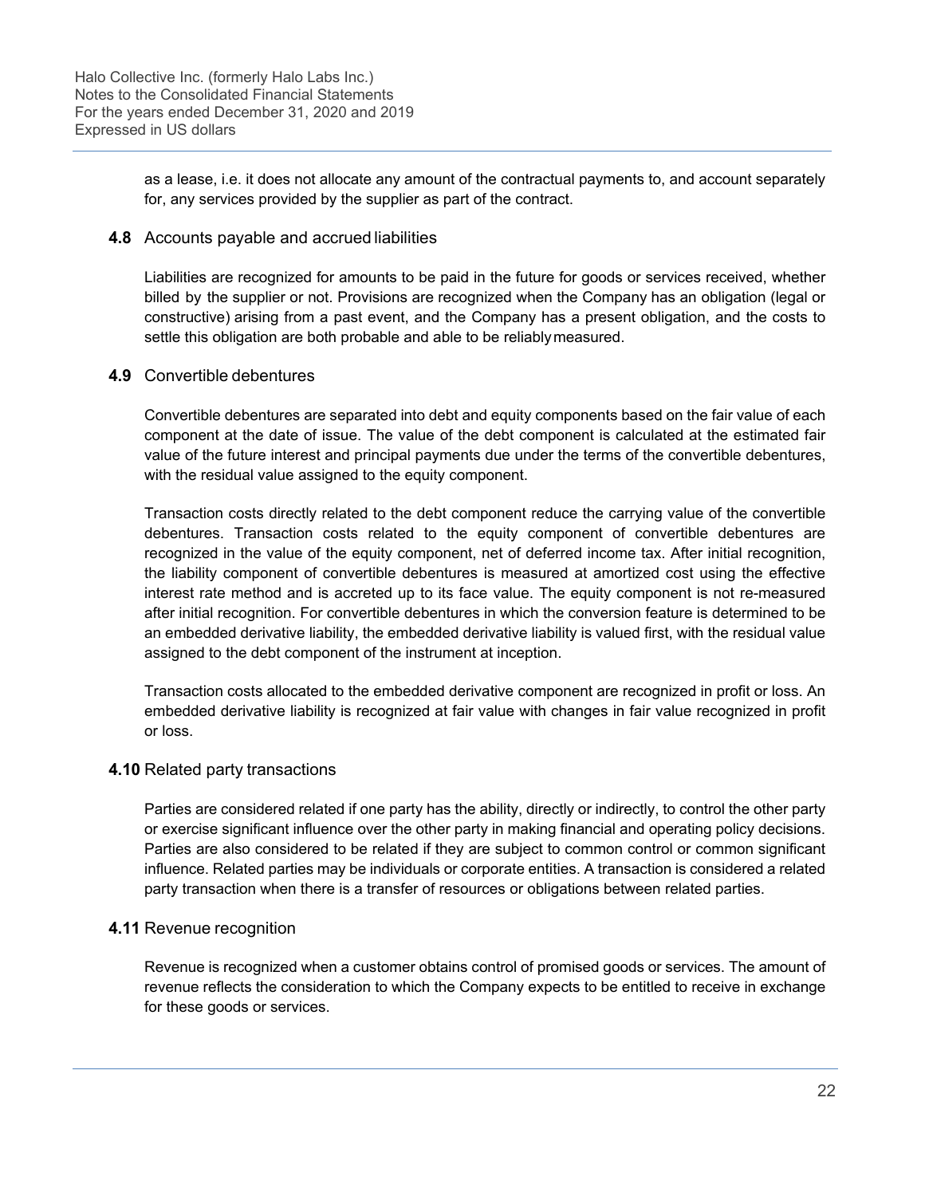as a lease, i.e. it does not allocate any amount of the contractual payments to, and account separately for, any services provided by the supplier as part of the contract.

### 4.8 Accounts payable and accrued liabilities

Liabilities are recognized for amounts to be paid in the future for goods or services received, whether billed by the supplier or not. Provisions are recognized when the Company has an obligation (legal or constructive) arising from a past event, and the Company has a present obligation, and the costs to settle this obligation are both probable and able to be reliably measured.

### 4.9 Convertible debentures

Convertible debentures are separated into debt and equity components based on the fair value of each component at the date of issue. The value of the debt component is calculated at the estimated fair value of the future interest and principal payments due under the terms of the convertible debentures, with the residual value assigned to the equity component.

Transaction costs directly related to the debt component reduce the carrying value of the convertible debentures. Transaction costs related to the equity component of convertible debentures are recognized in the value of the equity component, net of deferred income tax. After initial recognition, the liability component of convertible debentures is measured at amortized cost using the effective interest rate method and is accreted up to its face value. The equity component is not re-measured after initial recognition. For convertible debentures in which the conversion feature is determined to be an embedded derivative liability, the embedded derivative liability is valued first, with the residual value assigned to the debt component of the instrument at inception.

Transaction costs allocated to the embedded derivative component are recognized in profit or loss. An embedded derivative liability is recognized at fair value with changes in fair value recognized in profit or loss.

### 4.10 Related party transactions

Parties are considered related if one party has the ability, directly or indirectly, to control the other party or exercise significant influence over the other party in making financial and operating policy decisions. Parties are also considered to be related if they are subject to common control or common significant influence. Related parties may be individuals or corporate entities. A transaction is considered a related party transaction when there is a transfer of resources or obligations between related parties.

### 4.11 Revenue recognition

Revenue is recognized when a customer obtains control of promised goods or services. The amount of revenue reflects the consideration to which the Company expects to be entitled to receive in exchange for these goods or services.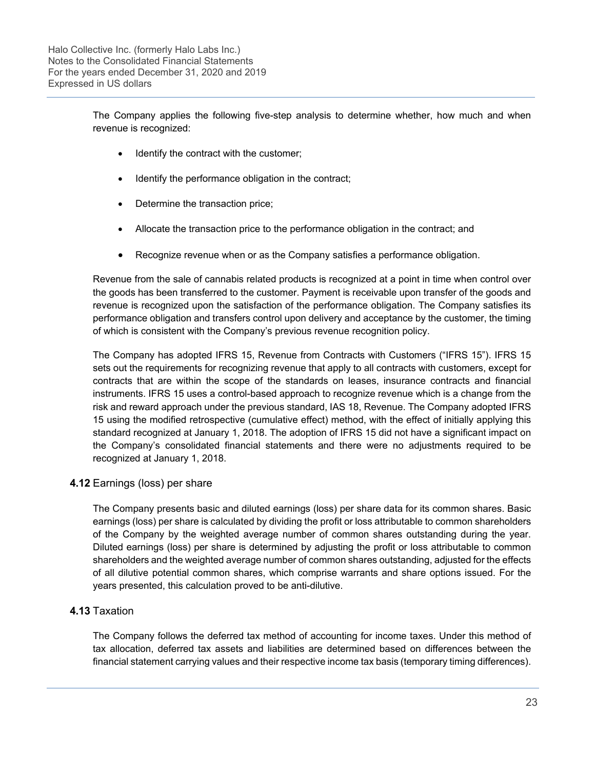The Company applies the following five-step analysis to determine whether, how much and when revenue is recognized:

- Identify the contract with the customer;
- Identify the performance obligation in the contract;
- Determine the transaction price;
- Allocate the transaction price to the performance obligation in the contract; and
- Recognize revenue when or as the Company satisfies a performance obligation.

Revenue from the sale of cannabis related products is recognized at a point in time when control over the goods has been transferred to the customer. Payment is receivable upon transfer of the goods and revenue is recognized upon the satisfaction of the performance obligation. The Company satisfies its performance obligation and transfers control upon delivery and acceptance by the customer, the timing of which is consistent with the Company's previous revenue recognition policy.

The Company has adopted IFRS 15, Revenue from Contracts with Customers ("IFRS 15"). IFRS 15 sets out the requirements for recognizing revenue that apply to all contracts with customers, except for contracts that are within the scope of the standards on leases, insurance contracts and financial instruments. IFRS 15 uses a control-based approach to recognize revenue which is a change from the risk and reward approach under the previous standard, IAS 18, Revenue. The Company adopted IFRS 15 using the modified retrospective (cumulative effect) method, with the effect of initially applying this standard recognized at January 1, 2018. The adoption of IFRS 15 did not have a significant impact on the Company's consolidated financial statements and there were no adjustments required to be recognized at January 1, 2018.

### **4.12** Earnings (loss) per share

The Company presents basic and diluted earnings (loss) per share data for its common shares. Basic earnings (loss) per share is calculated by dividing the profit or loss attributable to common shareholders of the Company by the weighted average number of common shares outstanding during the year. Diluted earnings (loss) per share is determined by adjusting the profit or loss attributable to common shareholders and the weighted average number of common shares outstanding, adjusted for the effects of all dilutive potential common shares, which comprise warrants and share options issued. For the years presented, this calculation proved to be anti-dilutive.

### **4.13** Taxation

The Company follows the deferred tax method of accounting for income taxes. Under this method of tax allocation, deferred tax assets and liabilities are determined based on differences between the financial statement carrying values and their respective income tax basis (temporary timing differences).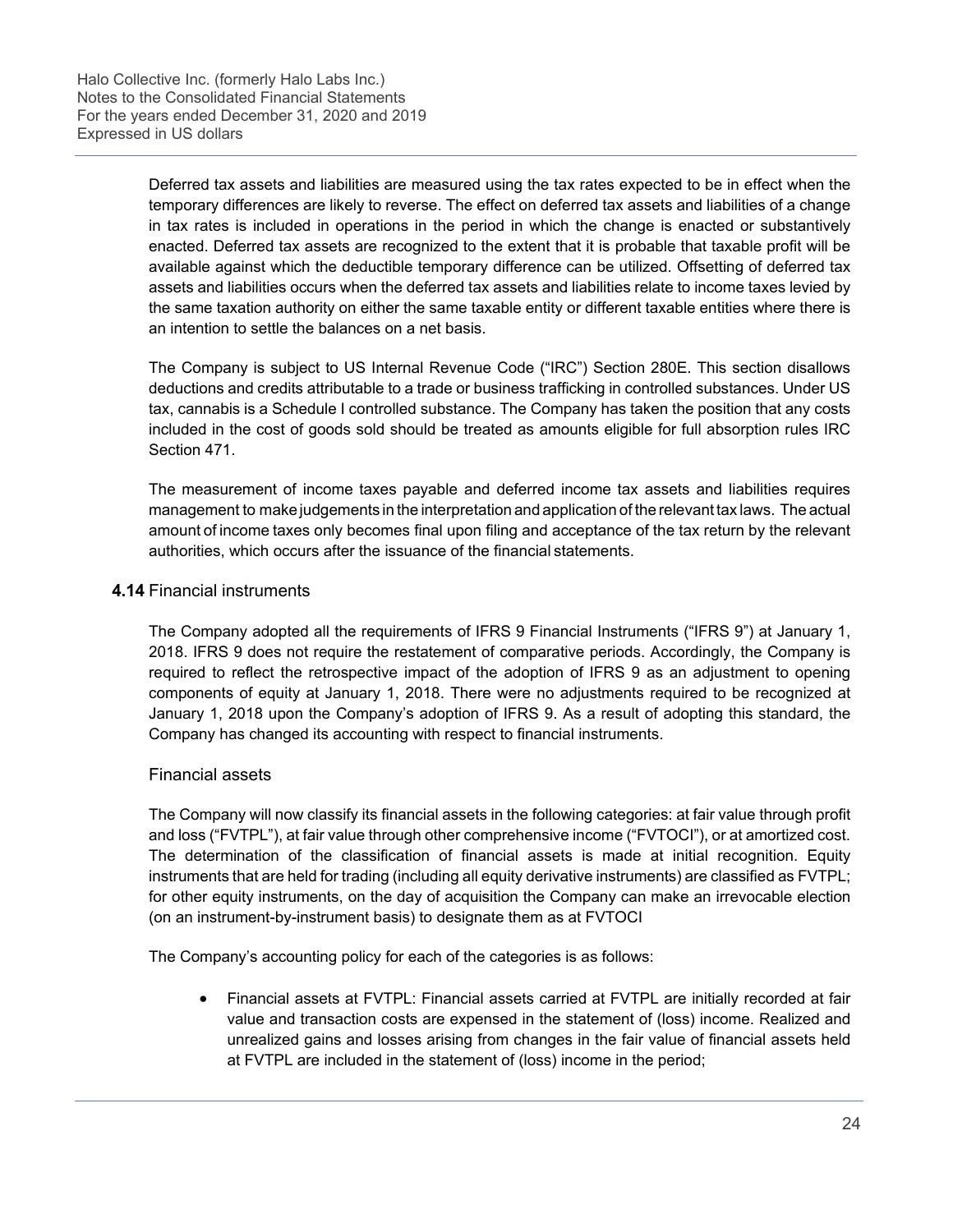Deferred tax assets and liabilities are measured using the tax rates expected to be in effect when the temporary differences are likely to reverse. The effect on deferred tax assets and liabilities of a change in tax rates is included in operations in the period in which the change is enacted or substantively enacted. Deferred tax assets are recognized to the extent that it is probable that taxable profit will be available against which the deductible temporary difference can be utilized. Offsetting of deferred tax assets and liabilities occurs when the deferred tax assets and liabilities relate to income taxes levied by the same taxation authority on either the same taxable entity or different taxable entities where there is an intention to settle the balances on a net basis.

The Company is subject to US Internal Revenue Code ("IRC") Section 280E. This section disallows deductions and credits attributable to a trade or business trafficking in controlled substances. Under US tax, cannabis is a Schedule I controlled substance. The Company has taken the position that any costs included in the cost of goods sold should be treated as amounts eligible for full absorption rules IRC Section 471.

The measurement of income taxes payable and deferred income tax assets and liabilities requires management to make judgements in the interpretation and application of the relevant tax laws. The actual amount of income taxes only becomes final upon filing and acceptance of the tax return by the relevant authorities, which occurs after the issuance of the financial statements.

### **4.14** Financial instruments

The Company adopted all the requirements of IFRS 9 Financial Instruments ("IFRS 9") at January 1, 2018. IFRS 9 does not require the restatement of comparative periods. Accordingly, the Company is required to reflect the retrospective impact of the adoption of IFRS 9 as an adjustment to opening components of equity at January 1, 2018. There were no adjustments required to be recognized at January 1, 2018 upon the Company's adoption of IFRS 9. As a result of adopting this standard, the Company has changed its accounting with respect to financial instruments.

#### Financial assets

The Company will now classify its financial assets in the following categories: at fair value through profit and loss ("FVTPL"), at fair value through other comprehensive income ("FVTOCI"), or at amortized cost. The determination of the classification of financial assets is made at initial recognition. Equity instruments that are held for trading (including all equity derivative instruments) are classified as FVTPL; for other equity instruments, on the day of acquisition the Company can make an irrevocable election (on an instrument-by-instrument basis) to designate them as at FVTOCI

The Company's accounting policy for each of the categories is as follows:

- Financial assets at FVTPL: Financial assets carried at FVTPL are initially recorded at fair value and transaction costs are expensed in the statement of (loss) income. Realized and unrealized gains and losses arising from changes in the fair value of financial assets held at FVTPL are included in the statement of (loss) income in the period;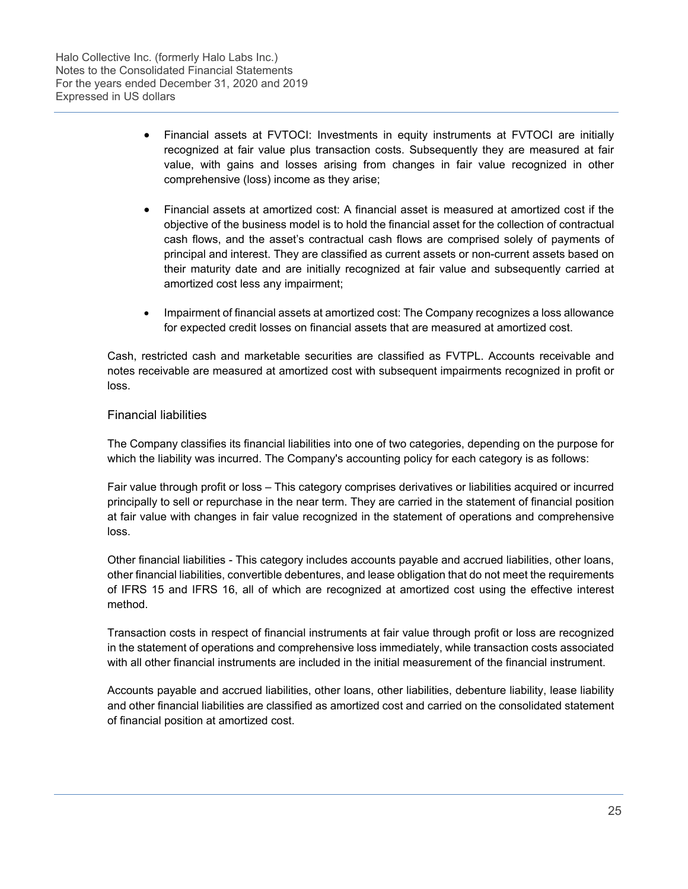- Financial assets at FVTOCI: Investments in equity instruments at FVTOCI are initially recognized at fair value plus transaction costs. Subsequently they are measured at fair value, with gains and losses arising from changes in fair value recognized in other comprehensive (loss) income as they arise;

- Financial assets at amortized cost: A financial asset is measured at amortized cost if the objective of the business model is to hold the financial asset for the collection of contractual cash flows, and the asset's contractual cash flows are comprised solely of payments of principal and interest. They are classified as current assets or non-current assets based on their maturity date and are initially recognized at fair value and subsequently carried at amortized cost less any impairment;

- Impairment of financial assets at amortized cost: The Company recognizes a loss allowance for expected credit losses on financial assets that are measured at amortized cost.

Cash, restricted cash and marketable securities are classified as FVTPL. Accounts receivable and notes receivable are measured at amortized cost with subsequent impairments recognized in profit or loss.

### Financial liabilities

The Company classifies its financial liabilities into one of two categories, depending on the purpose for which the liability was incurred. The Company's accounting policy for each category is as follows:

Fair value through profit or loss – This category comprises derivatives or liabilities acquired or incurred principally to sell or repurchase in the near term. They are carried in the statement of financial position at fair value with changes in fair value recognized in the statement of operations and comprehensive loss.

Other financial liabilities - This category includes accounts payable and accrued liabilities, other loans, other financial liabilities, convertible debentures, and lease obligation that do not meet the requirements of IFRS 15 and IFRS 16, all of which are recognized at amortized cost using the effective interest method.

Transaction costs in respect of financial instruments at fair value through profit or loss are recognized in the statement of operations and comprehensive loss immediately, while transaction costs associated with all other financial instruments are included in the initial measurement of the financial instrument.

Accounts payable and accrued liabilities, other loans, other liabilities, debenture liability, lease liability and other financial liabilities are classified as amortized cost and carried on the consolidated statement of financial position at amortized cost.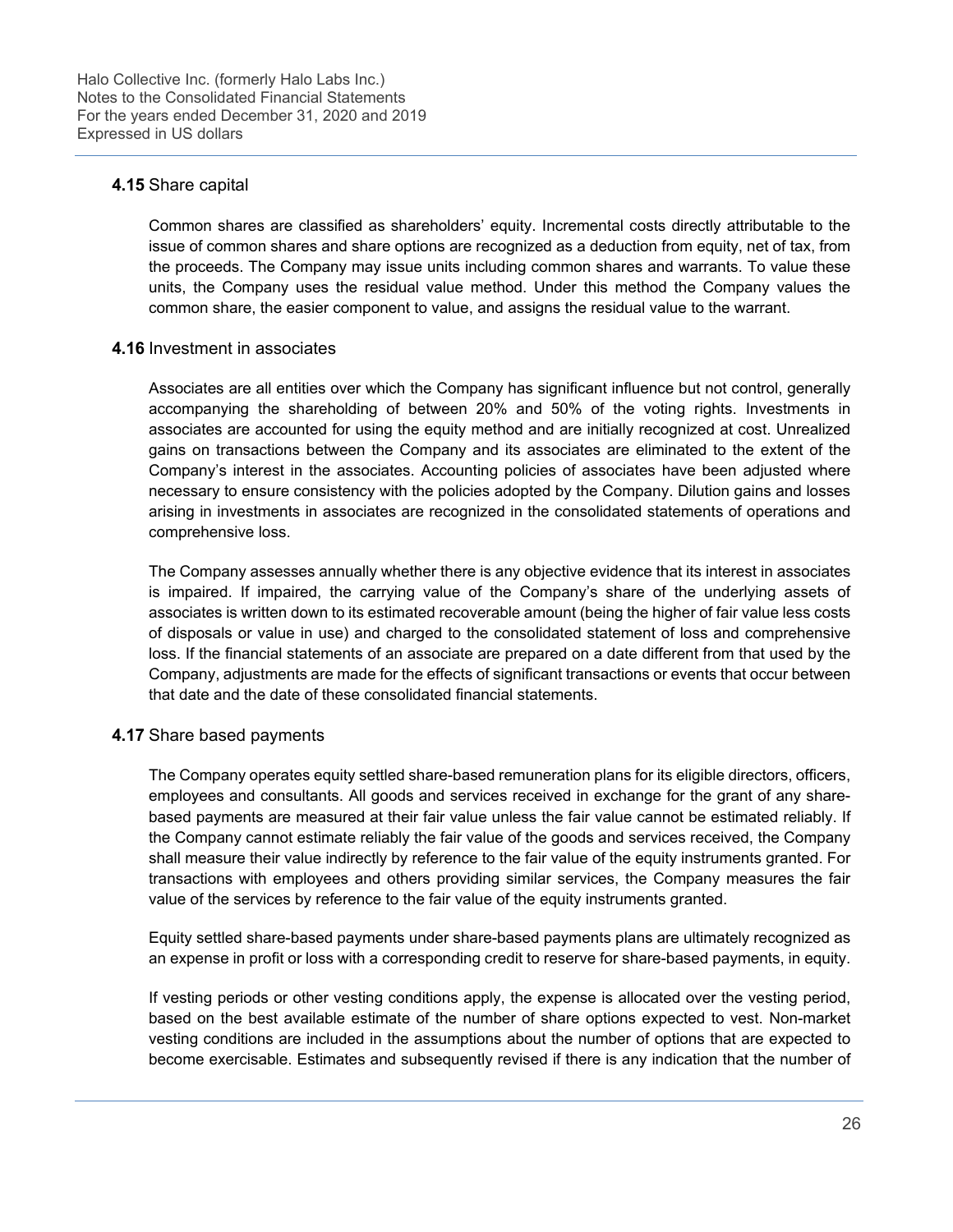### 4.15 Share capital

Common shares are classified as shareholders' equity. Incremental costs directly attributable to the issue of common shares and share options are recognized as a deduction from equity, net of tax, from the proceeds. The Company may issue units including common shares and warrants. To value these units, the Company uses the residual value method. Under this method the Company values the common share, the easier component to value, and assigns the residual value to the warrant.

### 4.16 Investment in associates

Associates are all entities over which the Company has significant influence but not control, generally accompanying the shareholding of between 20% and 50% of the voting rights. Investments in associates are accounted for using the equity method and are initially recognized at cost. Unrealized gains on transactions between the Company and its associates are eliminated to the extent of the Company's interest in the associates. Accounting policies of associates have been adjusted where necessary to ensure consistency with the policies adopted by the Company. Dilution gains and losses arising in investments in associates are recognized in the consolidated statements of operations and comprehensive loss.

The Company assesses annually whether there is any objective evidence that its interest in associates is impaired. If impaired, the carrying value of the Company's share of the underlying assets of associates is written down to its estimated recoverable amount (being the higher of fair value less costs of disposals or value in use) and charged to the consolidated statement of loss and comprehensive loss. If the financial statements of an associate are prepared on a date different from that used by the Company, adjustments are made for the effects of significant transactions or events that occur between that date and the date of these consolidated financial statements.

### 4.17 Share based payments

The Company operates equity settled share-based remuneration plans for its eligible directors, officers, employees and consultants. All goods and services received in exchange for the grant of any share-based payments are measured at their fair value unless the fair value cannot be estimated reliably. If the Company cannot estimate reliably the fair value of the goods and services received, the Company shall measure their value indirectly by reference to the fair value of the equity instruments granted. For transactions with employees and others providing similar services, the Company measures the fair value of the services by reference to the fair value of the equity instruments granted.

Equity settled share-based payments under share-based payments plans are ultimately recognized as an expense in profit or loss with a corresponding credit to reserve for share-based payments, in equity.

If vesting periods or other vesting conditions apply, the expense is allocated over the vesting period, based on the best available estimate of the number of share options expected to vest. Non-market vesting conditions are included in the assumptions about the number of options that are expected to become exercisable. Estimates and subsequently revised if there is any indication that the number of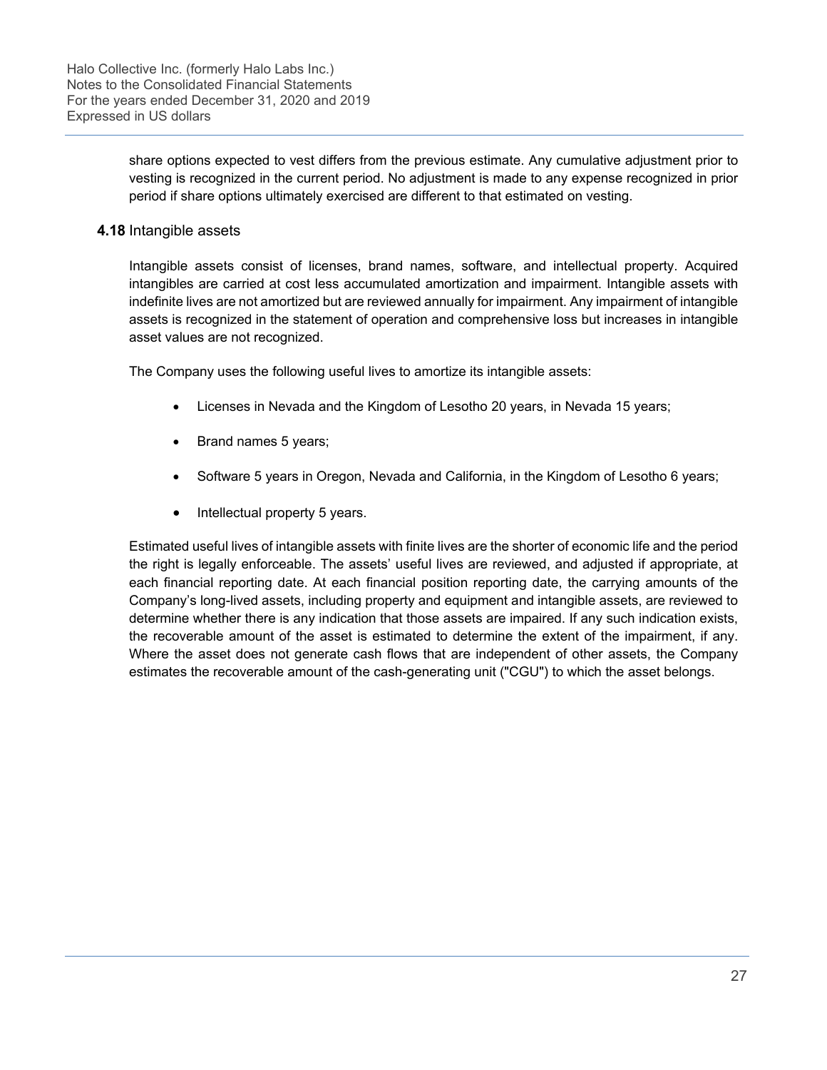share options expected to vest differs from the previous estimate. Any cumulative adjustment prior to vesting is recognized in the current period. No adjustment is made to any expense recognized in prior period if share options ultimately exercised are different to that estimated on vesting.

### **4.18** Intangible assets

Intangible assets consist of licenses, brand names, software, and intellectual property. Acquired intangibles are carried at cost less accumulated amortization and impairment. Intangible assets with indefinite lives are not amortized but are reviewed annually for impairment. Any impairment of intangible assets is recognized in the statement of operation and comprehensive loss but increases in intangible asset values are not recognized.

The Company uses the following useful lives to amortize its intangible assets:

- Licenses in Nevada and the Kingdom of Lesotho 20 years, in Nevada 15 years;
- Brand names 5 years;
- Software 5 years in Oregon, Nevada and California, in the Kingdom of Lesotho 6 years;
- Intellectual property 5 years.

Estimated useful lives of intangible assets with finite lives are the shorter of economic life and the period the right is legally enforceable. The assets' useful lives are reviewed, and adjusted if appropriate, at each financial reporting date. At each financial position reporting date, the carrying amounts of the Company's long-lived assets, including property and equipment and intangible assets, are reviewed to determine whether there is any indication that those assets are impaired. If any such indication exists, the recoverable amount of the asset is estimated to determine the extent of the impairment, if any. Where the asset does not generate cash flows that are independent of other assets, the Company estimates the recoverable amount of the cash-generating unit ("CGU") to which the asset belongs.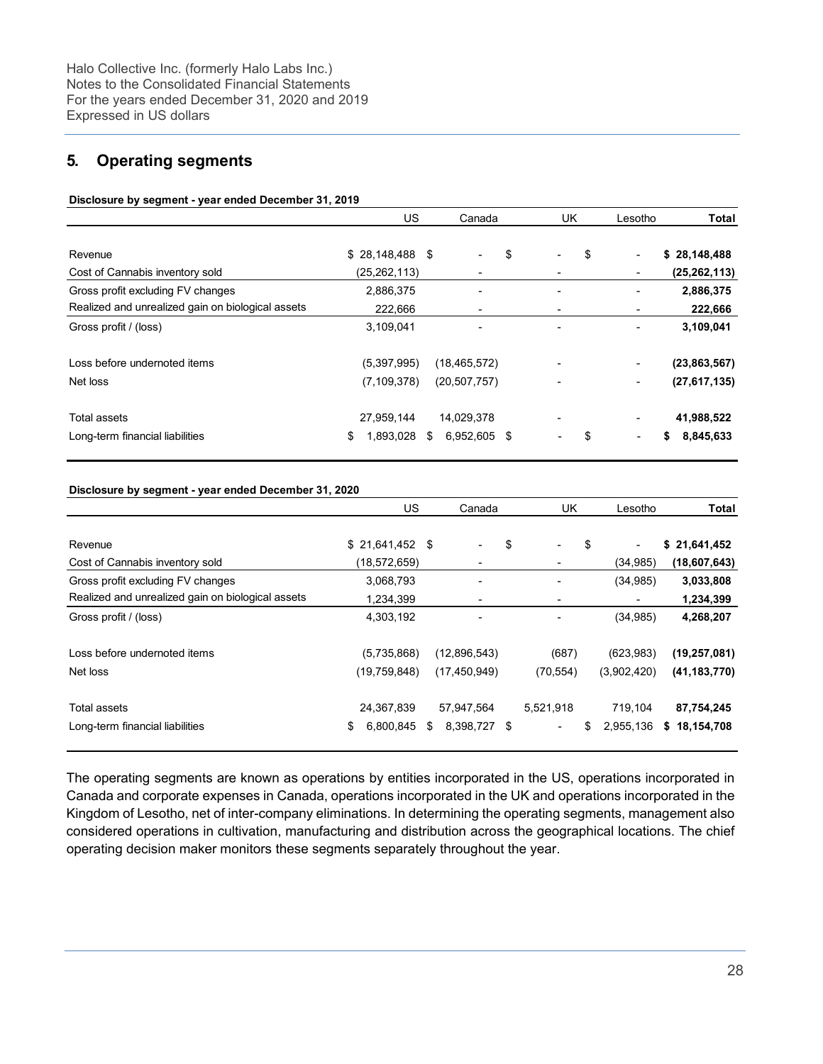## 5. Operating segments

**Disclosure by segment - year ended December 31, 2019**

| | US | Canada | UK | Lesotho | Total |
|---|---|---|---|---|---|
| Revenue | $ 28,148,488 | $ - | $ - | $ - | **$ 28,148,488** |
| Cost of Cannabis inventory sold | (25,262,113) | - | - | - | **(25,262,113)** |
| Gross profit excluding FV changes | 2,886,375 | - | - | - | **2,886,375** |
| Realized and unrealized gain on biological assets | 222,666 | - | - | - | **222,666** |
| Gross profit / (loss) | 3,109,041 | - | - | - | **3,109,041** |
| Loss before undernoted items | (5,397,995) | (18,465,572) | - | - | **(23,863,567)** |
| Net loss | (7,109,378) | (20,507,757) | - | - | **(27,617,135)** |
| Total assets | 27,959,144 | 14,029,378 | - | - | **41,988,522** |
| Long-term financial liabilities | $ 1,893,028 | $ 6,952,605 | $ - | $ - | **$ 8,845,633** |

**Disclosure by segment - year ended December 31, 2020**

| | US | Canada | UK | Lesotho | Total |
|---|---|---|---|---|---|
| Revenue | $ 21,641,452 | $ - | $ - | $ - | **$ 21,641,452** |
| Cost of Cannabis inventory sold | (18,572,659) | - | - | (34,985) | **(18,607,643)** |
| Gross profit excluding FV changes | 3,068,793 | - | - | (34,985) | **3,033,808** |
| Realized and unrealized gain on biological assets | 1,234,399 | - | - | - | **1,234,399** |
| Gross profit / (loss) | 4,303,192 | - | - | (34,985) | **4,268,207** |
| Loss before undernoted items | (5,735,868) | (12,896,543) | (687) | (623,983) | **(19,257,081)** |
| Net loss | (19,759,848) | (17,450,949) | (70,554) | (3,902,420) | **(41,183,770)** |
| Total assets | 24,367,839 | 57,947,564 | 5,521,918 | 719,104 | **87,754,245** |
| Long-term financial liabilities | $ 6,800,845 | $ 8,398,727 | $ - | $ 2,955,136 | **$ 18,154,708** |

The operating segments are known as operations by entities incorporated in the US, operations incorporated in Canada and corporate expenses in Canada, operations incorporated in the UK and operations incorporated in the Kingdom of Lesotho, net of inter-company eliminations. In determining the operating segments, management also considered operations in cultivation, manufacturing and distribution across the geographical locations. The chief operating decision maker monitors these segments separately throughout the year.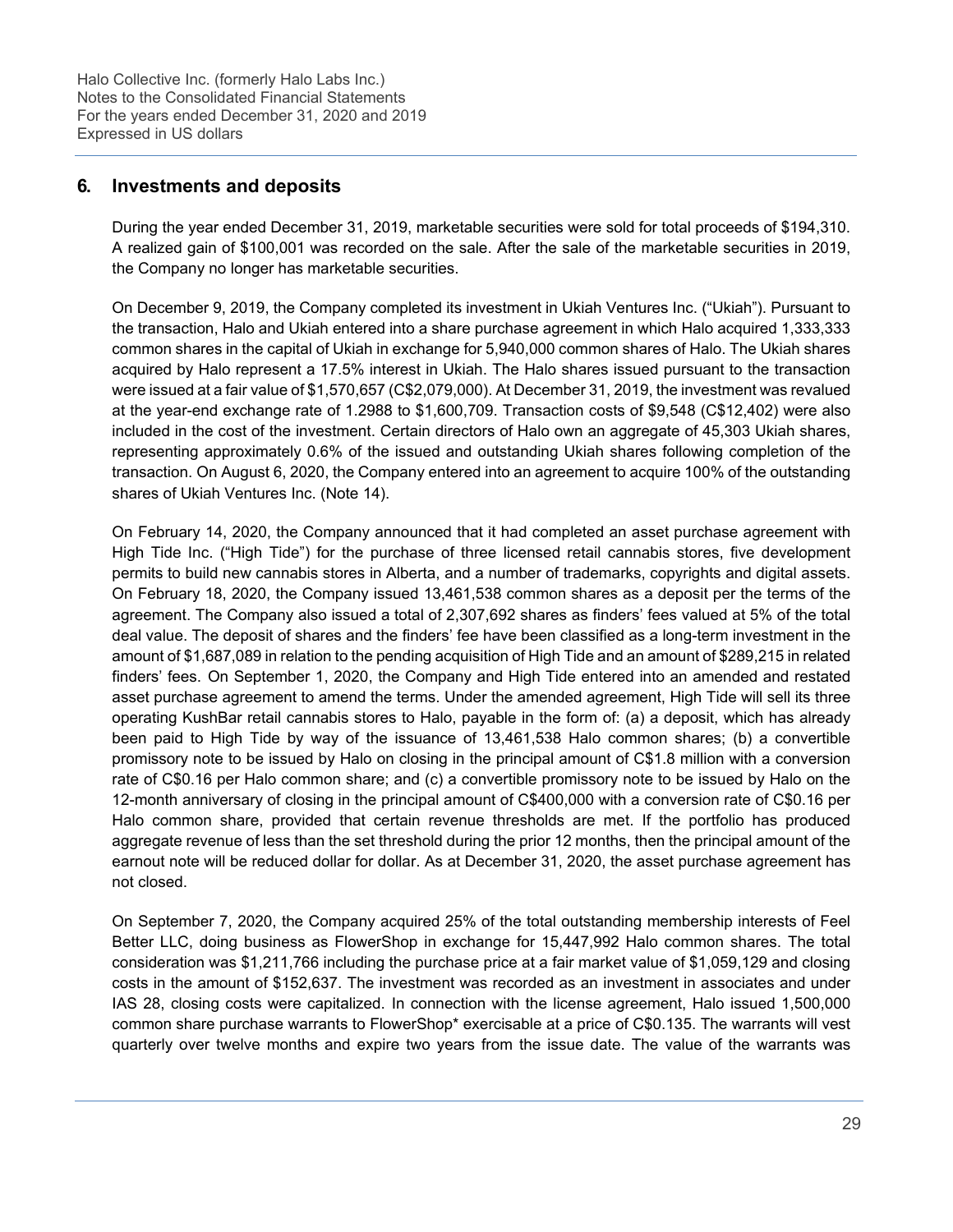## 6. Investments and deposits

During the year ended December 31, 2019, marketable securities were sold for total proceeds of $194,310. A realized gain of $100,001 was recorded on the sale. After the sale of the marketable securities in 2019, the Company no longer has marketable securities.

On December 9, 2019, the Company completed its investment in Ukiah Ventures Inc. ("Ukiah"). Pursuant to the transaction, Halo and Ukiah entered into a share purchase agreement in which Halo acquired 1,333,333 common shares in the capital of Ukiah in exchange for 5,940,000 common shares of Halo. The Ukiah shares acquired by Halo represent a 17.5% interest in Ukiah. The Halo shares issued pursuant to the transaction were issued at a fair value of $1,570,657 (C$2,079,000). At December 31, 2019, the investment was revalued at the year-end exchange rate of 1.2988 to $1,600,709. Transaction costs of $9,548 (C$12,402) were also included in the cost of the investment. Certain directors of Halo own an aggregate of 45,303 Ukiah shares, representing approximately 0.6% of the issued and outstanding Ukiah shares following completion of the transaction. On August 6, 2020, the Company entered into an agreement to acquire 100% of the outstanding shares of Ukiah Ventures Inc. (Note 14).

On February 14, 2020, the Company announced that it had completed an asset purchase agreement with High Tide Inc. ("High Tide") for the purchase of three licensed retail cannabis stores, five development permits to build new cannabis stores in Alberta, and a number of trademarks, copyrights and digital assets. On February 18, 2020, the Company issued 13,461,538 common shares as a deposit per the terms of the agreement. The Company also issued a total of 2,307,692 shares as finders' fees valued at 5% of the total deal value. The deposit of shares and the finders' fee have been classified as a long-term investment in the amount of $1,687,089 in relation to the pending acquisition of High Tide and an amount of $289,215 in related finders' fees. On September 1, 2020, the Company and High Tide entered into an amended and restated asset purchase agreement to amend the terms. Under the amended agreement, High Tide will sell its three operating KushBar retail cannabis stores to Halo, payable in the form of: (a) a deposit, which has already been paid to High Tide by way of the issuance of 13,461,538 Halo common shares; (b) a convertible promissory note to be issued by Halo on closing in the principal amount of C$1.8 million with a conversion rate of C$0.16 per Halo common share; and (c) a convertible promissory note to be issued by Halo on the 12-month anniversary of closing in the principal amount of C$400,000 with a conversion rate of C$0.16 per Halo common share, provided that certain revenue thresholds are met. If the portfolio has produced aggregate revenue of less than the set threshold during the prior 12 months, then the principal amount of the earnout note will be reduced dollar for dollar. As at December 31, 2020, the asset purchase agreement has not closed.

On September 7, 2020, the Company acquired 25% of the total outstanding membership interests of Feel Better LLC, doing business as FlowerShop in exchange for 15,447,992 Halo common shares. The total consideration was $1,211,766 including the purchase price at a fair market value of $1,059,129 and closing costs in the amount of $152,637. The investment was recorded as an investment in associates and under IAS 28, closing costs were capitalized. In connection with the license agreement, Halo issued 1,500,000 common share purchase warrants to FlowerShop* exercisable at a price of C$0.135. The warrants will vest quarterly over twelve months and expire two years from the issue date. The value of the warrants was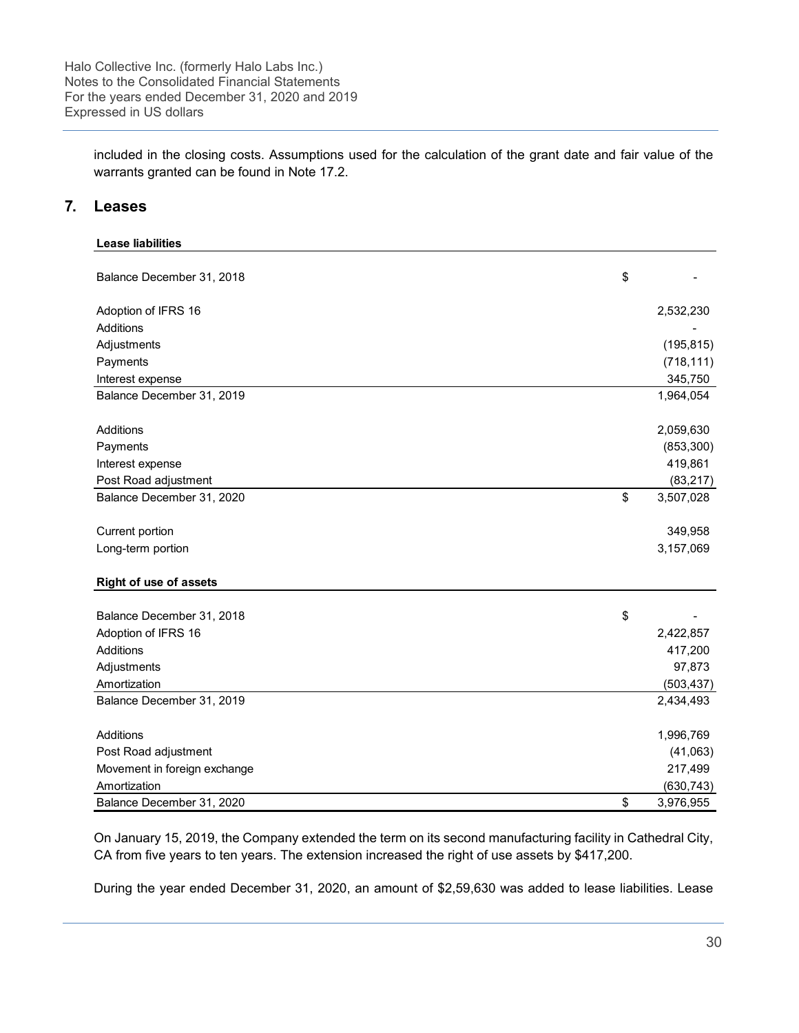included in the closing costs. Assumptions used for the calculation of the grant date and fair value of the warrants granted can be found in Note 17.2.

## 7. Leases

| **Lease liabilities** | |
|---|---|
| Balance December 31, 2018 | $ - |
| Adoption of IFRS 16 | 2,532,230 |
| Additions | - |
| Adjustments | (195,815) |
| Payments | (718,111) |
| Interest expense | 345,750 |
| Balance December 31, 2019 | 1,964,054 |
| Additions | 2,059,630 |
| Payments | (853,300) |
| Interest expense | 419,861 |
| Post Road adjustment | (83,217) |
| Balance December 31, 2020 | $ 3,507,028 |
| Current portion | 349,958 |
| Long-term portion | 3,157,069 |

| **Right of use of assets** | |
|---|---|
| Balance December 31, 2018 | $ - |
| Adoption of IFRS 16 | 2,422,857 |
| Additions | 417,200 |
| Adjustments | 97,873 |
| Amortization | (503,437) |
| Balance December 31, 2019 | 2,434,493 |
| Additions | 1,996,769 |
| Post Road adjustment | (41,063) |
| Movement in foreign exchange | 217,499 |
| Amortization | (630,743) |
| Balance December 31, 2020 | $ 3,976,955 |

On January 15, 2019, the Company extended the term on its second manufacturing facility in Cathedral City, CA from five years to ten years. The extension increased the right of use assets by $417,200.

During the year ended December 31, 2020, an amount of $2,59,630 was added to lease liabilities. Lease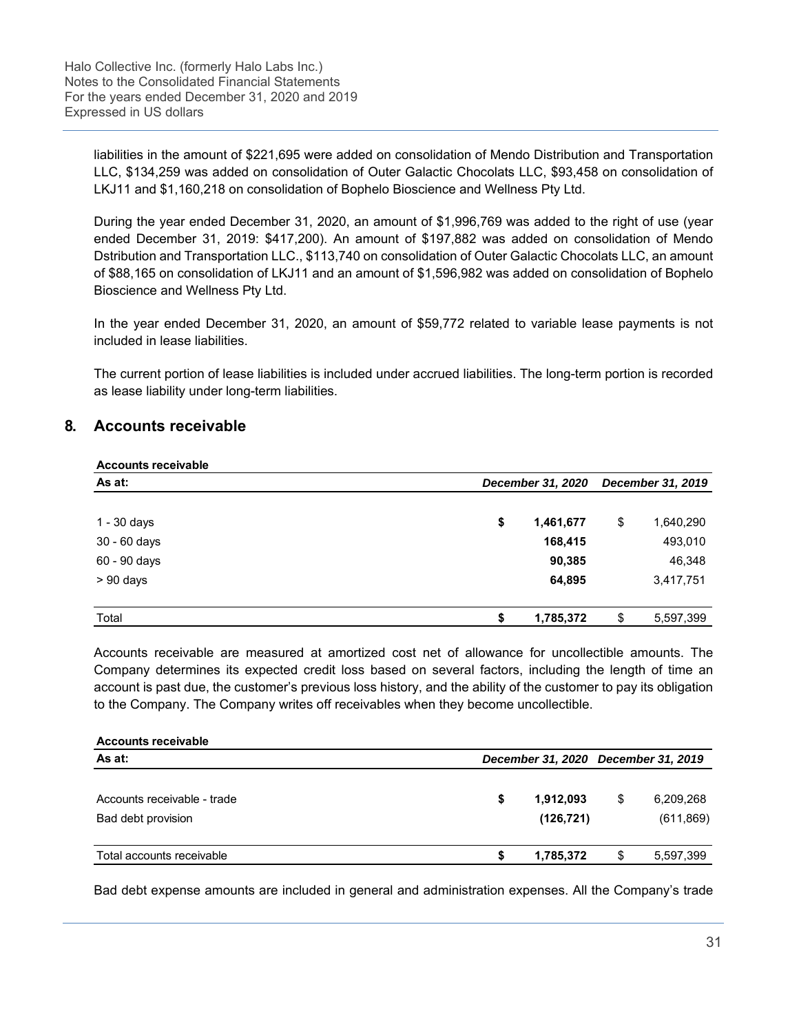liabilities in the amount of $221,695 were added on consolidation of Mendo Distribution and Transportation LLC, $134,259 was added on consolidation of Outer Galactic Chocolats LLC, $93,458 on consolidation of LKJ11 and $1,160,218 on consolidation of Bophelo Bioscience and Wellness Pty Ltd.

During the year ended December 31, 2020, an amount of $1,996,769 was added to the right of use (year ended December 31, 2019: $417,200). An amount of $197,882 was added on consolidation of Mendo Dstribution and Transportation LLC., $113,740 on consolidation of Outer Galactic Chocolats LLC, an amount of $88,165 on consolidation of LKJ11 and an amount of $1,596,982 was added on consolidation of Bophelo Bioscience and Wellness Pty Ltd.

In the year ended December 31, 2020, an amount of $59,772 related to variable lease payments is not included in lease liabilities.

The current portion of lease liabilities is included under accrued liabilities. The long-term portion is recorded as lease liability under long-term liabilities.

## 8. Accounts receivable

**Accounts receivable**

| As at: | *December 31, 2020* | *December 31, 2019* |
|---|---|---|
| 1 - 30 days | **$ 1,461,677** | $ 1,640,290 |
| 30 - 60 days | **168,415** | 493,010 |
| 60 - 90 days | **90,385** | 46,348 |
| > 90 days | **64,895** | 3,417,751 |
| Total | **$ 1,785,372** | $ 5,597,399 |

Accounts receivable are measured at amortized cost net of allowance for uncollectible amounts. The Company determines its expected credit loss based on several factors, including the length of time an account is past due, the customer's previous loss history, and the ability of the customer to pay its obligation to the Company. The Company writes off receivables when they become uncollectible.

**Accounts receivable**

| As at: | *December 31, 2020* | *December 31, 2019* |
|---|---|---|
| Accounts receivable - trade | **$ 1,912,093** | $ 6,209,268 |
| Bad debt provision | **(126,721)** | (611,869) |
| Total accounts receivable | **$ 1,785,372** | $ 5,597,399 |

Bad debt expense amounts are included in general and administration expenses. All the Company's trade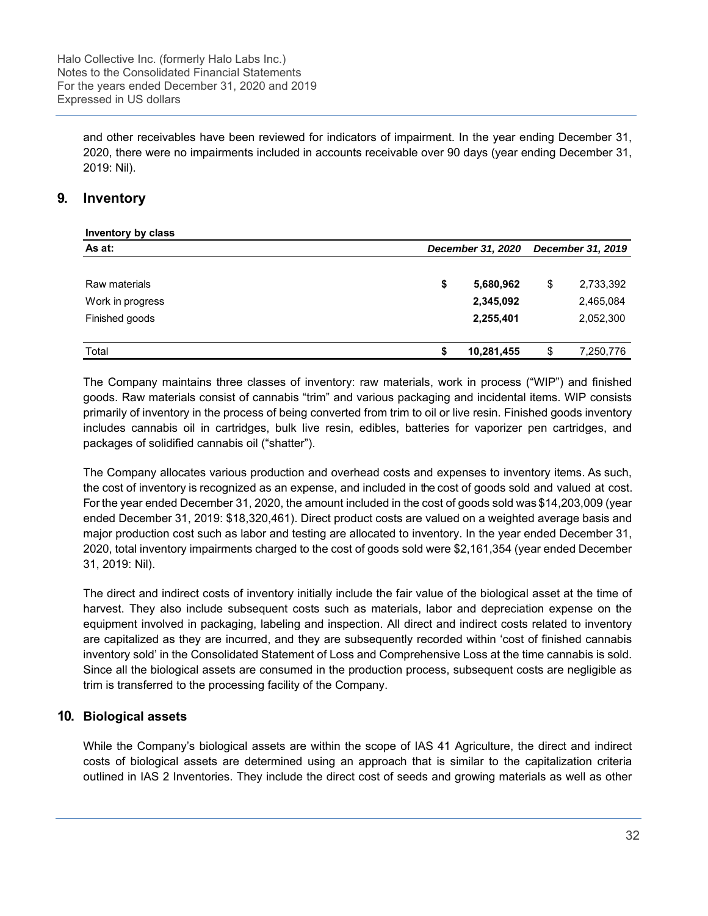and other receivables have been reviewed for indicators of impairment. In the year ending December 31, 2020, there were no impairments included in accounts receivable over 90 days (year ending December 31, 2019: Nil).

## 9. Inventory

**Inventory by class**

| As at: | *December 31, 2020* | *December 31, 2019* |
|---|---|---|
| Raw materials | **$ 5,680,962** | $ 2,733,392 |
| Work in progress | **2,345,092** | 2,465,084 |
| Finished goods | **2,255,401** | 2,052,300 |
| Total | **$ 10,281,455** | $ 7,250,776 |

The Company maintains three classes of inventory: raw materials, work in process ("WIP") and finished goods. Raw materials consist of cannabis "trim" and various packaging and incidental items. WIP consists primarily of inventory in the process of being converted from trim to oil or live resin. Finished goods inventory includes cannabis oil in cartridges, bulk live resin, edibles, batteries for vaporizer pen cartridges, and packages of solidified cannabis oil ("shatter").

The Company allocates various production and overhead costs and expenses to inventory items. As such, the cost of inventory is recognized as an expense, and included in the cost of goods sold and valued at cost. For the year ended December 31, 2020, the amount included in the cost of goods sold was $14,203,009 (year ended December 31, 2019: $18,320,461). Direct product costs are valued on a weighted average basis and major production cost such as labor and testing are allocated to inventory. In the year ended December 31, 2020, total inventory impairments charged to the cost of goods sold were $2,161,354 (year ended December 31, 2019: Nil).

The direct and indirect costs of inventory initially include the fair value of the biological asset at the time of harvest. They also include subsequent costs such as materials, labor and depreciation expense on the equipment involved in packaging, labeling and inspection. All direct and indirect costs related to inventory are capitalized as they are incurred, and they are subsequently recorded within 'cost of finished cannabis inventory sold' in the Consolidated Statement of Loss and Comprehensive Loss at the time cannabis is sold. Since all the biological assets are consumed in the production process, subsequent costs are negligible as trim is transferred to the processing facility of the Company.

## 10. Biological assets

While the Company's biological assets are within the scope of IAS 41 Agriculture, the direct and indirect costs of biological assets are determined using an approach that is similar to the capitalization criteria outlined in IAS 2 Inventories. They include the direct cost of seeds and growing materials as well as other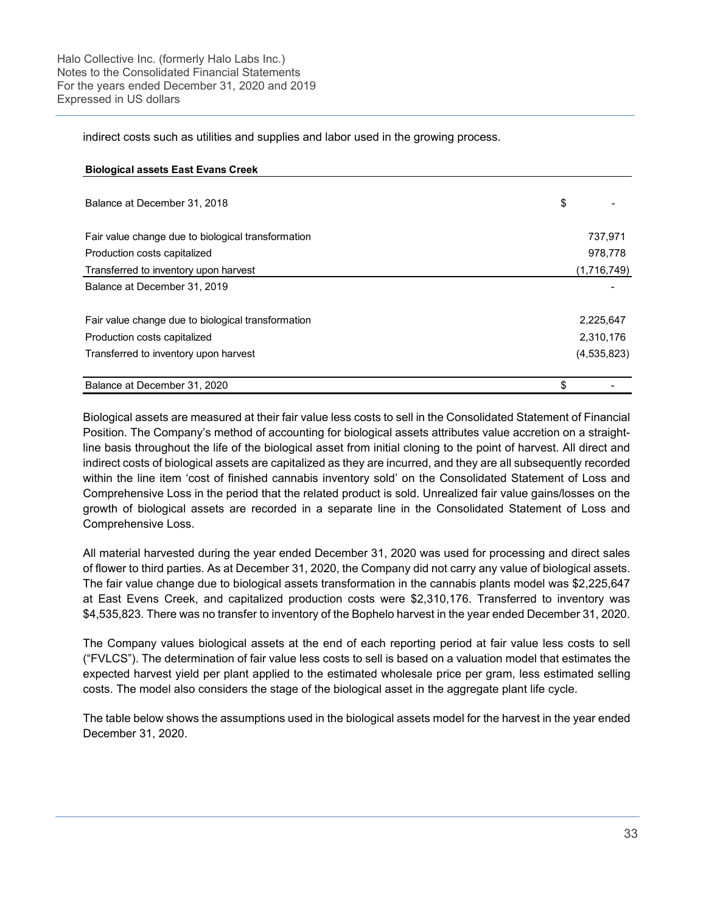indirect costs such as utilities and supplies and labor used in the growing process.

| **Biological assets East Evans Creek** | |
|---|---|
| Balance at December 31, 2018 | $ - |
| Fair value change due to biological transformation | 737,971 |
| Production costs capitalized | 978,778 |
| Transferred to inventory upon harvest | (1,716,749) |
| Balance at December 31, 2019 | - |
| Fair value change due to biological transformation | 2,225,647 |
| Production costs capitalized | 2,310,176 |
| Transferred to inventory upon harvest | (4,535,823) |
| Balance at December 31, 2020 | $ - |

Biological assets are measured at their fair value less costs to sell in the Consolidated Statement of Financial Position. The Company's method of accounting for biological assets attributes value accretion on a straight-line basis throughout the life of the biological asset from initial cloning to the point of harvest. All direct and indirect costs of biological assets are capitalized as they are incurred, and they are all subsequently recorded within the line item 'cost of finished cannabis inventory sold' on the Consolidated Statement of Loss and Comprehensive Loss in the period that the related product is sold. Unrealized fair value gains/losses on the growth of biological assets are recorded in a separate line in the Consolidated Statement of Loss and Comprehensive Loss.

All material harvested during the year ended December 31, 2020 was used for processing and direct sales of flower to third parties. As at December 31, 2020, the Company did not carry any value of biological assets. The fair value change due to biological assets transformation in the cannabis plants model was $2,225,647 at East Evens Creek, and capitalized production costs were $2,310,176. Transferred to inventory was $4,535,823. There was no transfer to inventory of the Bophelo harvest in the year ended December 31, 2020.

The Company values biological assets at the end of each reporting period at fair value less costs to sell ("FVLCS"). The determination of fair value less costs to sell is based on a valuation model that estimates the expected harvest yield per plant applied to the estimated wholesale price per gram, less estimated selling costs. The model also considers the stage of the biological asset in the aggregate plant life cycle.

The table below shows the assumptions used in the biological assets model for the harvest in the year ended December 31, 2020.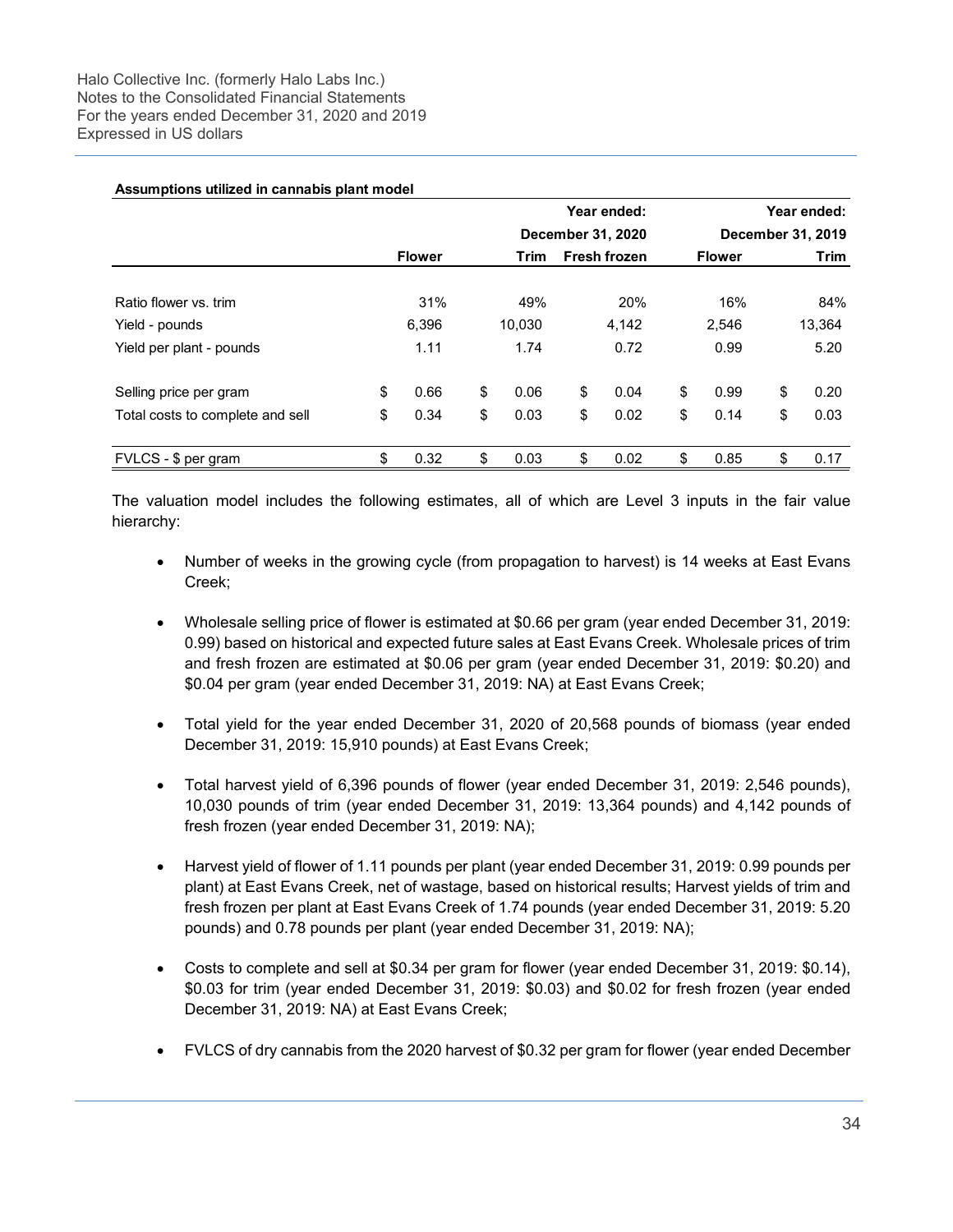**Assumptions utilized in cannabis plant model**

| | Year ended: December 31, 2020 | | | Year ended: December 31, 2019 | |
|---|---|---|---|---|---|
| | **Flower** | **Trim** | **Fresh frozen** | **Flower** | **Trim** |
| Ratio flower vs. trim | 31% | 49% | 20% | 16% | 84% |
| Yield - pounds | 6,396 | 10,030 | 4,142 | 2,546 | 13,364 |
| Yield per plant - pounds | 1.11 | 1.74 | 0.72 | 0.99 | 5.20 |
| Selling price per gram | $ 0.66 | $ 0.06 | $ 0.04 | $ 0.99 | $ 0.20 |
| Total costs to complete and sell | $ 0.34 | $ 0.03 | $ 0.02 | $ 0.14 | $ 0.03 |
| FVLCS - $ per gram | $ 0.32 | $ 0.03 | $ 0.02 | $ 0.85 | $ 0.17 |

The valuation model includes the following estimates, all of which are Level 3 inputs in the fair value hierarchy:

- Number of weeks in the growing cycle (from propagation to harvest) is 14 weeks at East Evans Creek;
- Wholesale selling price of flower is estimated at $0.66 per gram (year ended December 31, 2019: 0.99) based on historical and expected future sales at East Evans Creek. Wholesale prices of trim and fresh frozen are estimated at $0.06 per gram (year ended December 31, 2019: $0.20) and $0.04 per gram (year ended December 31, 2019: NA) at East Evans Creek;
- Total yield for the year ended December 31, 2020 of 20,568 pounds of biomass (year ended December 31, 2019: 15,910 pounds) at East Evans Creek;
- Total harvest yield of 6,396 pounds of flower (year ended December 31, 2019: 2,546 pounds), 10,030 pounds of trim (year ended December 31, 2019: 13,364 pounds) and 4,142 pounds of fresh frozen (year ended December 31, 2019: NA);
- Harvest yield of flower of 1.11 pounds per plant (year ended December 31, 2019: 0.99 pounds per plant) at East Evans Creek, net of wastage, based on historical results; Harvest yields of trim and fresh frozen per plant at East Evans Creek of 1.74 pounds (year ended December 31, 2019: 5.20 pounds) and 0.78 pounds per plant (year ended December 31, 2019: NA);
- Costs to complete and sell at $0.34 per gram for flower (year ended December 31, 2019: $0.14), $0.03 for trim (year ended December 31, 2019: $0.03) and $0.02 for fresh frozen (year ended December 31, 2019: NA) at East Evans Creek;
- FVLCS of dry cannabis from the 2020 harvest of $0.32 per gram for flower (year ended December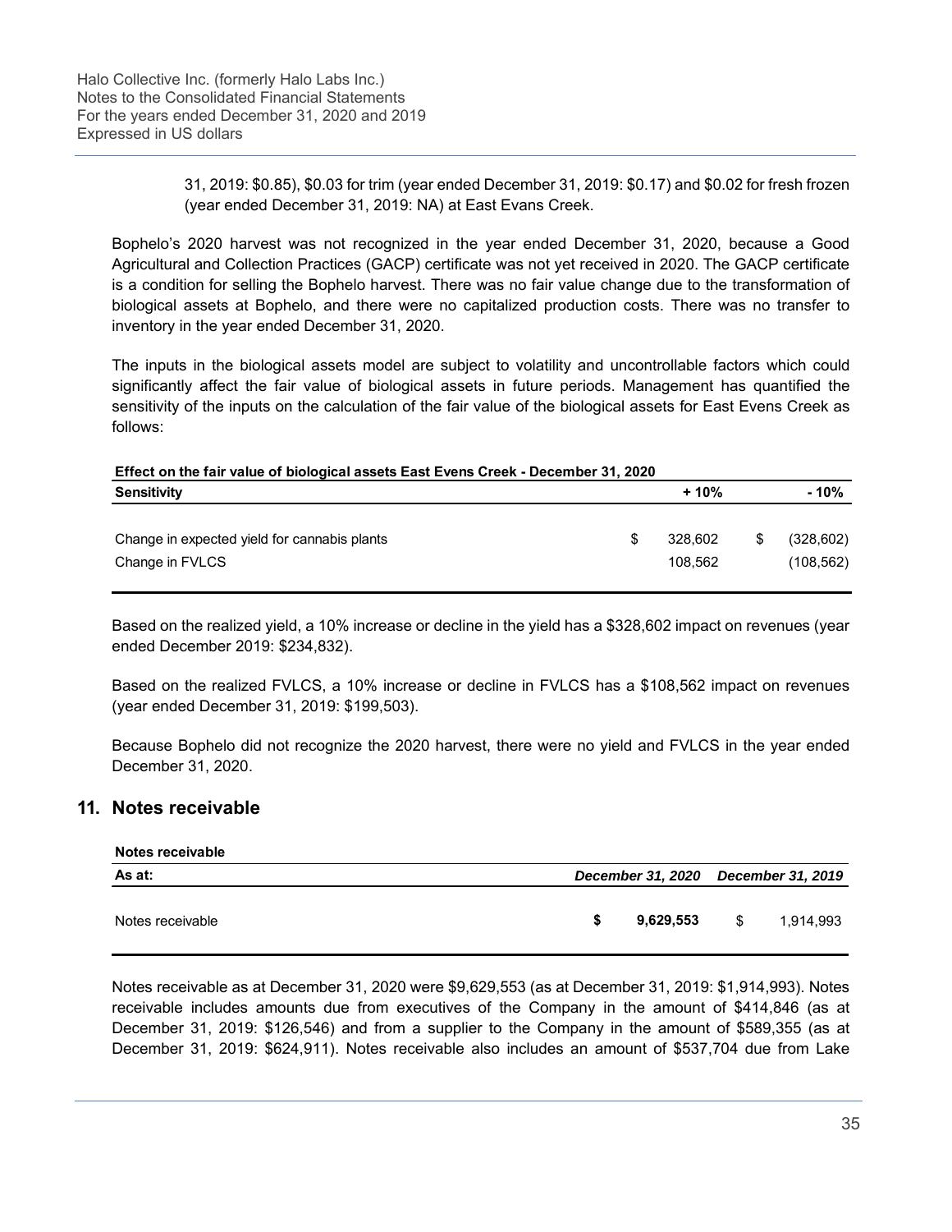31, 2019: \$0.85), \$0.03 for trim (year ended December 31, 2019: \$0.17) and \$0.02 for fresh frozen (year ended December 31, 2019: NA) at East Evans Creek.

Bophelo's 2020 harvest was not recognized in the year ended December 31, 2020, because a Good Agricultural and Collection Practices (GACP) certificate was not yet received in 2020. The GACP certificate is a condition for selling the Bophelo harvest. There was no fair value change due to the transformation of biological assets at Bophelo, and there were no capitalized production costs. There was no transfer to inventory in the year ended December 31, 2020.

The inputs in the biological assets model are subject to volatility and uncontrollable factors which could significantly affect the fair value of biological assets in future periods. Management has quantified the sensitivity of the inputs on the calculation of the fair value of the biological assets for East Evens Creek as follows:

**Effect on the fair value of biological assets East Evens Creek - December 31, 2020**

| Sensitivity | + 10% | - 10% |
|---|---|---|
| Change in expected yield for cannabis plants | $ 328,602 | $ (328,602) |
| Change in FVLCS | 108,562 | (108,562) |

Based on the realized yield, a 10% increase or decline in the yield has a \$328,602 impact on revenues (year ended December 2019: \$234,832).

Based on the realized FVLCS, a 10% increase or decline in FVLCS has a \$108,562 impact on revenues (year ended December 31, 2019: \$199,503).

Because Bophelo did not recognize the 2020 harvest, there were no yield and FVLCS in the year ended December 31, 2020.

## 11. Notes receivable

**Notes receivable**

| As at: | *December 31, 2020* | *December 31, 2019* |
|---|---|---|
| Notes receivable | **$ 9,629,553** | $ 1,914,993 |

Notes receivable as at December 31, 2020 were \$9,629,553 (as at December 31, 2019: \$1,914,993). Notes receivable includes amounts due from executives of the Company in the amount of \$414,846 (as at December 31, 2019: \$126,546) and from a supplier to the Company in the amount of \$589,355 (as at December 31, 2019: \$624,911). Notes receivable also includes an amount of \$537,704 due from Lake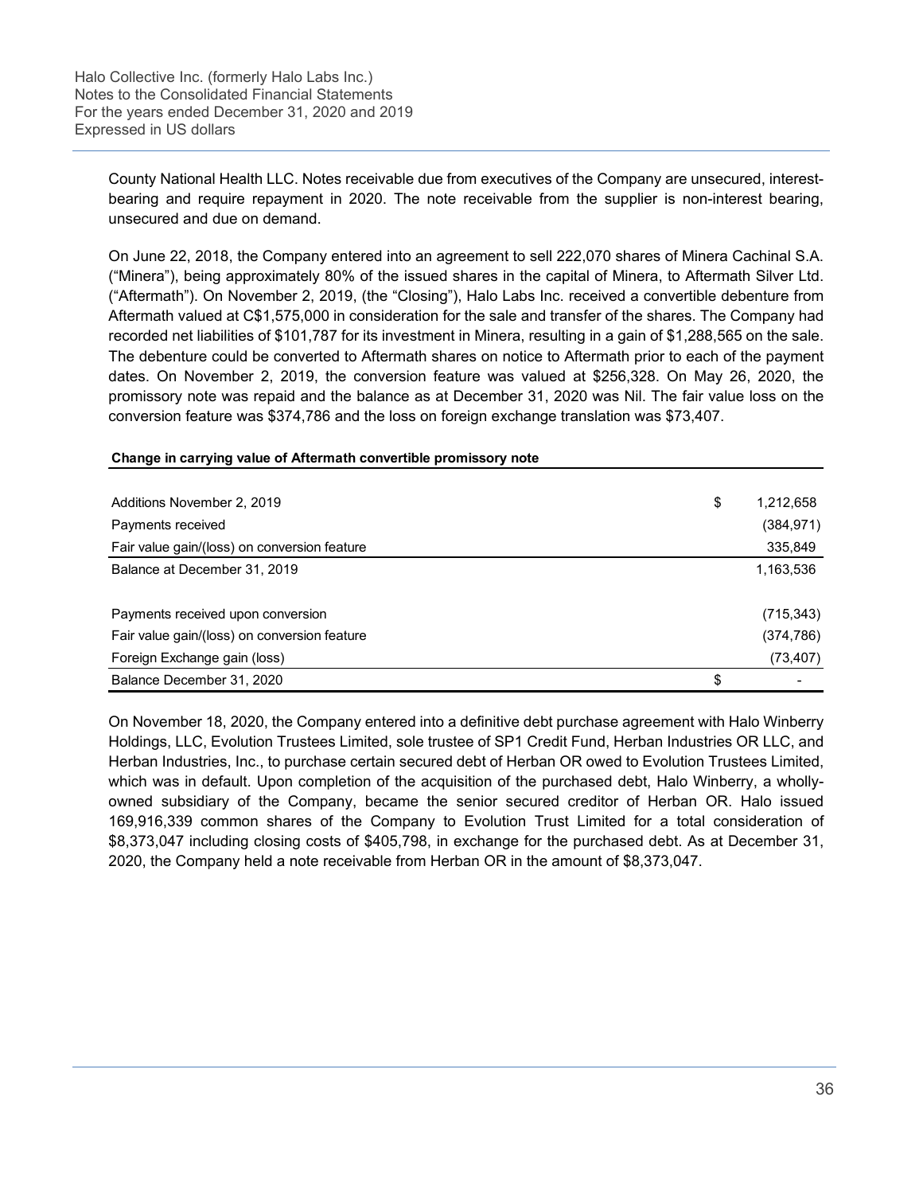County National Health LLC. Notes receivable due from executives of the Company are unsecured, interest-bearing and require repayment in 2020. The note receivable from the supplier is non-interest bearing, unsecured and due on demand.

On June 22, 2018, the Company entered into an agreement to sell 222,070 shares of Minera Cachinal S.A. ("Minera"), being approximately 80% of the issued shares in the capital of Minera, to Aftermath Silver Ltd. ("Aftermath"). On November 2, 2019, (the "Closing"), Halo Labs Inc. received a convertible debenture from Aftermath valued at C$1,575,000 in consideration for the sale and transfer of the shares. The Company had recorded net liabilities of $101,787 for its investment in Minera, resulting in a gain of $1,288,565 on the sale. The debenture could be converted to Aftermath shares on notice to Aftermath prior to each of the payment dates. On November 2, 2019, the conversion feature was valued at $256,328. On May 26, 2020, the promissory note was repaid and the balance as at December 31, 2020 was Nil. The fair value loss on the conversion feature was $374,786 and the loss on foreign exchange translation was $73,407.

**Change in carrying value of Aftermath convertible promissory note**

| | | |
|---|---|---|
| Additions November 2, 2019 | $ | 1,212,658 |
| Payments received | | (384,971) |
| Fair value gain/(loss) on conversion feature | | 335,849 |
| Balance at December 31, 2019 | | 1,163,536 |
| | | |
| Payments received upon conversion | | (715,343) |
| Fair value gain/(loss) on conversion feature | | (374,786) |
| Foreign Exchange gain (loss) | | (73,407) |
| Balance December 31, 2020 | $ | - |

On November 18, 2020, the Company entered into a definitive debt purchase agreement with Halo Winberry Holdings, LLC, Evolution Trustees Limited, sole trustee of SP1 Credit Fund, Herban Industries OR LLC, and Herban Industries, Inc., to purchase certain secured debt of Herban OR owed to Evolution Trustees Limited, which was in default. Upon completion of the acquisition of the purchased debt, Halo Winberry, a wholly-owned subsidiary of the Company, became the senior secured creditor of Herban OR. Halo issued 169,916,339 common shares of the Company to Evolution Trust Limited for a total consideration of $8,373,047 including closing costs of $405,798, in exchange for the purchased debt. As at December 31, 2020, the Company held a note receivable from Herban OR in the amount of $8,373,047.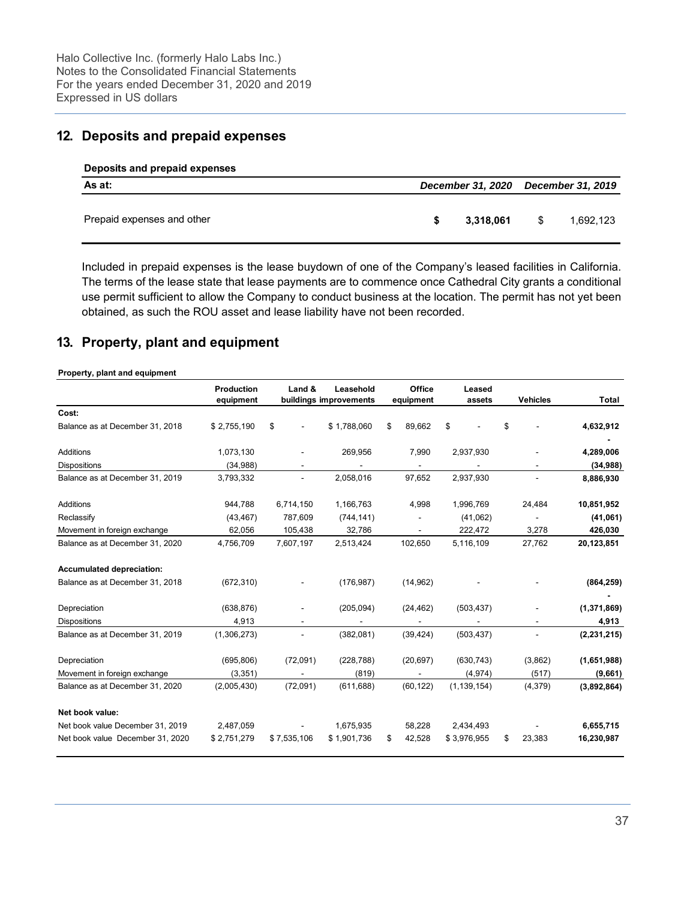## 12. Deposits and prepaid expenses

**Deposits and prepaid expenses**

| As at: | *December 31, 2020* | *December 31, 2019* |
|---|---|---|
| Prepaid expenses and other | **$ 3,318,061** | $ 1,692,123 |

Included in prepaid expenses is the lease buydown of one of the Company's leased facilities in California. The terms of the lease state that lease payments are to commence once Cathedral City grants a conditional use permit sufficient to allow the Company to conduct business at the location. The permit has not yet been obtained, as such the ROU asset and lease liability have not been recorded.

## 13. Property, plant and equipment

**Property, plant and equipment**

| | Production equipment | Land & buildings | Leasehold improvements | Office equipment | Leased assets | Vehicles | Total |
|---|---|---|---|---|---|---|---|
| **Cost:** | | | | | | | |
| Balance as at December 31, 2018 | $ 2,755,190 | $ - | $ 1,788,060 | $ 89,662 | $ - | $ - | **4,632,912** |
| | | | | | | | **-** |
| Additions | 1,073,130 | - | 269,956 | 7,990 | 2,937,930 | - | **4,289,006** |
| Dispositions | (34,988) | - | - | - | - | - | **(34,988)** |
| Balance as at December 31, 2019 | 3,793,332 | - | 2,058,016 | 97,652 | 2,937,930 | - | **8,886,930** |
| Additions | 944,788 | 6,714,150 | 1,166,763 | 4,998 | 1,996,769 | 24,484 | **10,851,952** |
| Reclassify | (43,467) | 787,609 | (744,141) | - | (41,062) | - | **(41,061)** |
| Movement in foreign exchange | 62,056 | 105,438 | 32,786 | - | 222,472 | 3,278 | **426,030** |
| Balance as at December 31, 2020 | 4,756,709 | 7,607,197 | 2,513,424 | 102,650 | 5,116,109 | 27,762 | **20,123,851** |
| **Accumulated depreciation:** | | | | | | | |
| Balance as at December 31, 2018 | (672,310) | - | (176,987) | (14,962) | - | - | **(864,259)** |
| | | | | | | | **-** |
| Depreciation | (638,876) | - | (205,094) | (24,462) | (503,437) | - | **(1,371,869)** |
| Dispositions | 4,913 | - | - | - | - | - | **4,913** |
| Balance as at December 31, 2019 | (1,306,273) | - | (382,081) | (39,424) | (503,437) | - | **(2,231,215)** |
| Depreciation | (695,806) | (72,091) | (228,788) | (20,697) | (630,743) | (3,862) | **(1,651,988)** |
| Movement in foreign exchange | (3,351) | - | (819) | - | (4,974) | (517) | **(9,661)** |
| Balance as at December 31, 2020 | (2,005,430) | (72,091) | (611,688) | (60,122) | (1,139,154) | (4,379) | **(3,892,864)** |
| **Net book value:** | | | | | | | |
| Net book value December 31, 2019 | 2,487,059 | - | 1,675,935 | 58,228 | 2,434,493 | - | **6,655,715** |
| Net book value December 31, 2020 | $ 2,751,279 | $ 7,535,106 | $ 1,901,736 | $ 42,528 | $ 3,976,955 | $ 23,383 | **16,230,987** |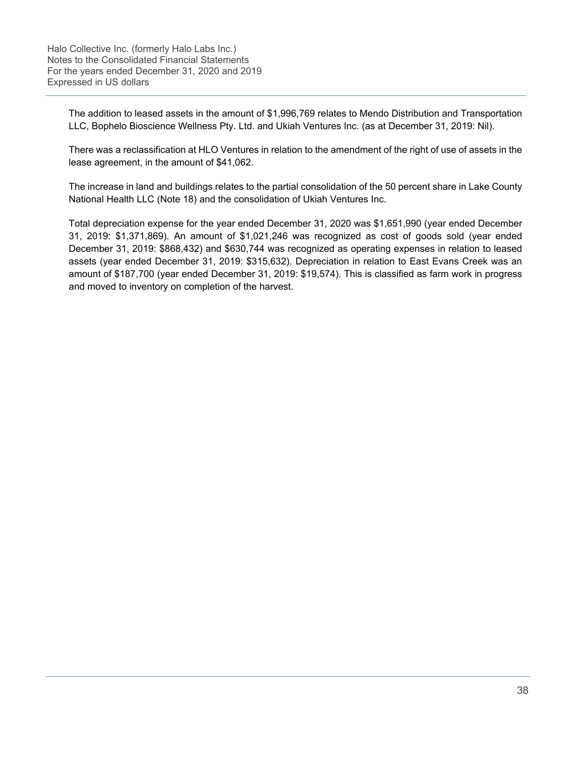The addition to leased assets in the amount of $1,996,769 relates to Mendo Distribution and Transportation LLC, Bophelo Bioscience Wellness Pty. Ltd. and Ukiah Ventures Inc. (as at December 31, 2019: Nil).

There was a reclassification at HLO Ventures in relation to the amendment of the right of use of assets in the lease agreement, in the amount of $41,062.

The increase in land and buildings relates to the partial consolidation of the 50 percent share in Lake County National Health LLC (Note 18) and the consolidation of Ukiah Ventures Inc.

Total depreciation expense for the year ended December 31, 2020 was $1,651,990 (year ended December 31, 2019: $1,371,869). An amount of $1,021,246 was recognized as cost of goods sold (year ended December 31, 2019: $868,432) and $630,744 was recognized as operating expenses in relation to leased assets (year ended December 31, 2019: $315,632). Depreciation in relation to East Evans Creek was an amount of $187,700 (year ended December 31, 2019: $19,574). This is classified as farm work in progress and moved to inventory on completion of the harvest.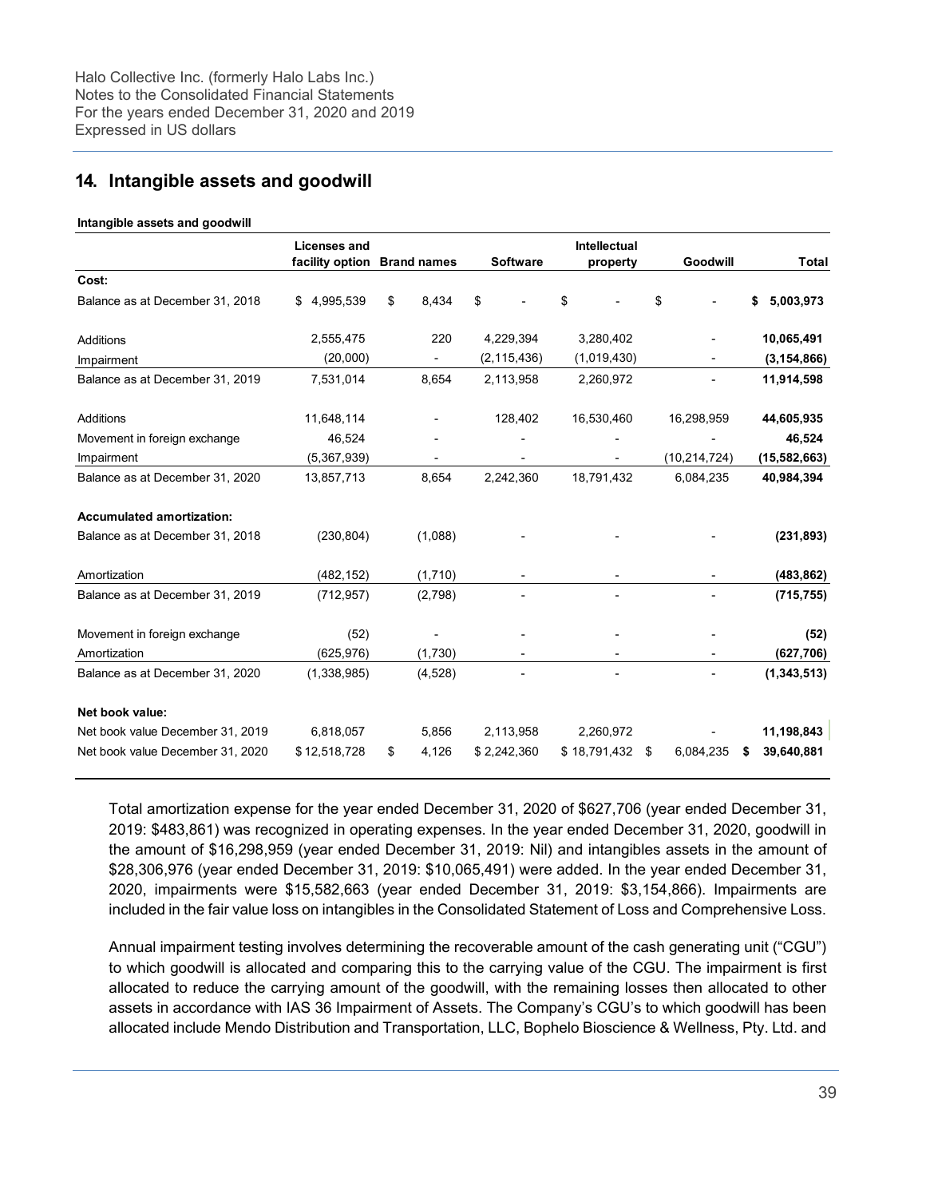## 14. Intangible assets and goodwill

**Intangible assets and goodwill**

| | Licenses and facility option | Brand names | Software | Intellectual property | Goodwill | Total |
|---|---|---|---|---|---|---|
| **Cost:** | | | | | | |
| Balance as at December 31, 2018 | $ 4,995,539 | $ 8,434 | $ - | $ - | $ - | **$ 5,003,973** |
| Additions | 2,555,475 | 220 | 4,229,394 | 3,280,402 | - | **10,065,491** |
| Impairment | (20,000) | - | (2,115,436) | (1,019,430) | - | **(3,154,866)** |
| Balance as at December 31, 2019 | 7,531,014 | 8,654 | 2,113,958 | 2,260,972 | - | **11,914,598** |
| Additions | 11,648,114 | - | 128,402 | 16,530,460 | 16,298,959 | **44,605,935** |
| Movement in foreign exchange | 46,524 | - | - | - | - | **46,524** |
| Impairment | (5,367,939) | - | - | - | (10,214,724) | **(15,582,663)** |
| Balance as at December 31, 2020 | 13,857,713 | 8,654 | 2,242,360 | 18,791,432 | 6,084,235 | **40,984,394** |
| **Accumulated amortization:** | | | | | | |
| Balance as at December 31, 2018 | (230,804) | (1,088) | - | - | - | **(231,893)** |
| Amortization | (482,152) | (1,710) | - | - | - | **(483,862)** |
| Balance as at December 31, 2019 | (712,957) | (2,798) | - | - | - | **(715,755)** |
| Movement in foreign exchange | (52) | - | - | - | - | **(52)** |
| Amortization | (625,976) | (1,730) | - | - | - | **(627,706)** |
| Balance as at December 31, 2020 | (1,338,985) | (4,528) | - | - | - | **(1,343,513)** |
| **Net book value:** | | | | | | |
| Net book value December 31, 2019 | 6,818,057 | 5,856 | 2,113,958 | 2,260,972 | - | **11,198,843** |
| Net book value December 31, 2020 | $ 12,518,728 | $ 4,126 | $ 2,242,360 | $ 18,791,432 | $ 6,084,235 | **$ 39,640,881** |

Total amortization expense for the year ended December 31, 2020 of $627,706 (year ended December 31, 2019: $483,861) was recognized in operating expenses. In the year ended December 31, 2020, goodwill in the amount of $16,298,959 (year ended December 31, 2019: Nil) and intangibles assets in the amount of $28,306,976 (year ended December 31, 2019: $10,065,491) were added. In the year ended December 31, 2020, impairments were $15,582,663 (year ended December 31, 2019: $3,154,866). Impairments are included in the fair value loss on intangibles in the Consolidated Statement of Loss and Comprehensive Loss.

Annual impairment testing involves determining the recoverable amount of the cash generating unit ("CGU") to which goodwill is allocated and comparing this to the carrying value of the CGU. The impairment is first allocated to reduce the carrying amount of the goodwill, with the remaining losses then allocated to other assets in accordance with IAS 36 Impairment of Assets. The Company's CGU's to which goodwill has been allocated include Mendo Distribution and Transportation, LLC, Bophelo Bioscience & Wellness, Pty. Ltd. and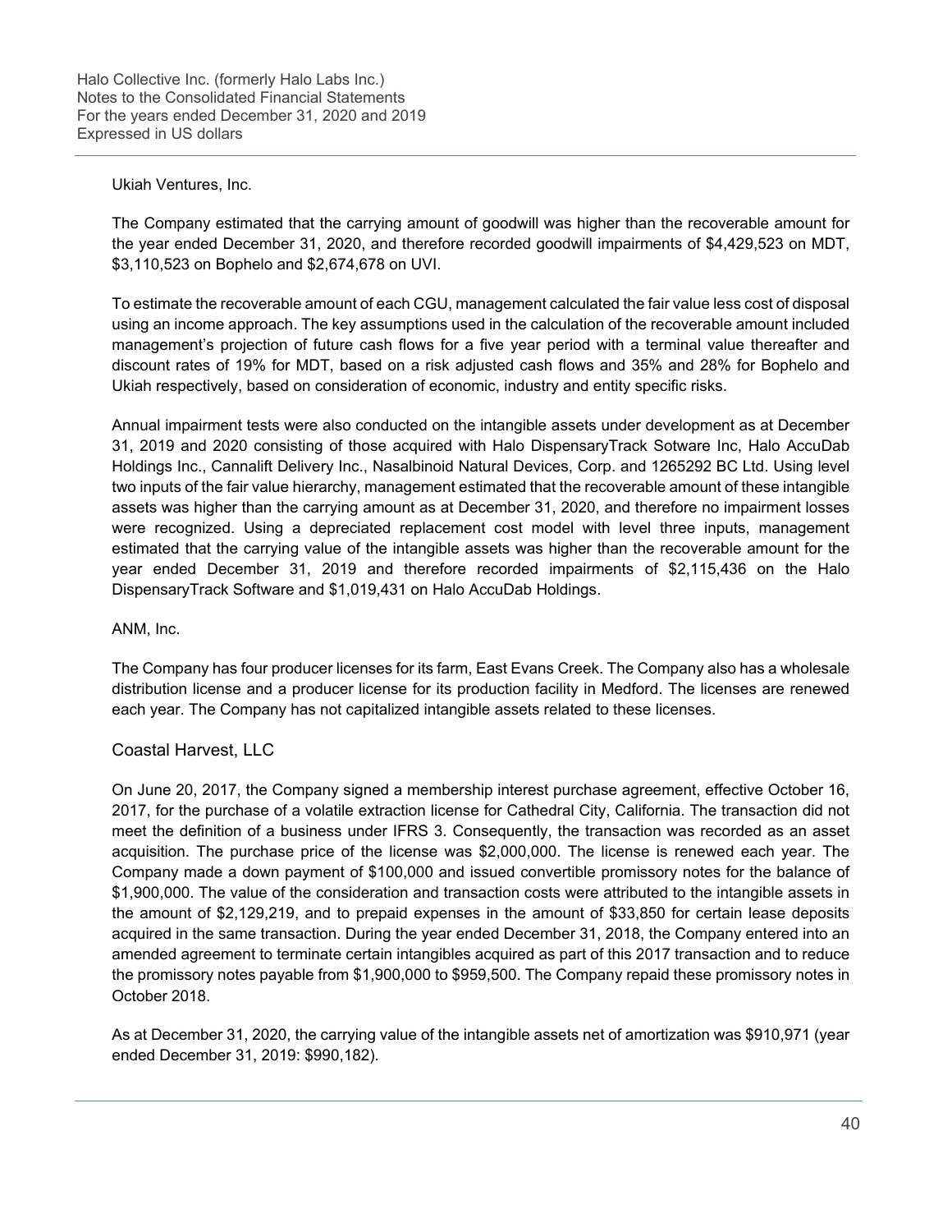Ukiah Ventures, Inc.

The Company estimated that the carrying amount of goodwill was higher than the recoverable amount for the year ended December 31, 2020, and therefore recorded goodwill impairments of $4,429,523 on MDT, $3,110,523 on Bophelo and $2,674,678 on UVI.

To estimate the recoverable amount of each CGU, management calculated the fair value less cost of disposal using an income approach. The key assumptions used in the calculation of the recoverable amount included management's projection of future cash flows for a five year period with a terminal value thereafter and discount rates of 19% for MDT, based on a risk adjusted cash flows and 35% and 28% for Bophelo and Ukiah respectively, based on consideration of economic, industry and entity specific risks.

Annual impairment tests were also conducted on the intangible assets under development as at December 31, 2019 and 2020 consisting of those acquired with Halo DispensaryTrack Sotware Inc, Halo AccuDab Holdings Inc., Cannalift Delivery Inc., Nasalbinoid Natural Devices, Corp. and 1265292 BC Ltd. Using level two inputs of the fair value hierarchy, management estimated that the recoverable amount of these intangible assets was higher than the carrying amount as at December 31, 2020, and therefore no impairment losses were recognized. Using a depreciated replacement cost model with level three inputs, management estimated that the carrying value of the intangible assets was higher than the recoverable amount for the year ended December 31, 2019 and therefore recorded impairments of $2,115,436 on the Halo DispensaryTrack Software and $1,019,431 on Halo AccuDab Holdings.

ANM, Inc.

The Company has four producer licenses for its farm, East Evans Creek. The Company also has a wholesale distribution license and a producer license for its production facility in Medford. The licenses are renewed each year. The Company has not capitalized intangible assets related to these licenses.

## Coastal Harvest, LLC

On June 20, 2017, the Company signed a membership interest purchase agreement, effective October 16, 2017, for the purchase of a volatile extraction license for Cathedral City, California. The transaction did not meet the definition of a business under IFRS 3. Consequently, the transaction was recorded as an asset acquisition. The purchase price of the license was $2,000,000. The license is renewed each year. The Company made a down payment of $100,000 and issued convertible promissory notes for the balance of $1,900,000. The value of the consideration and transaction costs were attributed to the intangible assets in the amount of $2,129,219, and to prepaid expenses in the amount of $33,850 for certain lease deposits acquired in the same transaction. During the year ended December 31, 2018, the Company entered into an amended agreement to terminate certain intangibles acquired as part of this 2017 transaction and to reduce the promissory notes payable from $1,900,000 to $959,500. The Company repaid these promissory notes in October 2018.

As at December 31, 2020, the carrying value of the intangible assets net of amortization was $910,971 (year ended December 31, 2019: $990,182).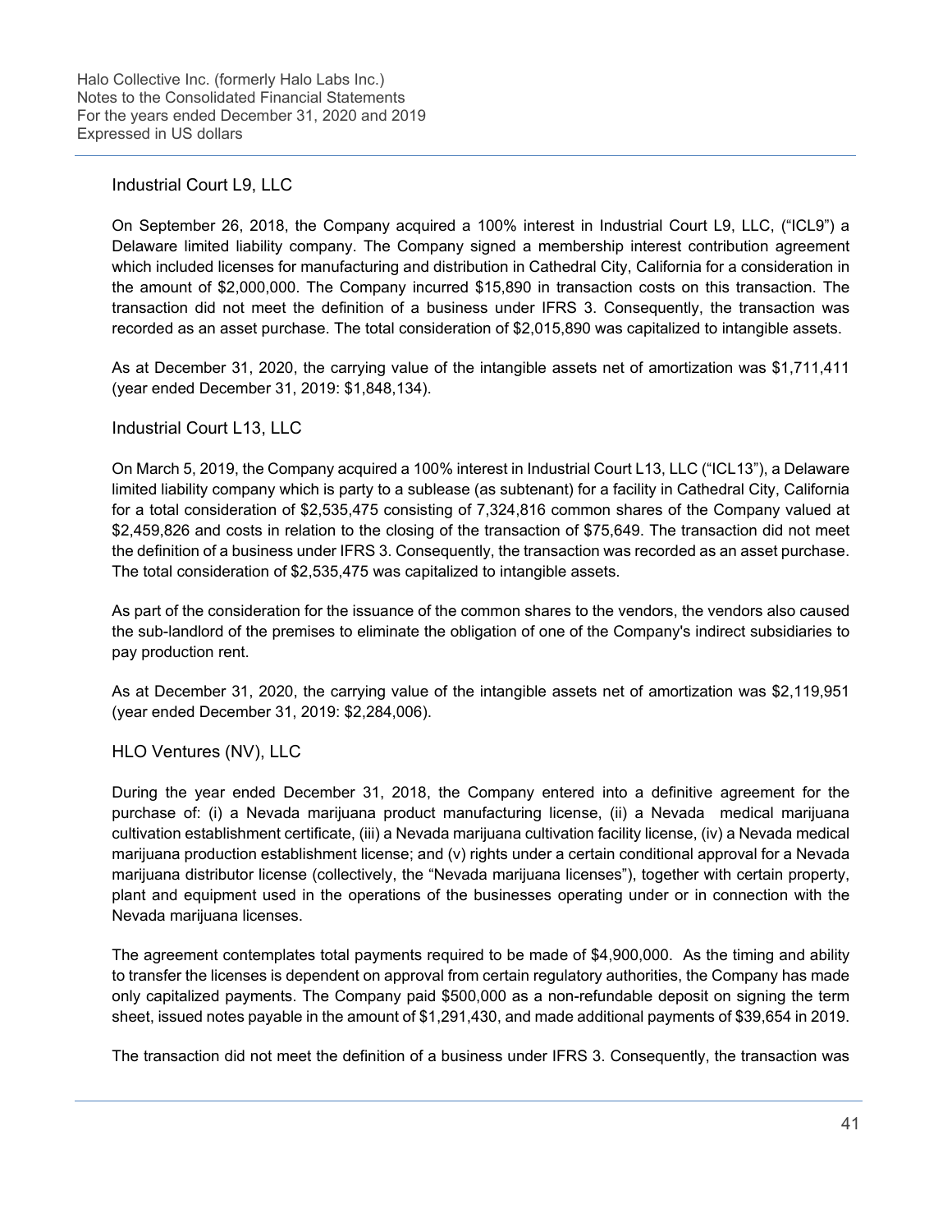### Industrial Court L9, LLC

On September 26, 2018, the Company acquired a 100% interest in Industrial Court L9, LLC, ("ICL9") a Delaware limited liability company. The Company signed a membership interest contribution agreement which included licenses for manufacturing and distribution in Cathedral City, California for a consideration in the amount of $2,000,000. The Company incurred $15,890 in transaction costs on this transaction. The transaction did not meet the definition of a business under IFRS 3. Consequently, the transaction was recorded as an asset purchase. The total consideration of $2,015,890 was capitalized to intangible assets.

As at December 31, 2020, the carrying value of the intangible assets net of amortization was $1,711,411 (year ended December 31, 2019: $1,848,134).

### Industrial Court L13, LLC

On March 5, 2019, the Company acquired a 100% interest in Industrial Court L13, LLC ("ICL13"), a Delaware limited liability company which is party to a sublease (as subtenant) for a facility in Cathedral City, California for a total consideration of $2,535,475 consisting of 7,324,816 common shares of the Company valued at $2,459,826 and costs in relation to the closing of the transaction of $75,649. The transaction did not meet the definition of a business under IFRS 3. Consequently, the transaction was recorded as an asset purchase. The total consideration of $2,535,475 was capitalized to intangible assets.

As part of the consideration for the issuance of the common shares to the vendors, the vendors also caused the sub-landlord of the premises to eliminate the obligation of one of the Company's indirect subsidiaries to pay production rent.

As at December 31, 2020, the carrying value of the intangible assets net of amortization was $2,119,951 (year ended December 31, 2019: $2,284,006).

### HLO Ventures (NV), LLC

During the year ended December 31, 2018, the Company entered into a definitive agreement for the purchase of: (i) a Nevada marijuana product manufacturing license, (ii) a Nevada medical marijuana cultivation establishment certificate, (iii) a Nevada marijuana cultivation facility license, (iv) a Nevada medical marijuana production establishment license; and (v) rights under a certain conditional approval for a Nevada marijuana distributor license (collectively, the "Nevada marijuana licenses"), together with certain property, plant and equipment used in the operations of the businesses operating under or in connection with the Nevada marijuana licenses.

The agreement contemplates total payments required to be made of $4,900,000. As the timing and ability to transfer the licenses is dependent on approval from certain regulatory authorities, the Company has made only capitalized payments. The Company paid $500,000 as a non-refundable deposit on signing the term sheet, issued notes payable in the amount of $1,291,430, and made additional payments of $39,654 in 2019.

The transaction did not meet the definition of a business under IFRS 3. Consequently, the transaction was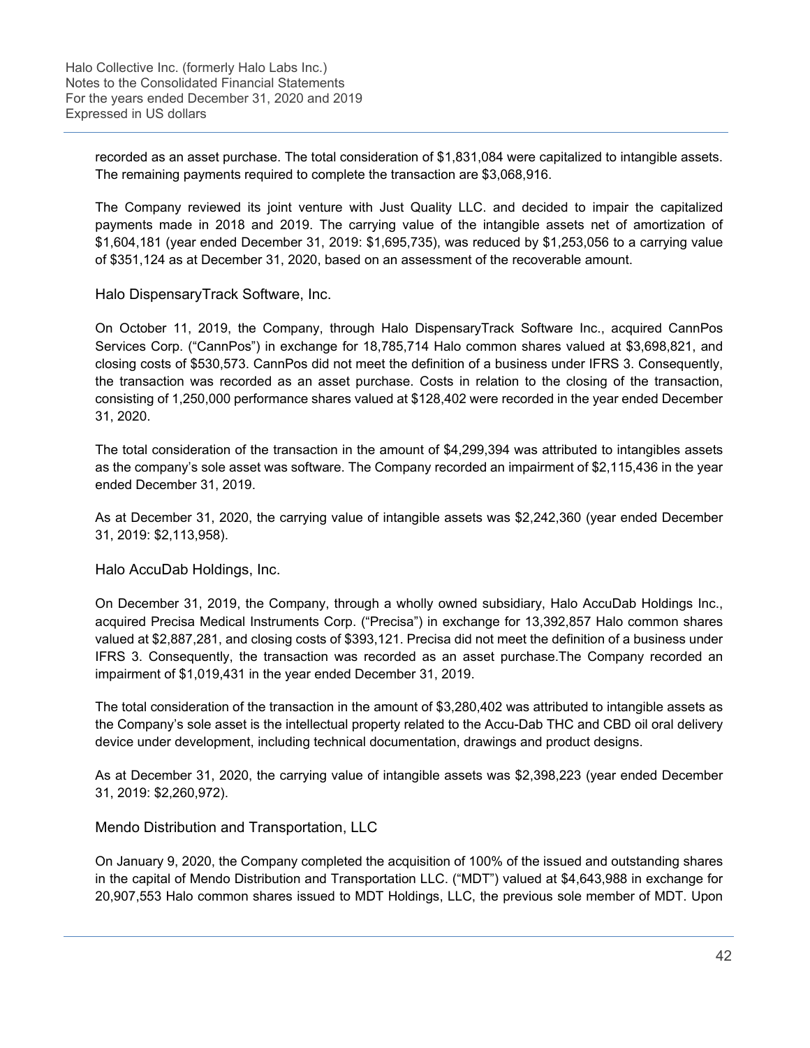recorded as an asset purchase. The total consideration of $1,831,084 were capitalized to intangible assets. The remaining payments required to complete the transaction are $3,068,916.

The Company reviewed its joint venture with Just Quality LLC. and decided to impair the capitalized payments made in 2018 and 2019. The carrying value of the intangible assets net of amortization of $1,604,181 (year ended December 31, 2019: $1,695,735), was reduced by $1,253,056 to a carrying value of $351,124 as at December 31, 2020, based on an assessment of the recoverable amount.

### Halo DispensaryTrack Software, Inc.

On October 11, 2019, the Company, through Halo DispensaryTrack Software Inc., acquired CannPos Services Corp. ("CannPos") in exchange for 18,785,714 Halo common shares valued at $3,698,821, and closing costs of $530,573. CannPos did not meet the definition of a business under IFRS 3. Consequently, the transaction was recorded as an asset purchase. Costs in relation to the closing of the transaction, consisting of 1,250,000 performance shares valued at $128,402 were recorded in the year ended December 31, 2020.

The total consideration of the transaction in the amount of $4,299,394 was attributed to intangibles assets as the company's sole asset was software. The Company recorded an impairment of $2,115,436 in the year ended December 31, 2019.

As at December 31, 2020, the carrying value of intangible assets was $2,242,360 (year ended December 31, 2019: $2,113,958).

### Halo AccuDab Holdings, Inc.

On December 31, 2019, the Company, through a wholly owned subsidiary, Halo AccuDab Holdings Inc., acquired Precisa Medical Instruments Corp. ("Precisa") in exchange for 13,392,857 Halo common shares valued at $2,887,281, and closing costs of $393,121. Precisa did not meet the definition of a business under IFRS 3. Consequently, the transaction was recorded as an asset purchase.The Company recorded an impairment of $1,019,431 in the year ended December 31, 2019.

The total consideration of the transaction in the amount of $3,280,402 was attributed to intangible assets as the Company's sole asset is the intellectual property related to the Accu-Dab THC and CBD oil oral delivery device under development, including technical documentation, drawings and product designs.

As at December 31, 2020, the carrying value of intangible assets was $2,398,223 (year ended December 31, 2019: $2,260,972).

### Mendo Distribution and Transportation, LLC

On January 9, 2020, the Company completed the acquisition of 100% of the issued and outstanding shares in the capital of Mendo Distribution and Transportation LLC. ("MDT") valued at $4,643,988 in exchange for 20,907,553 Halo common shares issued to MDT Holdings, LLC, the previous sole member of MDT. Upon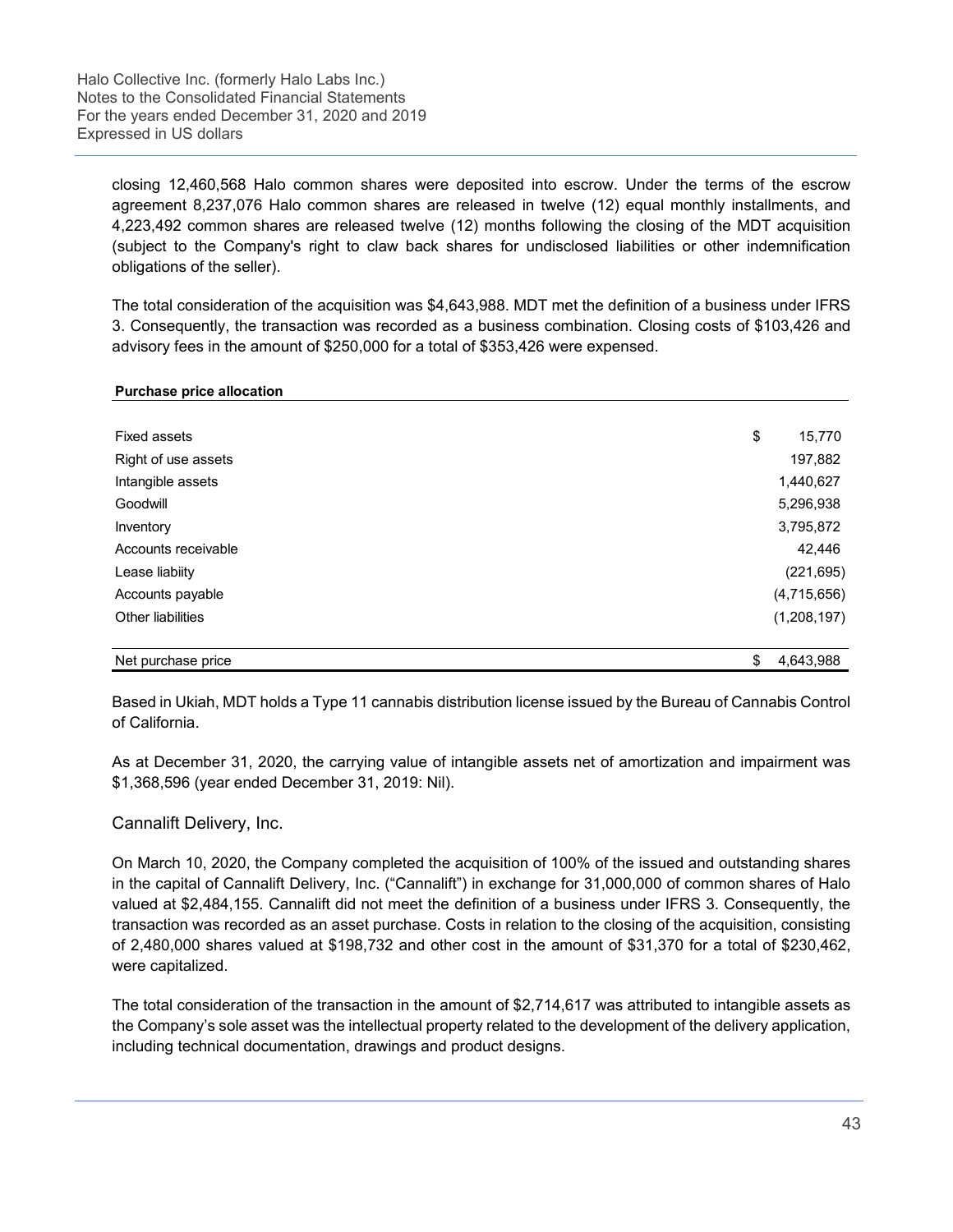closing 12,460,568 Halo common shares were deposited into escrow. Under the terms of the escrow agreement 8,237,076 Halo common shares are released in twelve (12) equal monthly installments, and 4,223,492 common shares are released twelve (12) months following the closing of the MDT acquisition (subject to the Company's right to claw back shares for undisclosed liabilities or other indemnification obligations of the seller).

The total consideration of the acquisition was $4,643,988. MDT met the definition of a business under IFRS 3. Consequently, the transaction was recorded as a business combination. Closing costs of $103,426 and advisory fees in the amount of $250,000 for a total of $353,426 were expensed.

| **Purchase price allocation** | |
|---|---|
| Fixed assets | $ 15,770 |
| Right of use assets | 197,882 |
| Intangible assets | 1,440,627 |
| Goodwill | 5,296,938 |
| Inventory | 3,795,872 |
| Accounts receivable | 42,446 |
| Lease liabiity | (221,695) |
| Accounts payable | (4,715,656) |
| Other liabilities | (1,208,197) |
| Net purchase price | $ 4,643,988 |

Based in Ukiah, MDT holds a Type 11 cannabis distribution license issued by the Bureau of Cannabis Control of California.

As at December 31, 2020, the carrying value of intangible assets net of amortization and impairment was $1,368,596 (year ended December 31, 2019: Nil).

### Cannalift Delivery, Inc.

On March 10, 2020, the Company completed the acquisition of 100% of the issued and outstanding shares in the capital of Cannalift Delivery, Inc. ("Cannalift") in exchange for 31,000,000 of common shares of Halo valued at $2,484,155. Cannalift did not meet the definition of a business under IFRS 3. Consequently, the transaction was recorded as an asset purchase. Costs in relation to the closing of the acquisition, consisting of 2,480,000 shares valued at $198,732 and other cost in the amount of $31,370 for a total of $230,462, were capitalized.

The total consideration of the transaction in the amount of $2,714,617 was attributed to intangible assets as the Company's sole asset was the intellectual property related to the development of the delivery application, including technical documentation, drawings and product designs.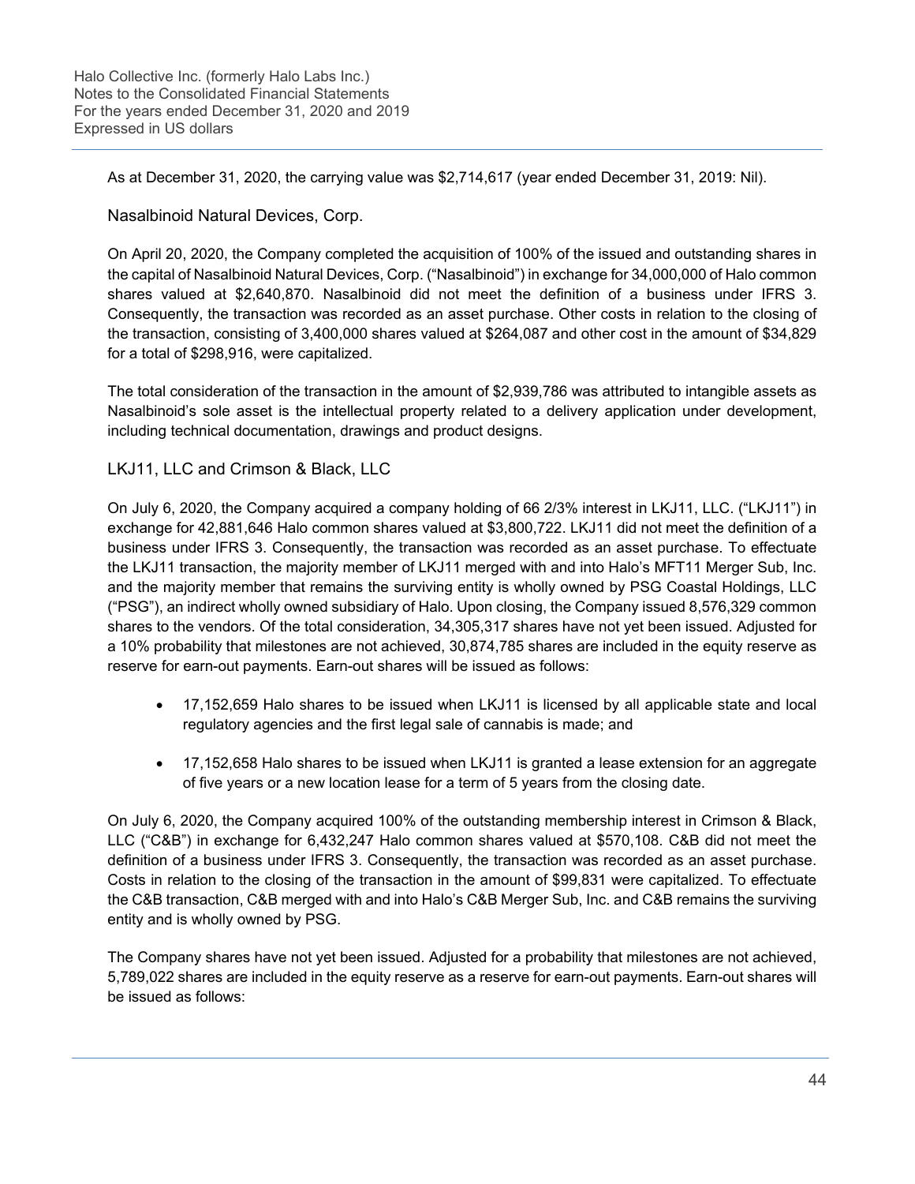As at December 31, 2020, the carrying value was $2,714,617 (year ended December 31, 2019: Nil).

### Nasalbinoid Natural Devices, Corp.

On April 20, 2020, the Company completed the acquisition of 100% of the issued and outstanding shares in the capital of Nasalbinoid Natural Devices, Corp. ("Nasalbinoid") in exchange for 34,000,000 of Halo common shares valued at $2,640,870. Nasalbinoid did not meet the definition of a business under IFRS 3. Consequently, the transaction was recorded as an asset purchase. Other costs in relation to the closing of the transaction, consisting of 3,400,000 shares valued at $264,087 and other cost in the amount of $34,829 for a total of $298,916, were capitalized.

The total consideration of the transaction in the amount of $2,939,786 was attributed to intangible assets as Nasalbinoid's sole asset is the intellectual property related to a delivery application under development, including technical documentation, drawings and product designs.

### LKJ11, LLC and Crimson & Black, LLC

On July 6, 2020, the Company acquired a company holding of 66 2/3% interest in LKJ11, LLC. ("LKJ11") in exchange for 42,881,646 Halo common shares valued at $3,800,722. LKJ11 did not meet the definition of a business under IFRS 3. Consequently, the transaction was recorded as an asset purchase. To effectuate the LKJ11 transaction, the majority member of LKJ11 merged with and into Halo's MFT11 Merger Sub, Inc. and the majority member that remains the surviving entity is wholly owned by PSG Coastal Holdings, LLC ("PSG"), an indirect wholly owned subsidiary of Halo. Upon closing, the Company issued 8,576,329 common shares to the vendors. Of the total consideration, 34,305,317 shares have not yet been issued. Adjusted for a 10% probability that milestones are not achieved, 30,874,785 shares are included in the equity reserve as reserve for earn-out payments. Earn-out shares will be issued as follows:

- 17,152,659 Halo shares to be issued when LKJ11 is licensed by all applicable state and local regulatory agencies and the first legal sale of cannabis is made; and
- 17,152,658 Halo shares to be issued when LKJ11 is granted a lease extension for an aggregate of five years or a new location lease for a term of 5 years from the closing date.

On July 6, 2020, the Company acquired 100% of the outstanding membership interest in Crimson & Black, LLC ("C&B") in exchange for 6,432,247 Halo common shares valued at $570,108. C&B did not meet the definition of a business under IFRS 3. Consequently, the transaction was recorded as an asset purchase. Costs in relation to the closing of the transaction in the amount of $99,831 were capitalized. To effectuate the C&B transaction, C&B merged with and into Halo's C&B Merger Sub, Inc. and C&B remains the surviving entity and is wholly owned by PSG.

The Company shares have not yet been issued. Adjusted for a probability that milestones are not achieved, 5,789,022 shares are included in the equity reserve as a reserve for earn-out payments. Earn-out shares will be issued as follows: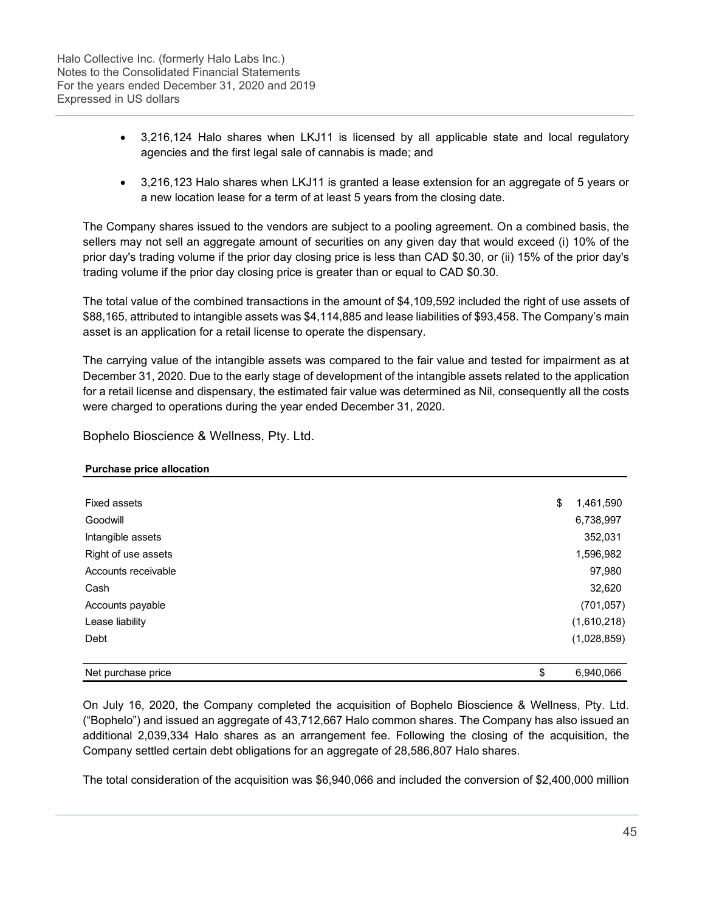- 3,216,124 Halo shares when LKJ11 is licensed by all applicable state and local regulatory agencies and the first legal sale of cannabis is made; and
- 3,216,123 Halo shares when LKJ11 is granted a lease extension for an aggregate of 5 years or a new location lease for a term of at least 5 years from the closing date.

The Company shares issued to the vendors are subject to a pooling agreement. On a combined basis, the sellers may not sell an aggregate amount of securities on any given day that would exceed (i) 10% of the prior day's trading volume if the prior day closing price is less than CAD $0.30, or (ii) 15% of the prior day's trading volume if the prior day closing price is greater than or equal to CAD $0.30.

The total value of the combined transactions in the amount of $4,109,592 included the right of use assets of $88,165, attributed to intangible assets was $4,114,885 and lease liabilities of $93,458. The Company's main asset is an application for a retail license to operate the dispensary.

The carrying value of the intangible assets was compared to the fair value and tested for impairment as at December 31, 2020. Due to the early stage of development of the intangible assets related to the application for a retail license and dispensary, the estimated fair value was determined as Nil, consequently all the costs were charged to operations during the year ended December 31, 2020.

## Bophelo Bioscience & Wellness, Pty. Ltd.

| **Purchase price allocation** | |
|---|---|
| Fixed assets | $ 1,461,590 |
| Goodwill | 6,738,997 |
| Intangible assets | 352,031 |
| Right of use assets | 1,596,982 |
| Accounts receivable | 97,980 |
| Cash | 32,620 |
| Accounts payable | (701,057) |
| Lease liability | (1,610,218) |
| Debt | (1,028,859) |
| Net purchase price | $ 6,940,066 |

On July 16, 2020, the Company completed the acquisition of Bophelo Bioscience & Wellness, Pty. Ltd. ("Bophelo") and issued an aggregate of 43,712,667 Halo common shares. The Company has also issued an additional 2,039,334 Halo shares as an arrangement fee. Following the closing of the acquisition, the Company settled certain debt obligations for an aggregate of 28,586,807 Halo shares.

The total consideration of the acquisition was $6,940,066 and included the conversion of $2,400,000 million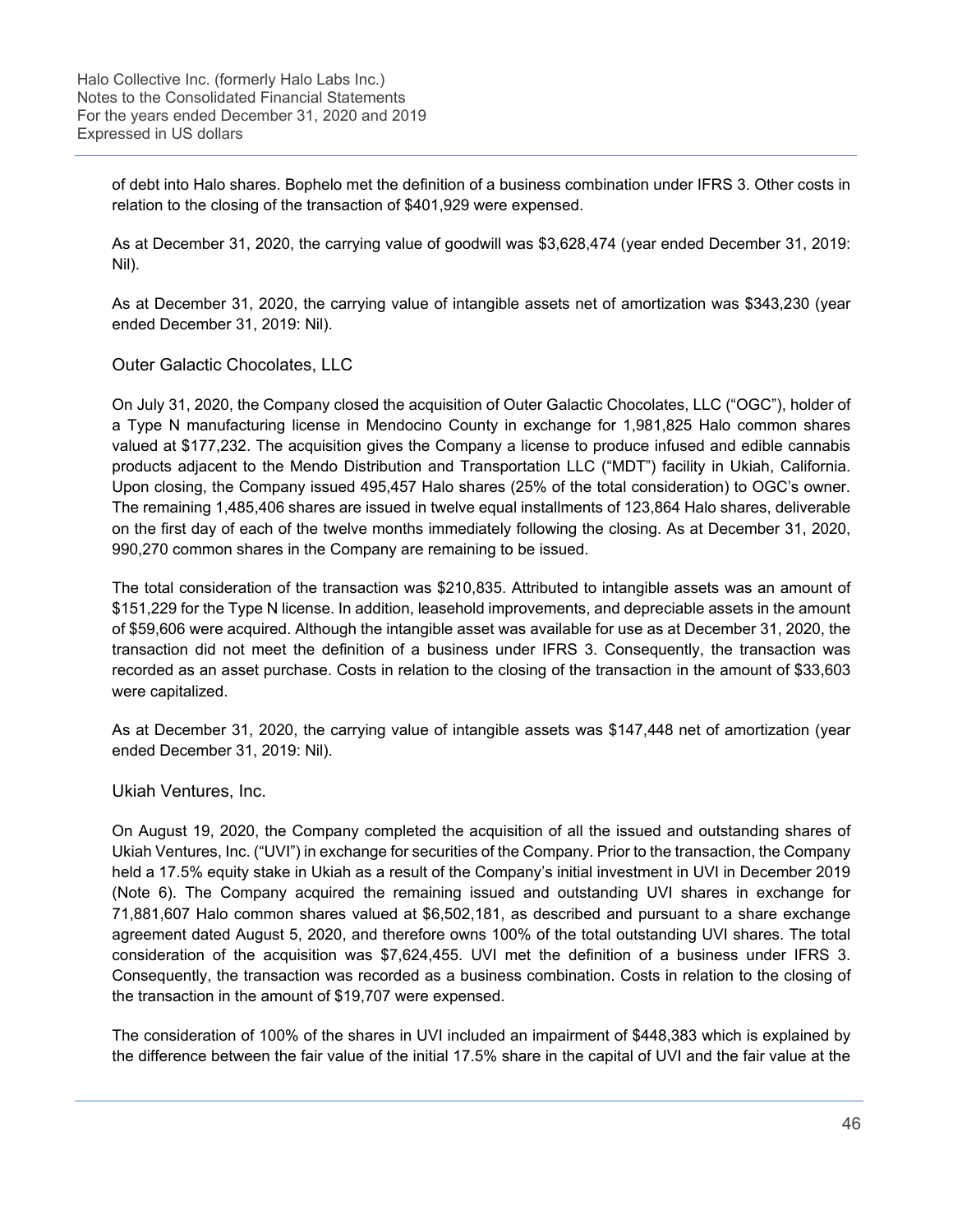of debt into Halo shares. Bophelo met the definition of a business combination under IFRS 3. Other costs in relation to the closing of the transaction of $401,929 were expensed.

As at December 31, 2020, the carrying value of goodwill was $3,628,474 (year ended December 31, 2019: Nil).

As at December 31, 2020, the carrying value of intangible assets net of amortization was $343,230 (year ended December 31, 2019: Nil).

### Outer Galactic Chocolates, LLC

On July 31, 2020, the Company closed the acquisition of Outer Galactic Chocolates, LLC ("OGC"), holder of a Type N manufacturing license in Mendocino County in exchange for 1,981,825 Halo common shares valued at $177,232. The acquisition gives the Company a license to produce infused and edible cannabis products adjacent to the Mendo Distribution and Transportation LLC ("MDT") facility in Ukiah, California. Upon closing, the Company issued 495,457 Halo shares (25% of the total consideration) to OGC's owner. The remaining 1,485,406 shares are issued in twelve equal installments of 123,864 Halo shares, deliverable on the first day of each of the twelve months immediately following the closing. As at December 31, 2020, 990,270 common shares in the Company are remaining to be issued.

The total consideration of the transaction was $210,835. Attributed to intangible assets was an amount of $151,229 for the Type N license. In addition, leasehold improvements, and depreciable assets in the amount of $59,606 were acquired. Although the intangible asset was available for use as at December 31, 2020, the transaction did not meet the definition of a business under IFRS 3. Consequently, the transaction was recorded as an asset purchase. Costs in relation to the closing of the transaction in the amount of $33,603 were capitalized.

As at December 31, 2020, the carrying value of intangible assets was $147,448 net of amortization (year ended December 31, 2019: Nil).

### Ukiah Ventures, Inc.

On August 19, 2020, the Company completed the acquisition of all the issued and outstanding shares of Ukiah Ventures, Inc. ("UVI") in exchange for securities of the Company. Prior to the transaction, the Company held a 17.5% equity stake in Ukiah as a result of the Company's initial investment in UVI in December 2019 (Note 6). The Company acquired the remaining issued and outstanding UVI shares in exchange for 71,881,607 Halo common shares valued at $6,502,181, as described and pursuant to a share exchange agreement dated August 5, 2020, and therefore owns 100% of the total outstanding UVI shares. The total consideration of the acquisition was $7,624,455. UVI met the definition of a business under IFRS 3. Consequently, the transaction was recorded as a business combination. Costs in relation to the closing of the transaction in the amount of $19,707 were expensed.

The consideration of 100% of the shares in UVI included an impairment of $448,383 which is explained by the difference between the fair value of the initial 17.5% share in the capital of UVI and the fair value at the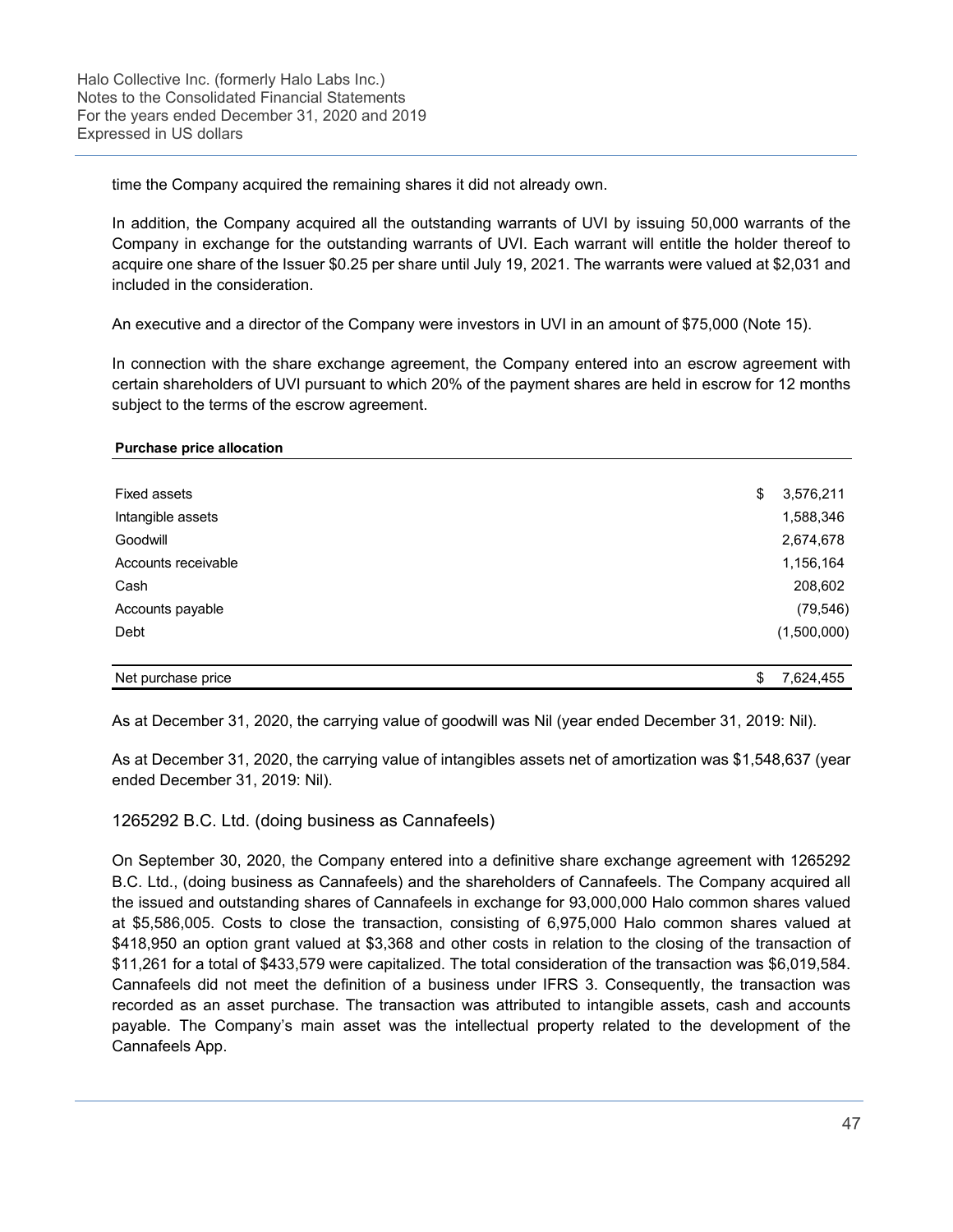time the Company acquired the remaining shares it did not already own.

In addition, the Company acquired all the outstanding warrants of UVI by issuing 50,000 warrants of the Company in exchange for the outstanding warrants of UVI. Each warrant will entitle the holder thereof to acquire one share of the Issuer $0.25 per share until July 19, 2021. The warrants were valued at $2,031 and included in the consideration.

An executive and a director of the Company were investors in UVI in an amount of $75,000 (Note 15).

In connection with the share exchange agreement, the Company entered into an escrow agreement with certain shareholders of UVI pursuant to which 20% of the payment shares are held in escrow for 12 months subject to the terms of the escrow agreement.

| **Purchase price allocation** | |
|---|---|
| Fixed assets | $ 3,576,211 |
| Intangible assets | 1,588,346 |
| Goodwill | 2,674,678 |
| Accounts receivable | 1,156,164 |
| Cash | 208,602 |
| Accounts payable | (79,546) |
| Debt | (1,500,000) |
| Net purchase price | $ 7,624,455 |

As at December 31, 2020, the carrying value of goodwill was Nil (year ended December 31, 2019: Nil).

As at December 31, 2020, the carrying value of intangibles assets net of amortization was $1,548,637 (year ended December 31, 2019: Nil).

## 1265292 B.C. Ltd. (doing business as Cannafeels)

On September 30, 2020, the Company entered into a definitive share exchange agreement with 1265292 B.C. Ltd., (doing business as Cannafeels) and the shareholders of Cannafeels. The Company acquired all the issued and outstanding shares of Cannafeels in exchange for 93,000,000 Halo common shares valued at $5,586,005. Costs to close the transaction, consisting of 6,975,000 Halo common shares valued at $418,950 an option grant valued at $3,368 and other costs in relation to the closing of the transaction of $11,261 for a total of $433,579 were capitalized. The total consideration of the transaction was $6,019,584. Cannafeels did not meet the definition of a business under IFRS 3. Consequently, the transaction was recorded as an asset purchase. The transaction was attributed to intangible assets, cash and accounts payable. The Company's main asset was the intellectual property related to the development of the Cannafeels App.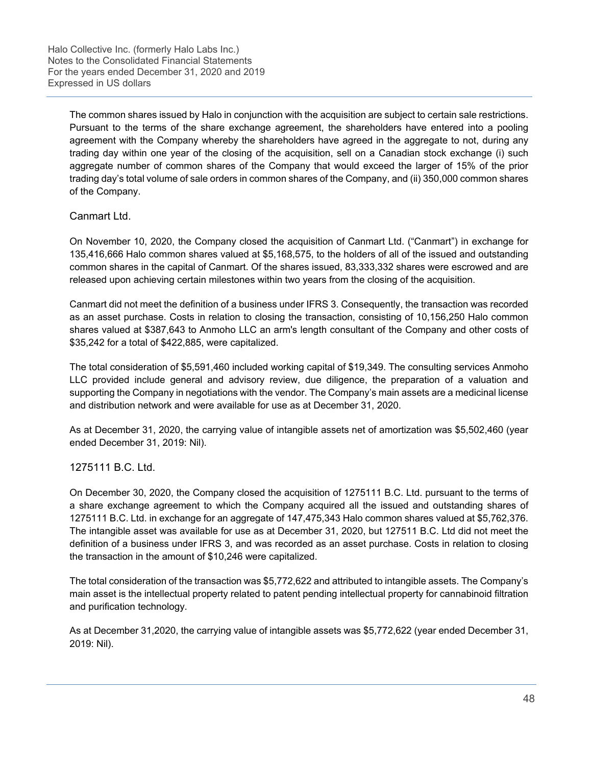The common shares issued by Halo in conjunction with the acquisition are subject to certain sale restrictions. Pursuant to the terms of the share exchange agreement, the shareholders have entered into a pooling agreement with the Company whereby the shareholders have agreed in the aggregate to not, during any trading day within one year of the closing of the acquisition, sell on a Canadian stock exchange (i) such aggregate number of common shares of the Company that would exceed the larger of 15% of the prior trading day's total volume of sale orders in common shares of the Company, and (ii) 350,000 common shares of the Company.

### Canmart Ltd.

On November 10, 2020, the Company closed the acquisition of Canmart Ltd. ("Canmart") in exchange for 135,416,666 Halo common shares valued at $5,168,575, to the holders of all of the issued and outstanding common shares in the capital of Canmart. Of the shares issued, 83,333,332 shares were escrowed and are released upon achieving certain milestones within two years from the closing of the acquisition.

Canmart did not meet the definition of a business under IFRS 3. Consequently, the transaction was recorded as an asset purchase. Costs in relation to closing the transaction, consisting of 10,156,250 Halo common shares valued at $387,643 to Anmoho LLC an arm's length consultant of the Company and other costs of $35,242 for a total of $422,885, were capitalized.

The total consideration of $5,591,460 included working capital of $19,349. The consulting services Anmoho LLC provided include general and advisory review, due diligence, the preparation of a valuation and supporting the Company in negotiations with the vendor. The Company's main assets are a medicinal license and distribution network and were available for use as at December 31, 2020.

As at December 31, 2020, the carrying value of intangible assets net of amortization was $5,502,460 (year ended December 31, 2019: Nil).

### 1275111 B.C. Ltd.

On December 30, 2020, the Company closed the acquisition of 1275111 B.C. Ltd. pursuant to the terms of a share exchange agreement to which the Company acquired all the issued and outstanding shares of 1275111 B.C. Ltd. in exchange for an aggregate of 147,475,343 Halo common shares valued at $5,762,376. The intangible asset was available for use as at December 31, 2020, but 127511 B.C. Ltd did not meet the definition of a business under IFRS 3, and was recorded as an asset purchase. Costs in relation to closing the transaction in the amount of $10,246 were capitalized.

The total consideration of the transaction was $5,772,622 and attributed to intangible assets. The Company's main asset is the intellectual property related to patent pending intellectual property for cannabinoid filtration and purification technology.

As at December 31,2020, the carrying value of intangible assets was $5,772,622 (year ended December 31, 2019: Nil).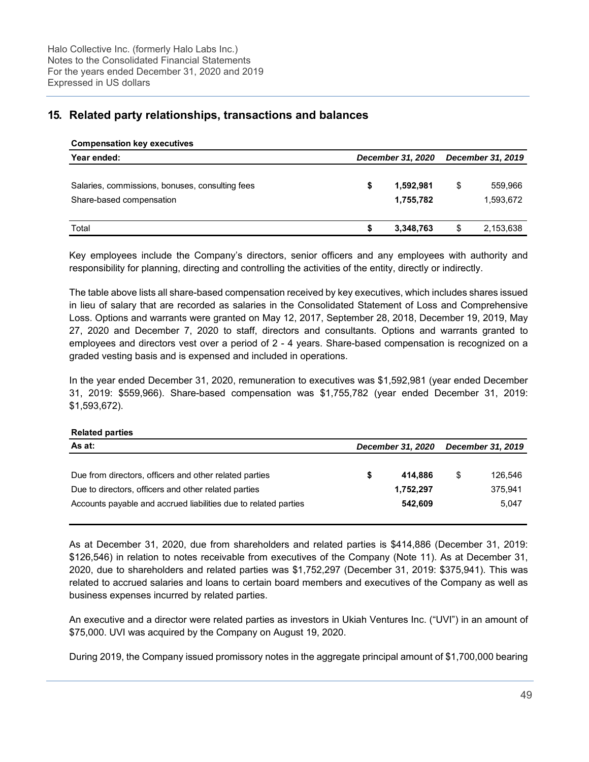## 15. Related party relationships, transactions and balances

**Compensation key executives**

| Year ended: | *December 31, 2020* | *December 31, 2019* |
|---|---|---|
| Salaries, commissions, bonuses, consulting fees | **$ 1,592,981** | $ 559,966 |
| Share-based compensation | **1,755,782** | 1,593,672 |
| Total | **$ 3,348,763** | $ 2,153,638 |

Key employees include the Company's directors, senior officers and any employees with authority and responsibility for planning, directing and controlling the activities of the entity, directly or indirectly.

The table above lists all share-based compensation received by key executives, which includes shares issued in lieu of salary that are recorded as salaries in the Consolidated Statement of Loss and Comprehensive Loss. Options and warrants were granted on May 12, 2017, September 28, 2018, December 19, 2019, May 27, 2020 and December 7, 2020 to staff, directors and consultants. Options and warrants granted to employees and directors vest over a period of 2 - 4 years. Share-based compensation is recognized on a graded vesting basis and is expensed and included in operations.

In the year ended December 31, 2020, remuneration to executives was $1,592,981 (year ended December 31, 2019: $559,966). Share-based compensation was $1,755,782 (year ended December 31, 2019: $1,593,672).

**Related parties**

| As at: | *December 31, 2020* | *December 31, 2019* |
|---|---|---|
| Due from directors, officers and other related parties | **$ 414,886** | $ 126,546 |
| Due to directors, officers and other related parties | **1,752,297** | 375,941 |
| Accounts payable and accrued liabilities due to related parties | **542,609** | 5,047 |

As at December 31, 2020, due from shareholders and related parties is $414,886 (December 31, 2019: $126,546) in relation to notes receivable from executives of the Company (Note 11). As at December 31, 2020, due to shareholders and related parties was $1,752,297 (December 31, 2019: $375,941). This was related to accrued salaries and loans to certain board members and executives of the Company as well as business expenses incurred by related parties.

An executive and a director were related parties as investors in Ukiah Ventures Inc. ("UVI") in an amount of $75,000. UVI was acquired by the Company on August 19, 2020.

During 2019, the Company issued promissory notes in the aggregate principal amount of $1,700,000 bearing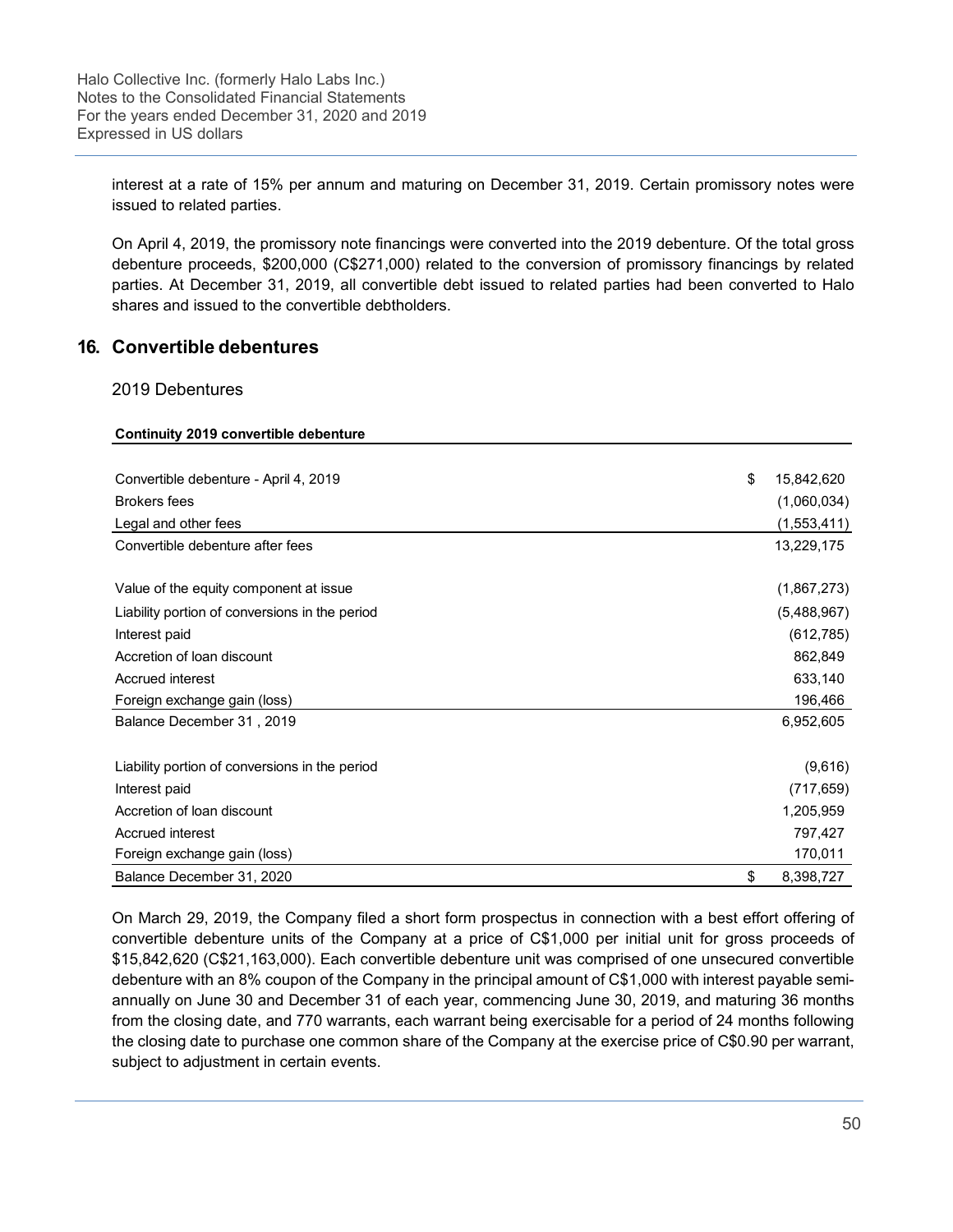interest at a rate of 15% per annum and maturing on December 31, 2019. Certain promissory notes were issued to related parties.

On April 4, 2019, the promissory note financings were converted into the 2019 debenture. Of the total gross debenture proceeds, $200,000 (C$271,000) related to the conversion of promissory financings by related parties. At December 31, 2019, all convertible debt issued to related parties had been converted to Halo shares and issued to the convertible debtholders.

## 16. Convertible debentures

### 2019 Debentures

| **Continuity 2019 convertible debenture** | |
|---|---|
| Convertible debenture - April 4, 2019 | $ 15,842,620 |
| Brokers fees | (1,060,034) |
| Legal and other fees | (1,553,411) |
| Convertible debenture after fees | 13,229,175 |
| | |
| Value of the equity component at issue | (1,867,273) |
| Liability portion of conversions in the period | (5,488,967) |
| Interest paid | (612,785) |
| Accretion of loan discount | 862,849 |
| Accrued interest | 633,140 |
| Foreign exchange gain (loss) | 196,466 |
| Balance December 31 , 2019 | 6,952,605 |
| | |
| Liability portion of conversions in the period | (9,616) |
| Interest paid | (717,659) |
| Accretion of loan discount | 1,205,959 |
| Accrued interest | 797,427 |
| Foreign exchange gain (loss) | 170,011 |
| Balance December 31, 2020 | $ 8,398,727 |

On March 29, 2019, the Company filed a short form prospectus in connection with a best effort offering of convertible debenture units of the Company at a price of C$1,000 per initial unit for gross proceeds of $15,842,620 (C$21,163,000). Each convertible debenture unit was comprised of one unsecured convertible debenture with an 8% coupon of the Company in the principal amount of C$1,000 with interest payable semi-annually on June 30 and December 31 of each year, commencing June 30, 2019, and maturing 36 months from the closing date, and 770 warrants, each warrant being exercisable for a period of 24 months following the closing date to purchase one common share of the Company at the exercise price of C$0.90 per warrant, subject to adjustment in certain events.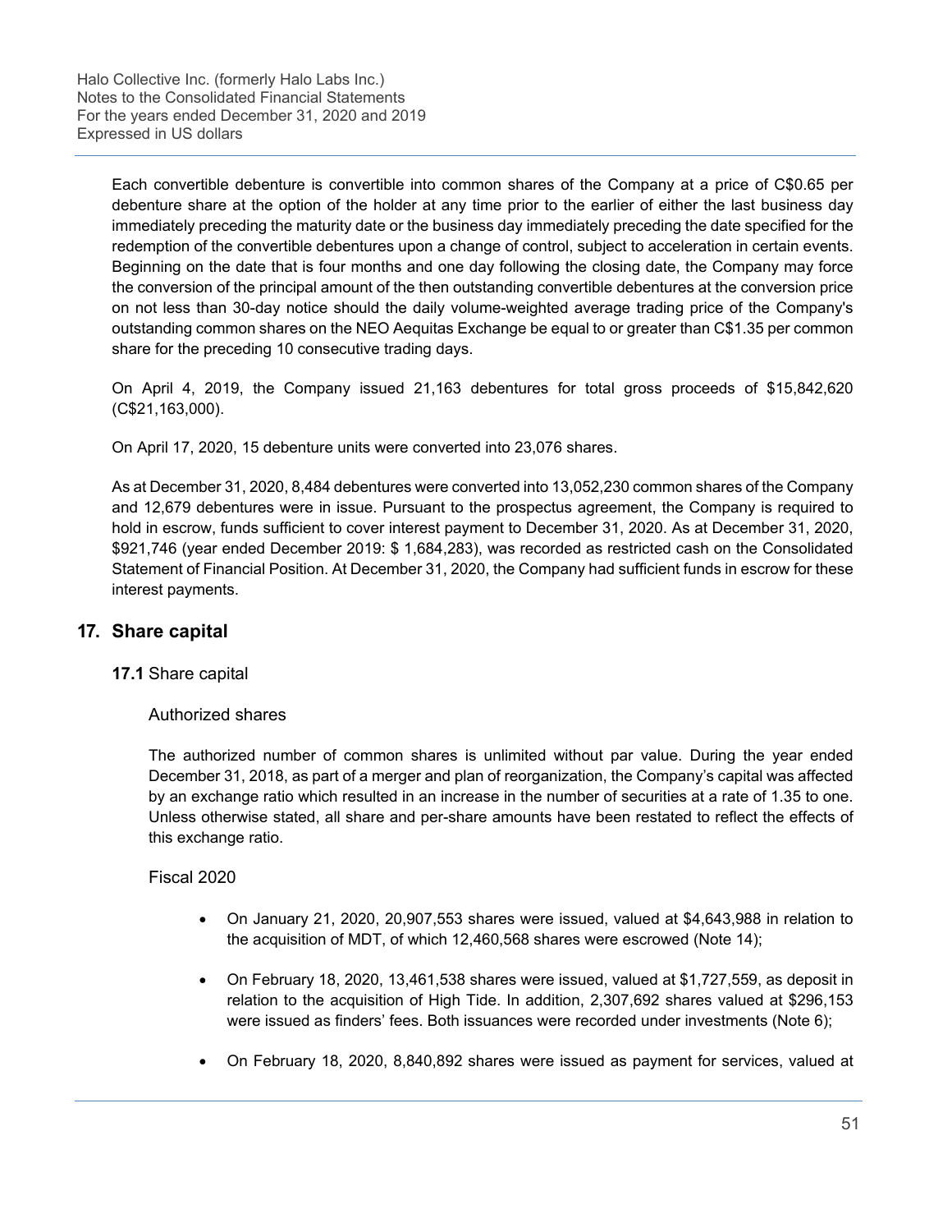Each convertible debenture is convertible into common shares of the Company at a price of C$0.65 per debenture share at the option of the holder at any time prior to the earlier of either the last business day immediately preceding the maturity date or the business day immediately preceding the date specified for the redemption of the convertible debentures upon a change of control, subject to acceleration in certain events. Beginning on the date that is four months and one day following the closing date, the Company may force the conversion of the principal amount of the then outstanding convertible debentures at the conversion price on not less than 30-day notice should the daily volume-weighted average trading price of the Company's outstanding common shares on the NEO Aequitas Exchange be equal to or greater than C$1.35 per common share for the preceding 10 consecutive trading days.

On April 4, 2019, the Company issued 21,163 debentures for total gross proceeds of $15,842,620 (C$21,163,000).

On April 17, 2020, 15 debenture units were converted into 23,076 shares.

As at December 31, 2020, 8,484 debentures were converted into 13,052,230 common shares of the Company and 12,679 debentures were in issue. Pursuant to the prospectus agreement, the Company is required to hold in escrow, funds sufficient to cover interest payment to December 31, 2020. As at December 31, 2020, $921,746 (year ended December 2019: $ 1,684,283), was recorded as restricted cash on the Consolidated Statement of Financial Position. At December 31, 2020, the Company had sufficient funds in escrow for these interest payments.

## 17. Share capital

### 17.1 Share capital

#### Authorized shares

The authorized number of common shares is unlimited without par value. During the year ended December 31, 2018, as part of a merger and plan of reorganization, the Company's capital was affected by an exchange ratio which resulted in an increase in the number of securities at a rate of 1.35 to one. Unless otherwise stated, all share and per-share amounts have been restated to reflect the effects of this exchange ratio.

#### Fiscal 2020

- On January 21, 2020, 20,907,553 shares were issued, valued at $4,643,988 in relation to the acquisition of MDT, of which 12,460,568 shares were escrowed (Note 14);
- On February 18, 2020, 13,461,538 shares were issued, valued at $1,727,559, as deposit in relation to the acquisition of High Tide. In addition, 2,307,692 shares valued at $296,153 were issued as finders' fees. Both issuances were recorded under investments (Note 6);
- On February 18, 2020, 8,840,892 shares were issued as payment for services, valued at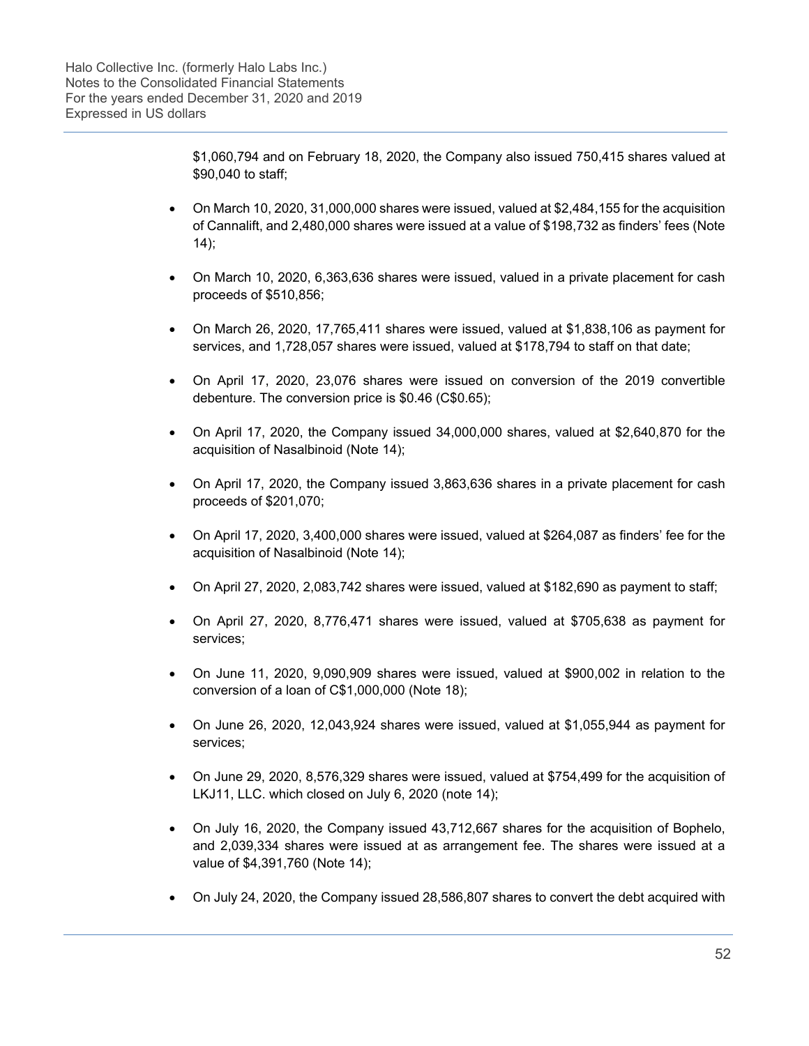$1,060,794 and on February 18, 2020, the Company also issued 750,415 shares valued at $90,040 to staff;

- On March 10, 2020, 31,000,000 shares were issued, valued at $2,484,155 for the acquisition of Cannalift, and 2,480,000 shares were issued at a value of $198,732 as finders' fees (Note 14);
- On March 10, 2020, 6,363,636 shares were issued, valued in a private placement for cash proceeds of $510,856;
- On March 26, 2020, 17,765,411 shares were issued, valued at $1,838,106 as payment for services, and 1,728,057 shares were issued, valued at $178,794 to staff on that date;
- On April 17, 2020, 23,076 shares were issued on conversion of the 2019 convertible debenture. The conversion price is $0.46 (C$0.65);
- On April 17, 2020, the Company issued 34,000,000 shares, valued at $2,640,870 for the acquisition of Nasalbinoid (Note 14);
- On April 17, 2020, the Company issued 3,863,636 shares in a private placement for cash proceeds of $201,070;
- On April 17, 2020, 3,400,000 shares were issued, valued at $264,087 as finders' fee for the acquisition of Nasalbinoid (Note 14);
- On April 27, 2020, 2,083,742 shares were issued, valued at $182,690 as payment to staff;
- On April 27, 2020, 8,776,471 shares were issued, valued at $705,638 as payment for services;
- On June 11, 2020, 9,090,909 shares were issued, valued at $900,002 in relation to the conversion of a loan of C$1,000,000 (Note 18);
- On June 26, 2020, 12,043,924 shares were issued, valued at $1,055,944 as payment for services;
- On June 29, 2020, 8,576,329 shares were issued, valued at $754,499 for the acquisition of LKJ11, LLC. which closed on July 6, 2020 (note 14);
- On July 16, 2020, the Company issued 43,712,667 shares for the acquisition of Bophelo, and 2,039,334 shares were issued at as arrangement fee. The shares were issued at a value of $4,391,760 (Note 14);
- On July 24, 2020, the Company issued 28,586,807 shares to convert the debt acquired with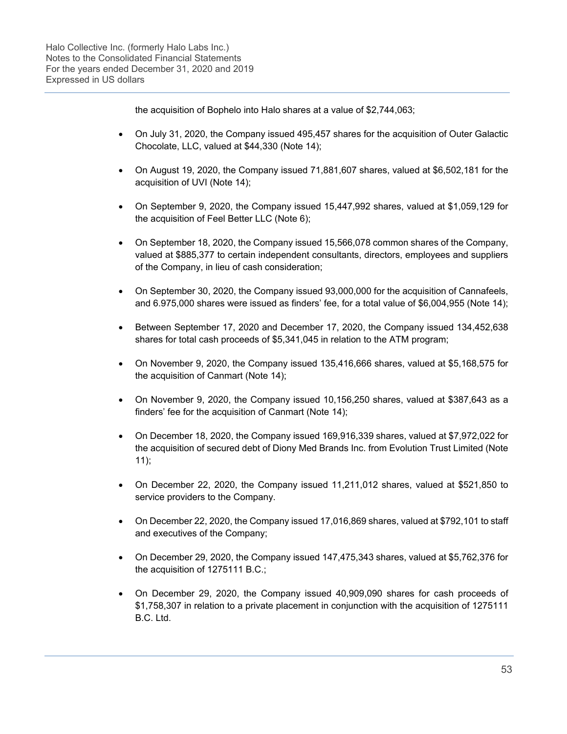the acquisition of Bophelo into Halo shares at a value of $2,744,063;

- On July 31, 2020, the Company issued 495,457 shares for the acquisition of Outer Galactic Chocolate, LLC, valued at $44,330 (Note 14);

- On August 19, 2020, the Company issued 71,881,607 shares, valued at $6,502,181 for the acquisition of UVI (Note 14);

- On September 9, 2020, the Company issued 15,447,992 shares, valued at $1,059,129 for the acquisition of Feel Better LLC (Note 6);

- On September 18, 2020, the Company issued 15,566,078 common shares of the Company, valued at $885,377 to certain independent consultants, directors, employees and suppliers of the Company, in lieu of cash consideration;

- On September 30, 2020, the Company issued 93,000,000 for the acquisition of Cannafeels, and 6.975,000 shares were issued as finders' fee, for a total value of $6,004,955 (Note 14);

- Between September 17, 2020 and December 17, 2020, the Company issued 134,452,638 shares for total cash proceeds of $5,341,045 in relation to the ATM program;

- On November 9, 2020, the Company issued 135,416,666 shares, valued at $5,168,575 for the acquisition of Canmart (Note 14);

- On November 9, 2020, the Company issued 10,156,250 shares, valued at $387,643 as a finders' fee for the acquisition of Canmart (Note 14);

- On December 18, 2020, the Company issued 169,916,339 shares, valued at $7,972,022 for the acquisition of secured debt of Diony Med Brands Inc. from Evolution Trust Limited (Note 11);

- On December 22, 2020, the Company issued 11,211,012 shares, valued at $521,850 to service providers to the Company.

- On December 22, 2020, the Company issued 17,016,869 shares, valued at $792,101 to staff and executives of the Company;

- On December 29, 2020, the Company issued 147,475,343 shares, valued at $5,762,376 for the acquisition of 1275111 B.C.;

- On December 29, 2020, the Company issued 40,909,090 shares for cash proceeds of $1,758,307 in relation to a private placement in conjunction with the acquisition of 1275111 B.C. Ltd.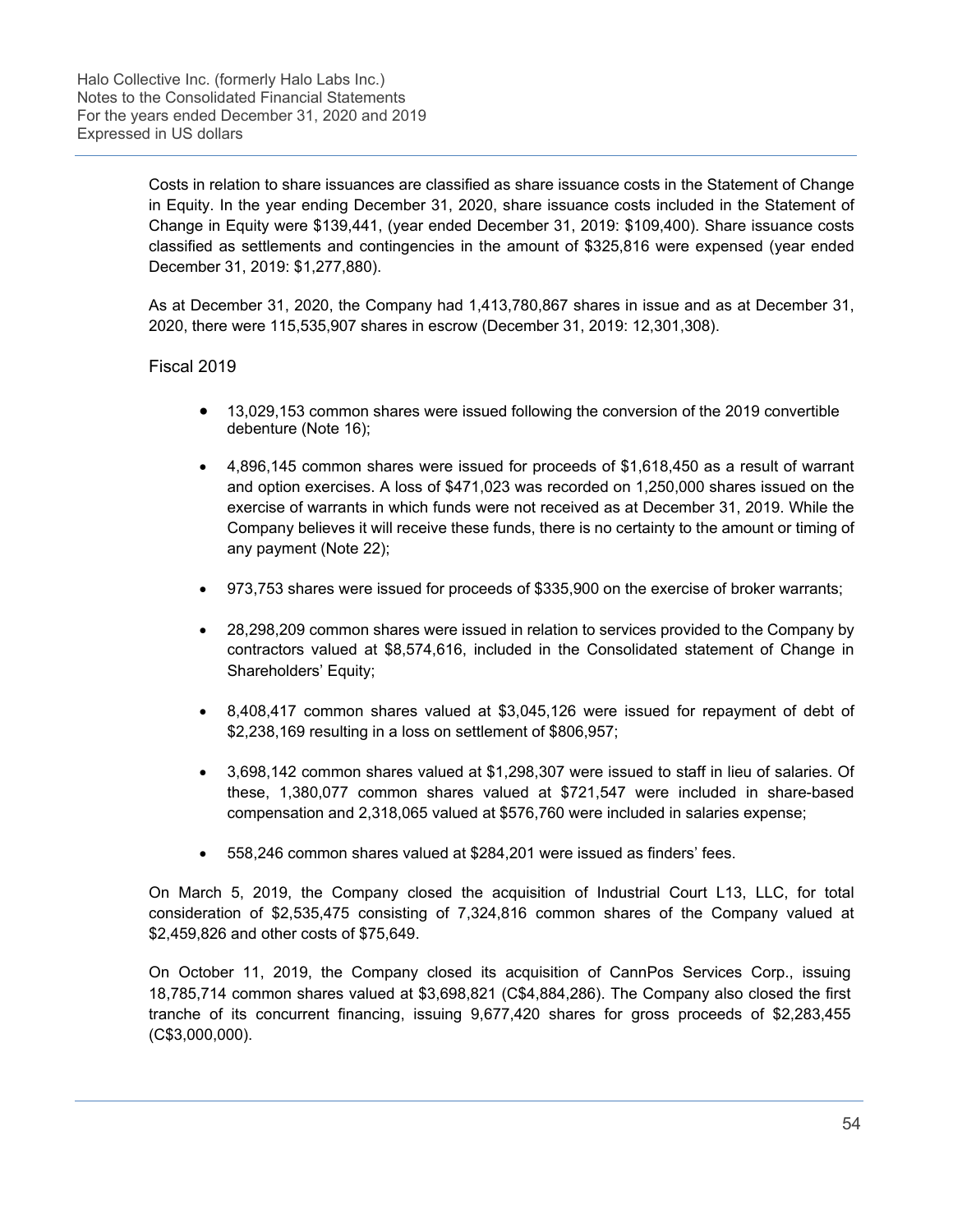Costs in relation to share issuances are classified as share issuance costs in the Statement of Change in Equity. In the year ending December 31, 2020, share issuance costs included in the Statement of Change in Equity were $139,441, (year ended December 31, 2019: $109,400). Share issuance costs classified as settlements and contingencies in the amount of $325,816 were expensed (year ended December 31, 2019: $1,277,880).

As at December 31, 2020, the Company had 1,413,780,867 shares in issue and as at December 31, 2020, there were 115,535,907 shares in escrow (December 31, 2019: 12,301,308).

### Fiscal 2019

- 13,029,153 common shares were issued following the conversion of the 2019 convertible debenture (Note 16);
- 4,896,145 common shares were issued for proceeds of $1,618,450 as a result of warrant and option exercises. A loss of $471,023 was recorded on 1,250,000 shares issued on the exercise of warrants in which funds were not received as at December 31, 2019. While the Company believes it will receive these funds, there is no certainty to the amount or timing of any payment (Note 22);
- 973,753 shares were issued for proceeds of $335,900 on the exercise of broker warrants;
- 28,298,209 common shares were issued in relation to services provided to the Company by contractors valued at $8,574,616, included in the Consolidated statement of Change in Shareholders' Equity;
- 8,408,417 common shares valued at $3,045,126 were issued for repayment of debt of $2,238,169 resulting in a loss on settlement of $806,957;
- 3,698,142 common shares valued at $1,298,307 were issued to staff in lieu of salaries. Of these, 1,380,077 common shares valued at $721,547 were included in share-based compensation and 2,318,065 valued at $576,760 were included in salaries expense;
- 558,246 common shares valued at $284,201 were issued as finders' fees.

On March 5, 2019, the Company closed the acquisition of Industrial Court L13, LLC, for total consideration of $2,535,475 consisting of 7,324,816 common shares of the Company valued at $2,459,826 and other costs of $75,649.

On October 11, 2019, the Company closed its acquisition of CannPos Services Corp., issuing 18,785,714 common shares valued at $3,698,821 (C$4,884,286). The Company also closed the first tranche of its concurrent financing, issuing 9,677,420 shares for gross proceeds of $2,283,455 (C$3,000,000).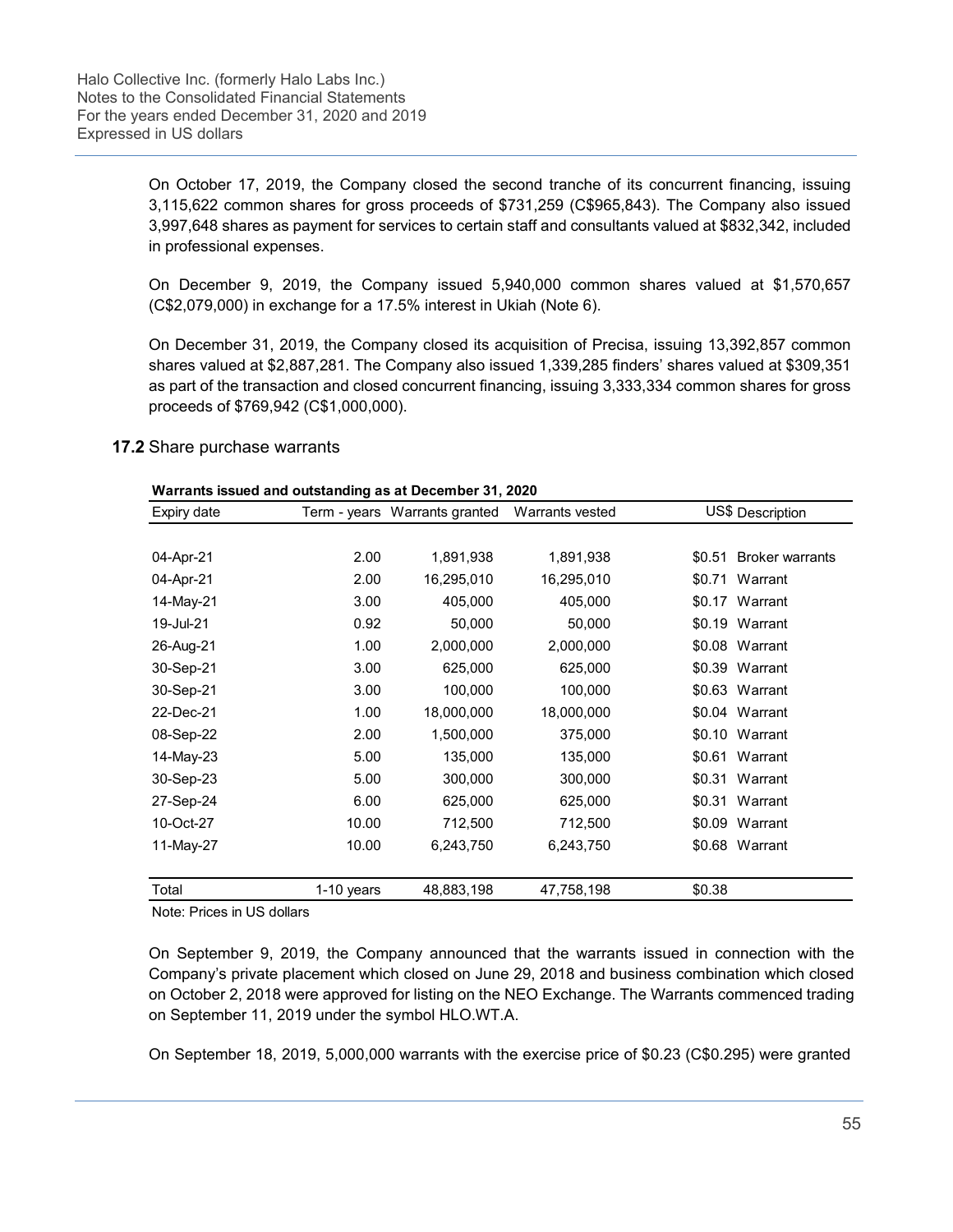On October 17, 2019, the Company closed the second tranche of its concurrent financing, issuing 3,115,622 common shares for gross proceeds of $731,259 (C$965,843). The Company also issued 3,997,648 shares as payment for services to certain staff and consultants valued at $832,342, included in professional expenses.

On December 9, 2019, the Company issued 5,940,000 common shares valued at $1,570,657 (C$2,079,000) in exchange for a 17.5% interest in Ukiah (Note 6).

On December 31, 2019, the Company closed its acquisition of Precisa, issuing 13,392,857 common shares valued at $2,887,281. The Company also issued 1,339,285 finders' shares valued at $309,351 as part of the transaction and closed concurrent financing, issuing 3,333,334 common shares for gross proceeds of $769,942 (C$1,000,000).

### 17.2 Share purchase warrants

**Warrants issued and outstanding as at December 31, 2020**

| Expiry date | Term - years | Warrants granted | Warrants vested | US$ | Description |
|---|---|---|---|---|---|
| 04-Apr-21 | 2.00 | 1,891,938 | 1,891,938 | $0.51 | Broker warrants |
| 04-Apr-21 | 2.00 | 16,295,010 | 16,295,010 | $0.71 | Warrant |
| 14-May-21 | 3.00 | 405,000 | 405,000 | $0.17 | Warrant |
| 19-Jul-21 | 0.92 | 50,000 | 50,000 | $0.19 | Warrant |
| 26-Aug-21 | 1.00 | 2,000,000 | 2,000,000 | $0.08 | Warrant |
| 30-Sep-21 | 3.00 | 625,000 | 625,000 | $0.39 | Warrant |
| 30-Sep-21 | 3.00 | 100,000 | 100,000 | $0.63 | Warrant |
| 22-Dec-21 | 1.00 | 18,000,000 | 18,000,000 | $0.04 | Warrant |
| 08-Sep-22 | 2.00 | 1,500,000 | 375,000 | $0.10 | Warrant |
| 14-May-23 | 5.00 | 135,000 | 135,000 | $0.61 | Warrant |
| 30-Sep-23 | 5.00 | 300,000 | 300,000 | $0.31 | Warrant |
| 27-Sep-24 | 6.00 | 625,000 | 625,000 | $0.31 | Warrant |
| 10-Oct-27 | 10.00 | 712,500 | 712,500 | $0.09 | Warrant |
| 11-May-27 | 10.00 | 6,243,750 | 6,243,750 | $0.68 | Warrant |
| Total | 1-10 years | 48,883,198 | 47,758,198 | $0.38 | |

Note: Prices in US dollars

On September 9, 2019, the Company announced that the warrants issued in connection with the Company's private placement which closed on June 29, 2018 and business combination which closed on October 2, 2018 were approved for listing on the NEO Exchange. The Warrants commenced trading on September 11, 2019 under the symbol HLO.WT.A.

On September 18, 2019, 5,000,000 warrants with the exercise price of $0.23 (C$0.295) were granted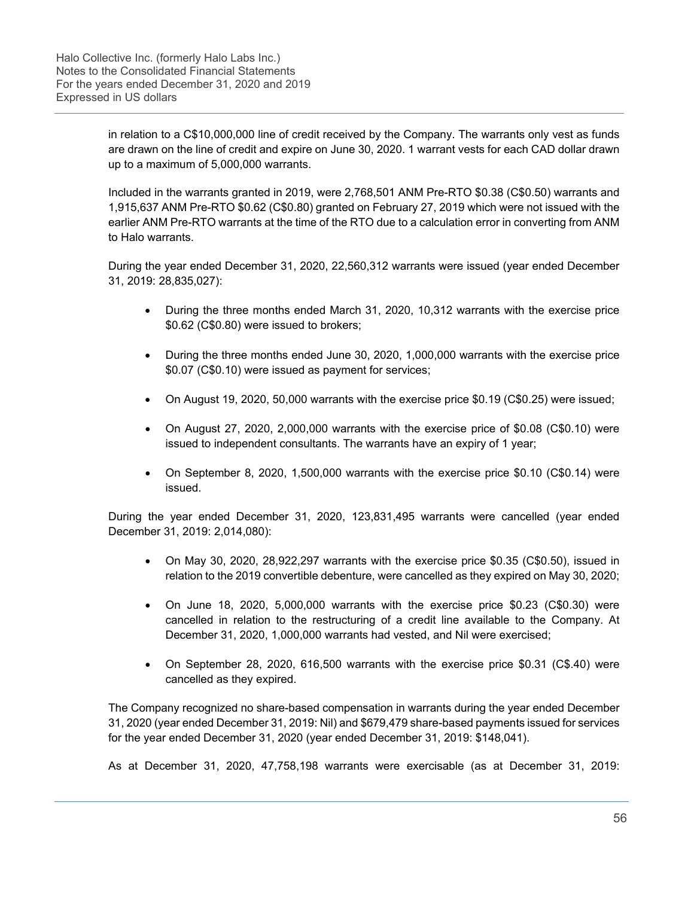in relation to a C$10,000,000 line of credit received by the Company. The warrants only vest as funds are drawn on the line of credit and expire on June 30, 2020. 1 warrant vests for each CAD dollar drawn up to a maximum of 5,000,000 warrants.

Included in the warrants granted in 2019, were 2,768,501 ANM Pre-RTO $0.38 (C$0.50) warrants and 1,915,637 ANM Pre-RTO $0.62 (C$0.80) granted on February 27, 2019 which were not issued with the earlier ANM Pre-RTO warrants at the time of the RTO due to a calculation error in converting from ANM to Halo warrants.

During the year ended December 31, 2020, 22,560,312 warrants were issued (year ended December 31, 2019: 28,835,027):

- During the three months ended March 31, 2020, 10,312 warrants with the exercise price $0.62 (C$0.80) were issued to brokers;
- During the three months ended June 30, 2020, 1,000,000 warrants with the exercise price $0.07 (C$0.10) were issued as payment for services;
- On August 19, 2020, 50,000 warrants with the exercise price $0.19 (C$0.25) were issued;
- On August 27, 2020, 2,000,000 warrants with the exercise price of $0.08 (C$0.10) were issued to independent consultants. The warrants have an expiry of 1 year;
- On September 8, 2020, 1,500,000 warrants with the exercise price $0.10 (C$0.14) were issued.

During the year ended December 31, 2020, 123,831,495 warrants were cancelled (year ended December 31, 2019: 2,014,080):

- On May 30, 2020, 28,922,297 warrants with the exercise price $0.35 (C$0.50), issued in relation to the 2019 convertible debenture, were cancelled as they expired on May 30, 2020;
- On June 18, 2020, 5,000,000 warrants with the exercise price $0.23 (C$0.30) were cancelled in relation to the restructuring of a credit line available to the Company. At December 31, 2020, 1,000,000 warrants had vested, and Nil were exercised;
- On September 28, 2020, 616,500 warrants with the exercise price $0.31 (C$.40) were cancelled as they expired.

The Company recognized no share-based compensation in warrants during the year ended December 31, 2020 (year ended December 31, 2019: Nil) and $679,479 share-based payments issued for services for the year ended December 31, 2020 (year ended December 31, 2019: $148,041).

As at December 31, 2020, 47,758,198 warrants were exercisable (as at December 31, 2019: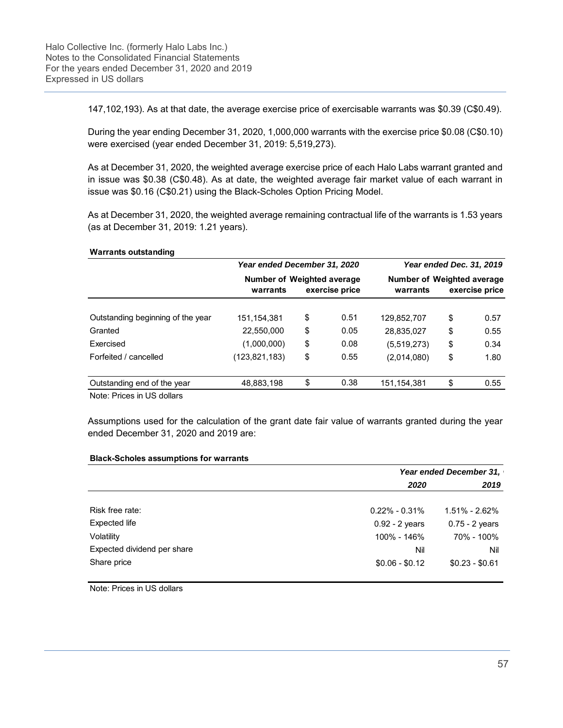147,102,193). As at that date, the average exercise price of exercisable warrants was $0.39 (C$0.49).

During the year ending December 31, 2020, 1,000,000 warrants with the exercise price $0.08 (C$0.10) were exercised (year ended December 31, 2019: 5,519,273).

As at December 31, 2020, the weighted average exercise price of each Halo Labs warrant granted and in issue was $0.38 (C$0.48). As at date, the weighted average fair market value of each warrant in issue was $0.16 (C$0.21) using the Black-Scholes Option Pricing Model.

As at December 31, 2020, the weighted average remaining contractual life of the warrants is 1.53 years (as at December 31, 2019: 1.21 years).

**Warrants outstanding**

| | *Year ended December 31, 2020* | | *Year ended Dec. 31, 2019* | |
|---|---|---|---|---|
| | **Number of warrants** | **Weighted average exercise price** | **Number of warrants** | **Weighted average exercise price** |
| Outstanding beginning of the year | 151,154,381 | $ 0.51 | 129,852,707 | $ 0.57 |
| Granted | 22,550,000 | $ 0.05 | 28,835,027 | $ 0.55 |
| Exercised | (1,000,000) | $ 0.08 | (5,519,273) | $ 0.34 |
| Forfeited / cancelled | (123,821,183) | $ 0.55 | (2,014,080) | $ 1.80 |
| Outstanding end of the year | 48,883,198 | $ 0.38 | 151,154,381 | $ 0.55 |

Note: Prices in US dollars

Assumptions used for the calculation of the grant date fair value of warrants granted during the year ended December 31, 2020 and 2019 are:

**Black-Scholes assumptions for warrants**

| | *Year ended December 31,* | |
|---|---|---|
| | ***2020*** | ***2019*** |
| Risk free rate: | 0.22% - 0.31% | 1.51% - 2.62% |
| Expected life | 0.92 - 2 years | 0.75 - 2 years |
| Volatility | 100% - 146% | 70% - 100% |
| Expected dividend per share | Nil | Nil |
| Share price | $0.06 - $0.12 | $0.23 - $0.61 |

Note: Prices in US dollars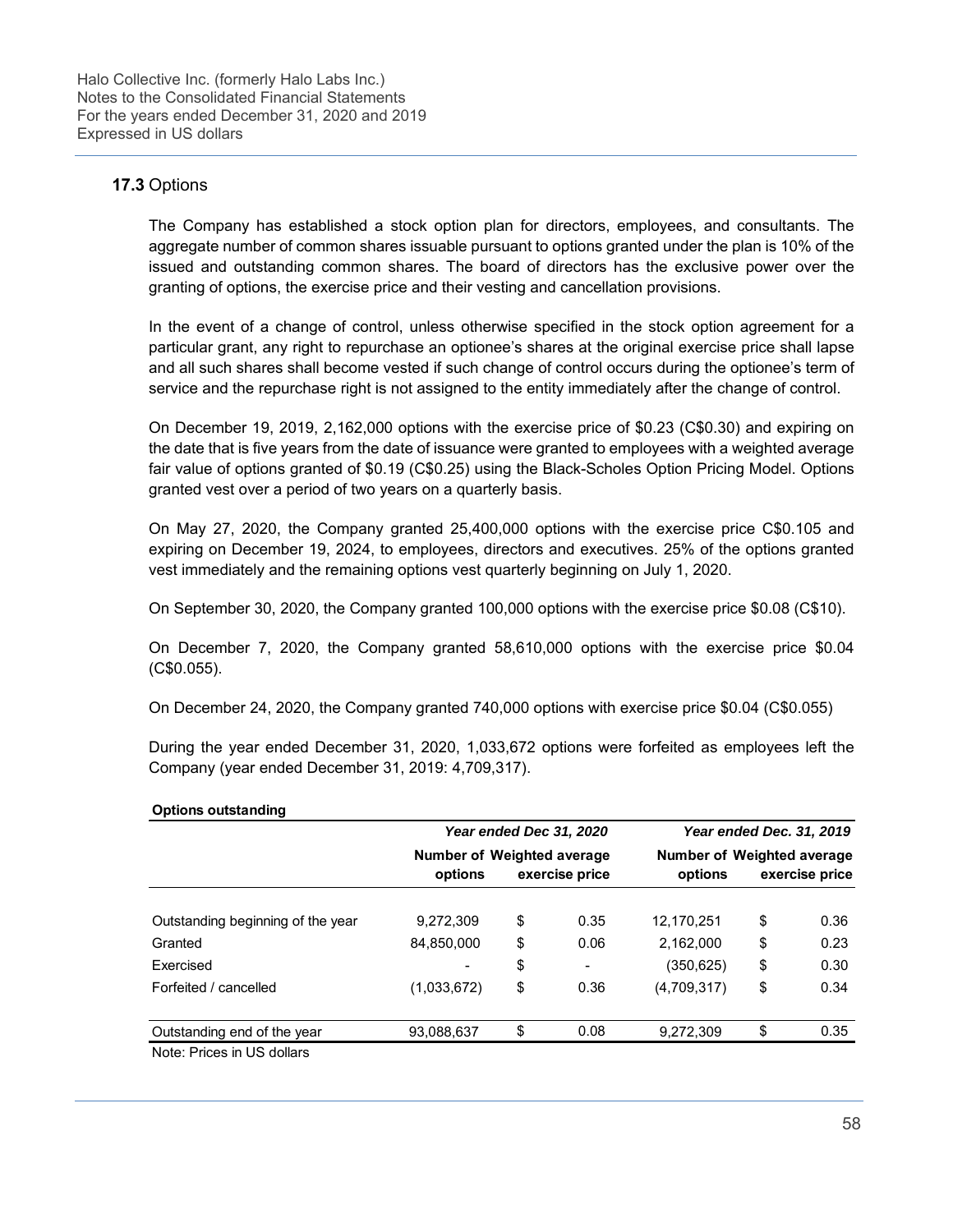### 17.3 Options

The Company has established a stock option plan for directors, employees, and consultants. The aggregate number of common shares issuable pursuant to options granted under the plan is 10% of the issued and outstanding common shares. The board of directors has the exclusive power over the granting of options, the exercise price and their vesting and cancellation provisions.

In the event of a change of control, unless otherwise specified in the stock option agreement for a particular grant, any right to repurchase an optionee's shares at the original exercise price shall lapse and all such shares shall become vested if such change of control occurs during the optionee's term of service and the repurchase right is not assigned to the entity immediately after the change of control.

On December 19, 2019, 2,162,000 options with the exercise price of $0.23 (C$0.30) and expiring on the date that is five years from the date of issuance were granted to employees with a weighted average fair value of options granted of $0.19 (C$0.25) using the Black-Scholes Option Pricing Model. Options granted vest over a period of two years on a quarterly basis.

On May 27, 2020, the Company granted 25,400,000 options with the exercise price C$0.105 and expiring on December 19, 2024, to employees, directors and executives. 25% of the options granted vest immediately and the remaining options vest quarterly beginning on July 1, 2020.

On September 30, 2020, the Company granted 100,000 options with the exercise price $0.08 (C$10).

On December 7, 2020, the Company granted 58,610,000 options with the exercise price $0.04 (C$0.055).

On December 24, 2020, the Company granted 740,000 options with exercise price $0.04 (C$0.055)

During the year ended December 31, 2020, 1,033,672 options were forfeited as employees left the Company (year ended December 31, 2019: 4,709,317).

**Options outstanding**

| | *Year ended Dec 31, 2020* | | *Year ended Dec. 31, 2019* | |
|---|---|---|---|---|
| | **Number of options** | **Weighted average exercise price** | **Number of options** | **Weighted average exercise price** |
| Outstanding beginning of the year | 9,272,309 | $ 0.35 | 12,170,251 | $ 0.36 |
| Granted | 84,850,000 | $ 0.06 | 2,162,000 | $ 0.23 |
| Exercised | - | $ - | (350,625) | $ 0.30 |
| Forfeited / cancelled | (1,033,672) | $ 0.36 | (4,709,317) | $ 0.34 |
| Outstanding end of the year | 93,088,637 | $ 0.08 | 9,272,309 | $ 0.35 |

Note: Prices in US dollars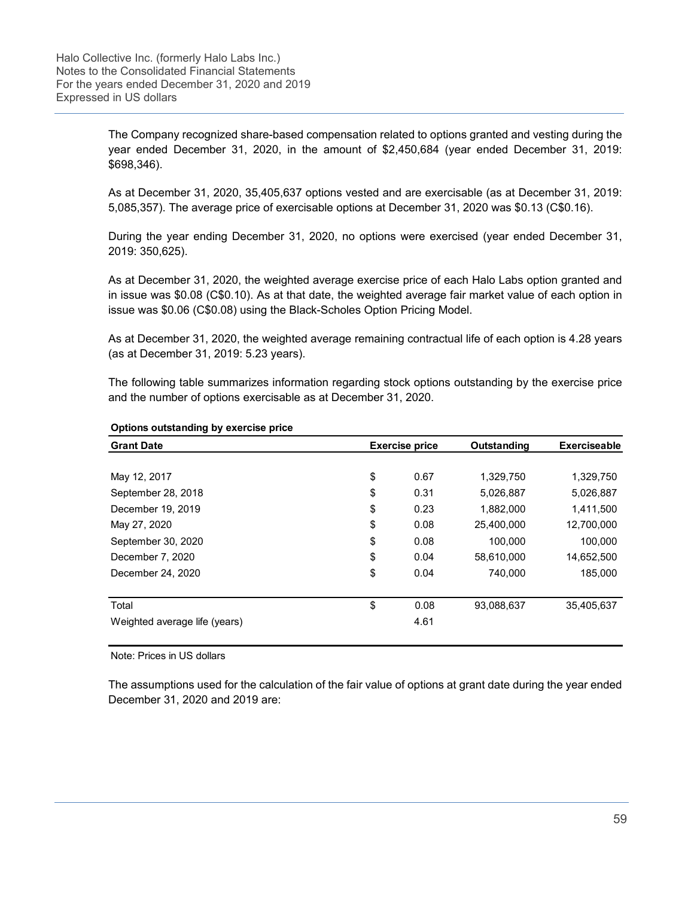The Company recognized share-based compensation related to options granted and vesting during the year ended December 31, 2020, in the amount of $2,450,684 (year ended December 31, 2019: $698,346).

As at December 31, 2020, 35,405,637 options vested and are exercisable (as at December 31, 2019: 5,085,357). The average price of exercisable options at December 31, 2020 was $0.13 (C$0.16).

During the year ending December 31, 2020, no options were exercised (year ended December 31, 2019: 350,625).

As at December 31, 2020, the weighted average exercise price of each Halo Labs option granted and in issue was $0.08 (C$0.10). As at that date, the weighted average fair market value of each option in issue was $0.06 (C$0.08) using the Black-Scholes Option Pricing Model.

As at December 31, 2020, the weighted average remaining contractual life of each option is 4.28 years (as at December 31, 2019: 5.23 years).

The following table summarizes information regarding stock options outstanding by the exercise price and the number of options exercisable as at December 31, 2020.

**Options outstanding by exercise price**

| Grant Date | Exercise price | Outstanding | Exerciseable |
|---|---|---|---|
| May 12, 2017 | $ 0.67 | 1,329,750 | 1,329,750 |
| September 28, 2018 | $ 0.31 | 5,026,887 | 5,026,887 |
| December 19, 2019 | $ 0.23 | 1,882,000 | 1,411,500 |
| May 27, 2020 | $ 0.08 | 25,400,000 | 12,700,000 |
| September 30, 2020 | $ 0.08 | 100,000 | 100,000 |
| December 7, 2020 | $ 0.04 | 58,610,000 | 14,652,500 |
| December 24, 2020 | $ 0.04 | 740,000 | 185,000 |
| Total | $ 0.08 | 93,088,637 | 35,405,637 |
| Weighted average life (years) | 4.61 | | |

Note: Prices in US dollars

The assumptions used for the calculation of the fair value of options at grant date during the year ended December 31, 2020 and 2019 are: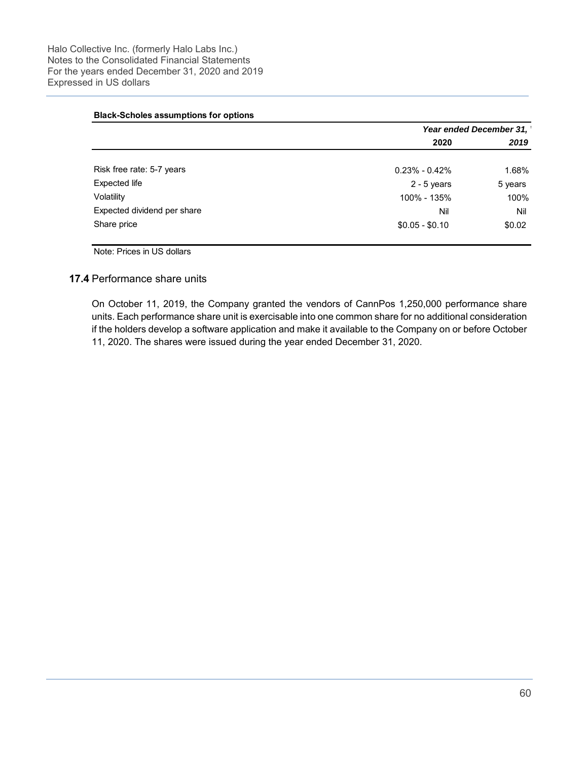**Black-Scholes assumptions for options**

| | *Year ended December 31,* | |
|---|---|---|
| | **2020** | ***2019*** |
| Risk free rate: 5-7 years | 0.23% - 0.42% | 1.68% |
| Expected life | 2 - 5 years | 5 years |
| Volatility | 100% - 135% | 100% |
| Expected dividend per share | Nil | Nil |
| Share price | $0.05 - $0.10 | $0.02 |

Note: Prices in US dollars

### **17.4** Performance share units

On October 11, 2019, the Company granted the vendors of CannPos 1,250,000 performance share units. Each performance share unit is exercisable into one common share for no additional consideration if the holders develop a software application and make it available to the Company on or before October 11, 2020. The shares were issued during the year ended December 31, 2020.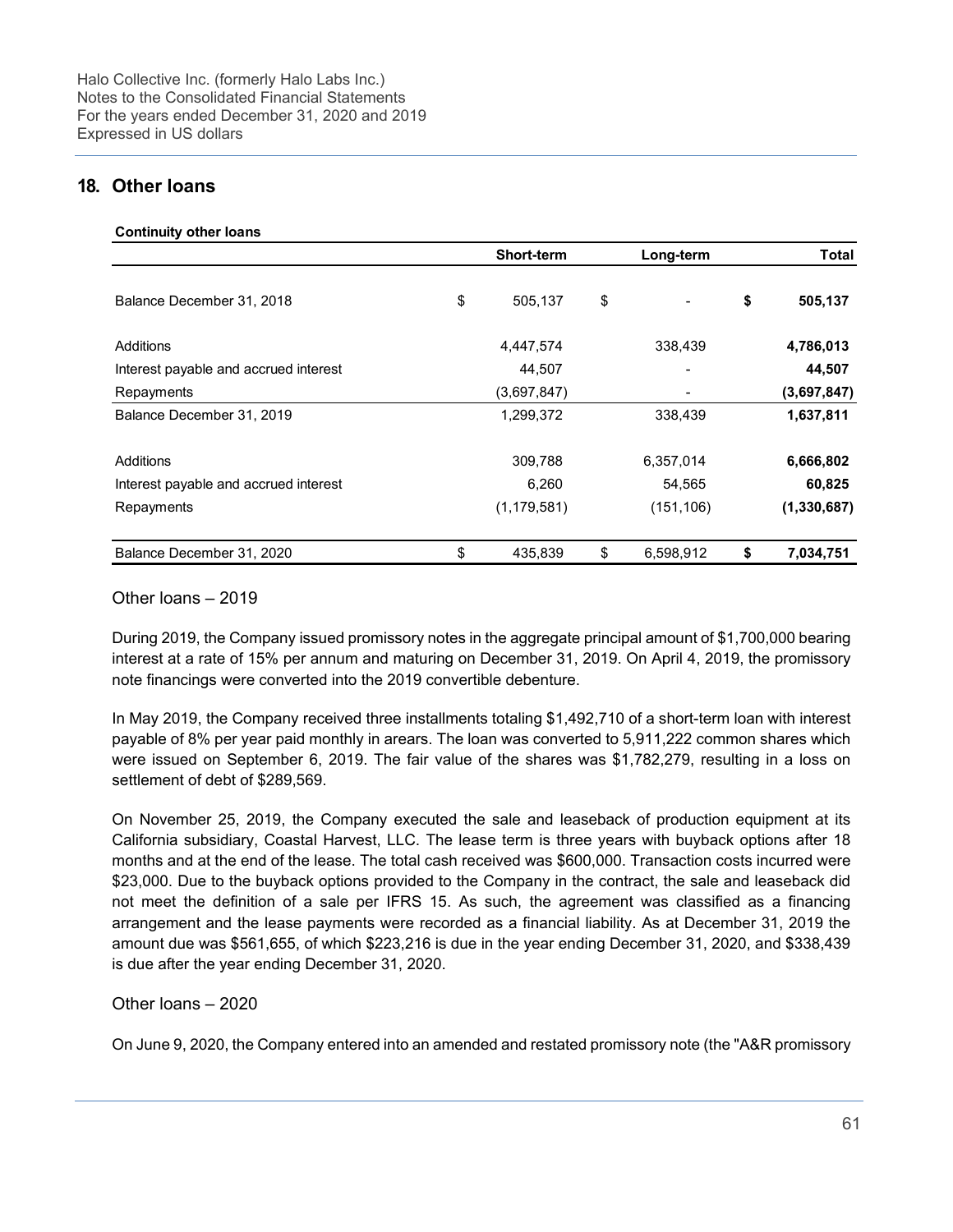## 18. Other loans

**Continuity other loans**

| | Short-term | Long-term | Total |
|---|---|---|---|
| Balance December 31, 2018 | $ 505,137 | $ - | **$ 505,137** |
| Additions | 4,447,574 | 338,439 | **4,786,013** |
| Interest payable and accrued interest | 44,507 | - | **44,507** |
| Repayments | (3,697,847) | - | **(3,697,847)** |
| Balance December 31, 2019 | 1,299,372 | 338,439 | **1,637,811** |
| Additions | 309,788 | 6,357,014 | **6,666,802** |
| Interest payable and accrued interest | 6,260 | 54,565 | **60,825** |
| Repayments | (1,179,581) | (151,106) | **(1,330,687)** |
| Balance December 31, 2020 | $ 435,839 | $ 6,598,912 | **$ 7,034,751** |

### Other loans – 2019

During 2019, the Company issued promissory notes in the aggregate principal amount of $1,700,000 bearing interest at a rate of 15% per annum and maturing on December 31, 2019. On April 4, 2019, the promissory note financings were converted into the 2019 convertible debenture.

In May 2019, the Company received three installments totaling $1,492,710 of a short-term loan with interest payable of 8% per year paid monthly in arears. The loan was converted to 5,911,222 common shares which were issued on September 6, 2019. The fair value of the shares was $1,782,279, resulting in a loss on settlement of debt of $289,569.

On November 25, 2019, the Company executed the sale and leaseback of production equipment at its California subsidiary, Coastal Harvest, LLC. The lease term is three years with buyback options after 18 months and at the end of the lease. The total cash received was $600,000. Transaction costs incurred were $23,000. Due to the buyback options provided to the Company in the contract, the sale and leaseback did not meet the definition of a sale per IFRS 15. As such, the agreement was classified as a financing arrangement and the lease payments were recorded as a financial liability. As at December 31, 2019 the amount due was $561,655, of which $223,216 is due in the year ending December 31, 2020, and $338,439 is due after the year ending December 31, 2020.

### Other loans – 2020

On June 9, 2020, the Company entered into an amended and restated promissory note (the "A&R promissory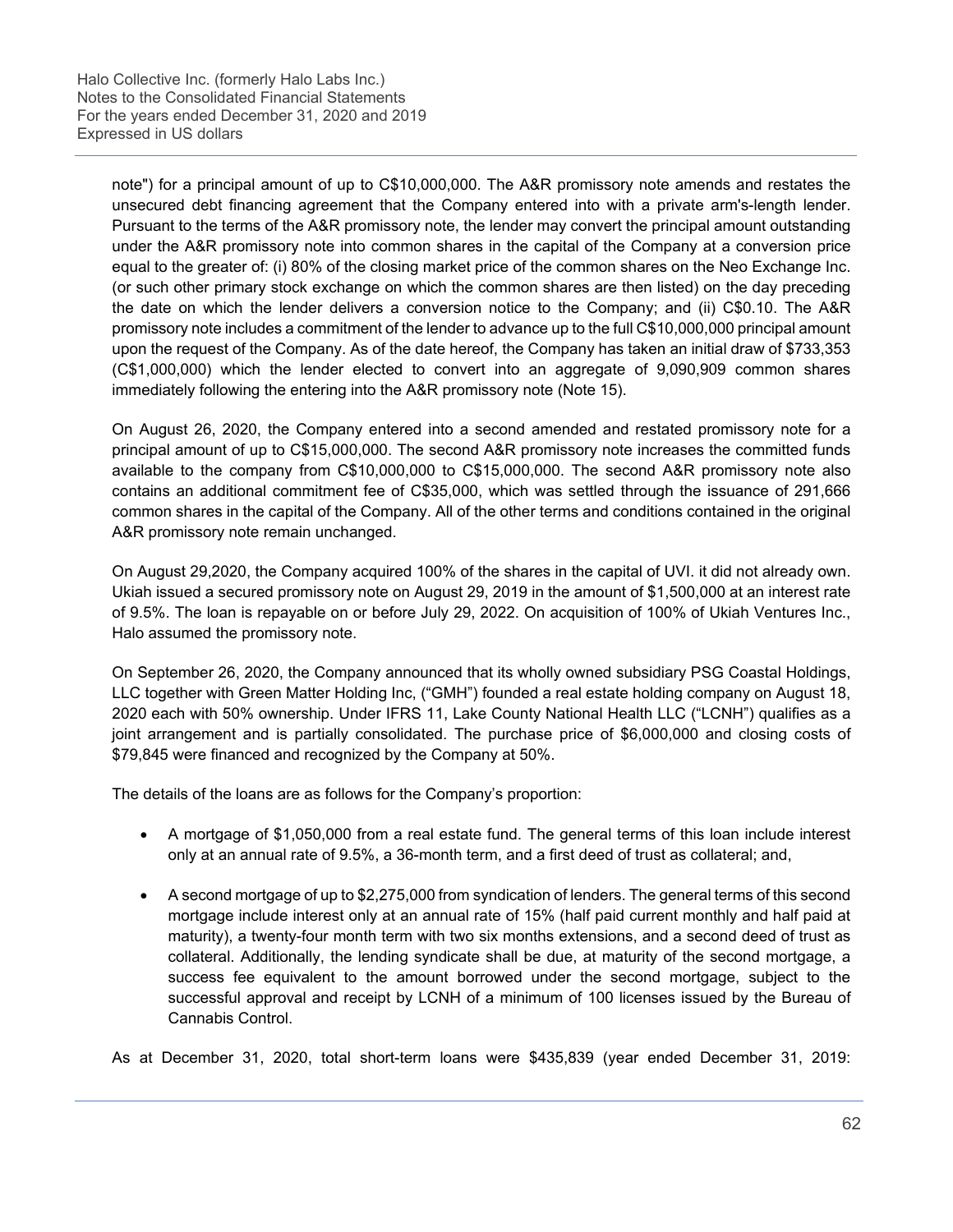note") for a principal amount of up to C$10,000,000. The A&R promissory note amends and restates the unsecured debt financing agreement that the Company entered into with a private arm's-length lender. Pursuant to the terms of the A&R promissory note, the lender may convert the principal amount outstanding under the A&R promissory note into common shares in the capital of the Company at a conversion price equal to the greater of: (i) 80% of the closing market price of the common shares on the Neo Exchange Inc. (or such other primary stock exchange on which the common shares are then listed) on the day preceding the date on which the lender delivers a conversion notice to the Company; and (ii) C$0.10. The A&R promissory note includes a commitment of the lender to advance up to the full C$10,000,000 principal amount upon the request of the Company. As of the date hereof, the Company has taken an initial draw of $733,353 (C$1,000,000) which the lender elected to convert into an aggregate of 9,090,909 common shares immediately following the entering into the A&R promissory note (Note 15).

On August 26, 2020, the Company entered into a second amended and restated promissory note for a principal amount of up to C$15,000,000. The second A&R promissory note increases the committed funds available to the company from C$10,000,000 to C$15,000,000. The second A&R promissory note also contains an additional commitment fee of C$35,000, which was settled through the issuance of 291,666 common shares in the capital of the Company. All of the other terms and conditions contained in the original A&R promissory note remain unchanged.

On August 29,2020, the Company acquired 100% of the shares in the capital of UVI. it did not already own. Ukiah issued a secured promissory note on August 29, 2019 in the amount of $1,500,000 at an interest rate of 9.5%. The loan is repayable on or before July 29, 2022. On acquisition of 100% of Ukiah Ventures Inc., Halo assumed the promissory note.

On September 26, 2020, the Company announced that its wholly owned subsidiary PSG Coastal Holdings, LLC together with Green Matter Holding Inc, ("GMH") founded a real estate holding company on August 18, 2020 each with 50% ownership. Under IFRS 11, Lake County National Health LLC ("LCNH") qualifies as a joint arrangement and is partially consolidated. The purchase price of $6,000,000 and closing costs of $79,845 were financed and recognized by the Company at 50%.

The details of the loans are as follows for the Company's proportion:

- A mortgage of $1,050,000 from a real estate fund. The general terms of this loan include interest only at an annual rate of 9.5%, a 36-month term, and a first deed of trust as collateral; and,
- A second mortgage of up to $2,275,000 from syndication of lenders. The general terms of this second mortgage include interest only at an annual rate of 15% (half paid current monthly and half paid at maturity), a twenty-four month term with two six months extensions, and a second deed of trust as collateral. Additionally, the lending syndicate shall be due, at maturity of the second mortgage, a success fee equivalent to the amount borrowed under the second mortgage, subject to the successful approval and receipt by LCNH of a minimum of 100 licenses issued by the Bureau of Cannabis Control.

As at December 31, 2020, total short-term loans were $435,839 (year ended December 31, 2019: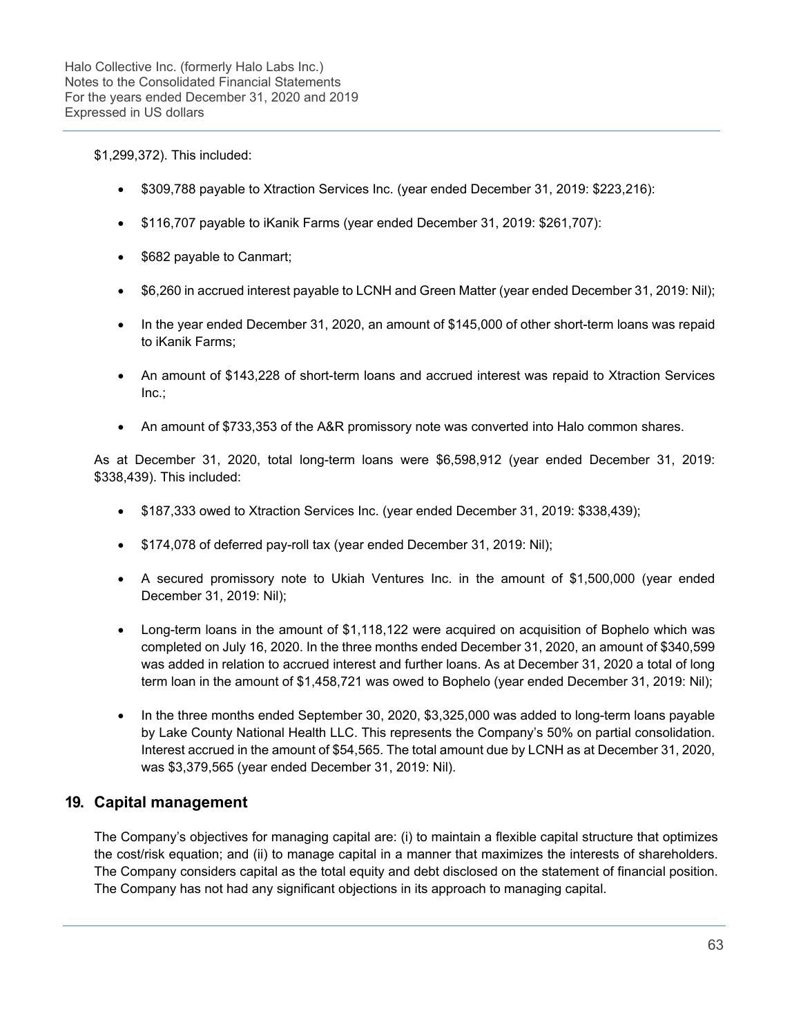$1,299,372). This included:

- $309,788 payable to Xtraction Services Inc. (year ended December 31, 2019: $223,216):
- $116,707 payable to iKanik Farms (year ended December 31, 2019: $261,707):
- $682 payable to Canmart;
- $6,260 in accrued interest payable to LCNH and Green Matter (year ended December 31, 2019: Nil);
- In the year ended December 31, 2020, an amount of $145,000 of other short-term loans was repaid to iKanik Farms;
- An amount of $143,228 of short-term loans and accrued interest was repaid to Xtraction Services Inc.;
- An amount of $733,353 of the A&R promissory note was converted into Halo common shares.

As at December 31, 2020, total long-term loans were $6,598,912 (year ended December 31, 2019: $338,439). This included:

- $187,333 owed to Xtraction Services Inc. (year ended December 31, 2019: $338,439);
- $174,078 of deferred pay-roll tax (year ended December 31, 2019: Nil);
- A secured promissory note to Ukiah Ventures Inc. in the amount of $1,500,000 (year ended December 31, 2019: Nil);
- Long-term loans in the amount of $1,118,122 were acquired on acquisition of Bophelo which was completed on July 16, 2020. In the three months ended December 31, 2020, an amount of $340,599 was added in relation to accrued interest and further loans. As at December 31, 2020 a total of long term loan in the amount of $1,458,721 was owed to Bophelo (year ended December 31, 2019: Nil);
- In the three months ended September 30, 2020, $3,325,000 was added to long-term loans payable by Lake County National Health LLC. This represents the Company's 50% on partial consolidation. Interest accrued in the amount of $54,565. The total amount due by LCNH as at December 31, 2020, was $3,379,565 (year ended December 31, 2019: Nil).

## 19. Capital management

The Company's objectives for managing capital are: (i) to maintain a flexible capital structure that optimizes the cost/risk equation; and (ii) to manage capital in a manner that maximizes the interests of shareholders. The Company considers capital as the total equity and debt disclosed on the statement of financial position. The Company has not had any significant objections in its approach to managing capital.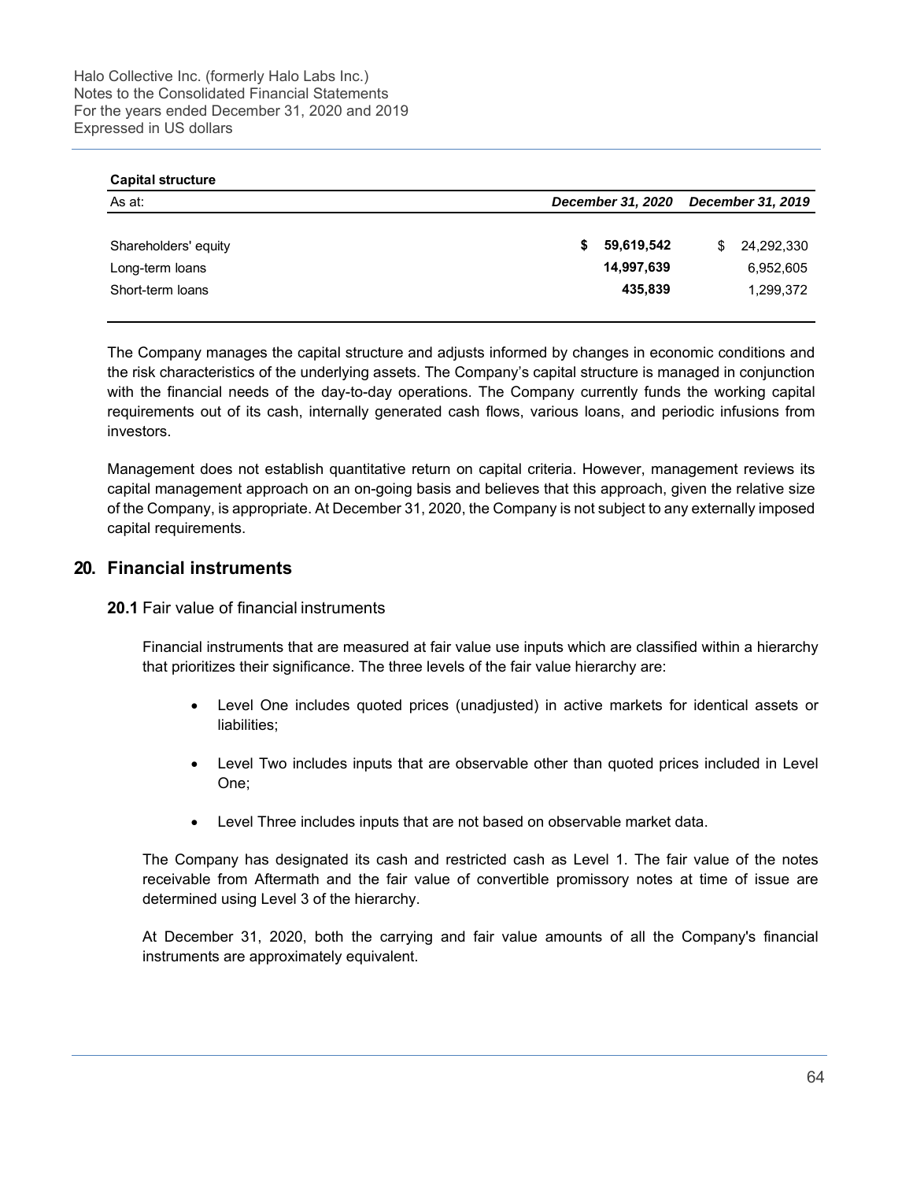**Capital structure**

| As at: | *December 31, 2020* | *December 31, 2019* |
|---|---|---|
| Shareholders' equity | **$ 59,619,542** | $ 24,292,330 |
| Long-term loans | **14,997,639** | 6,952,605 |
| Short-term loans | **435,839** | 1,299,372 |

The Company manages the capital structure and adjusts informed by changes in economic conditions and the risk characteristics of the underlying assets. The Company's capital structure is managed in conjunction with the financial needs of the day-to-day operations. The Company currently funds the working capital requirements out of its cash, internally generated cash flows, various loans, and periodic infusions from investors.

Management does not establish quantitative return on capital criteria. However, management reviews its capital management approach on an on-going basis and believes that this approach, given the relative size of the Company, is appropriate. At December 31, 2020, the Company is not subject to any externally imposed capital requirements.

## 20. Financial instruments

### 20.1 Fair value of financial instruments

Financial instruments that are measured at fair value use inputs which are classified within a hierarchy that prioritizes their significance. The three levels of the fair value hierarchy are:

- Level One includes quoted prices (unadjusted) in active markets for identical assets or liabilities;
- Level Two includes inputs that are observable other than quoted prices included in Level One;
- Level Three includes inputs that are not based on observable market data.

The Company has designated its cash and restricted cash as Level 1. The fair value of the notes receivable from Aftermath and the fair value of convertible promissory notes at time of issue are determined using Level 3 of the hierarchy.

At December 31, 2020, both the carrying and fair value amounts of all the Company's financial instruments are approximately equivalent.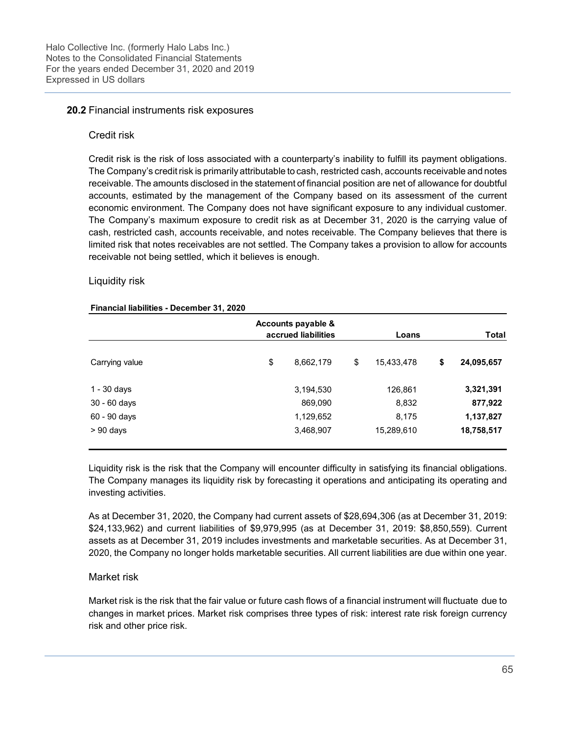## 20.2 Financial instruments risk exposures

### Credit risk

Credit risk is the risk of loss associated with a counterparty's inability to fulfill its payment obligations. The Company's credit risk is primarily attributable to cash, restricted cash, accounts receivable and notes receivable. The amounts disclosed in the statement of financial position are net of allowance for doubtful accounts, estimated by the management of the Company based on its assessment of the current economic environment. The Company does not have significant exposure to any individual customer. The Company's maximum exposure to credit risk as at December 31, 2020 is the carrying value of cash, restricted cash, accounts receivable, and notes receivable. The Company believes that there is limited risk that notes receivables are not settled. The Company takes a provision to allow for accounts receivable not being settled, which it believes is enough.

### Liquidity risk

**Financial liabilities - December 31, 2020**

| | Accounts payable & accrued liabilities | Loans | Total |
|---|---|---|---|
| Carrying value | $ 8,662,179 | $ 15,433,478 | **$ 24,095,657** |
| 1 - 30 days | 3,194,530 | 126,861 | **3,321,391** |
| 30 - 60 days | 869,090 | 8,832 | **877,922** |
| 60 - 90 days | 1,129,652 | 8,175 | **1,137,827** |
| > 90 days | 3,468,907 | 15,289,610 | **18,758,517** |

Liquidity risk is the risk that the Company will encounter difficulty in satisfying its financial obligations. The Company manages its liquidity risk by forecasting it operations and anticipating its operating and investing activities.

As at December 31, 2020, the Company had current assets of $28,694,306 (as at December 31, 2019: $24,133,962) and current liabilities of $9,979,995 (as at December 31, 2019: $8,850,559). Current assets as at December 31, 2019 includes investments and marketable securities. As at December 31, 2020, the Company no longer holds marketable securities. All current liabilities are due within one year.

### Market risk

Market risk is the risk that the fair value or future cash flows of a financial instrument will fluctuate due to changes in market prices. Market risk comprises three types of risk: interest rate risk foreign currency risk and other price risk.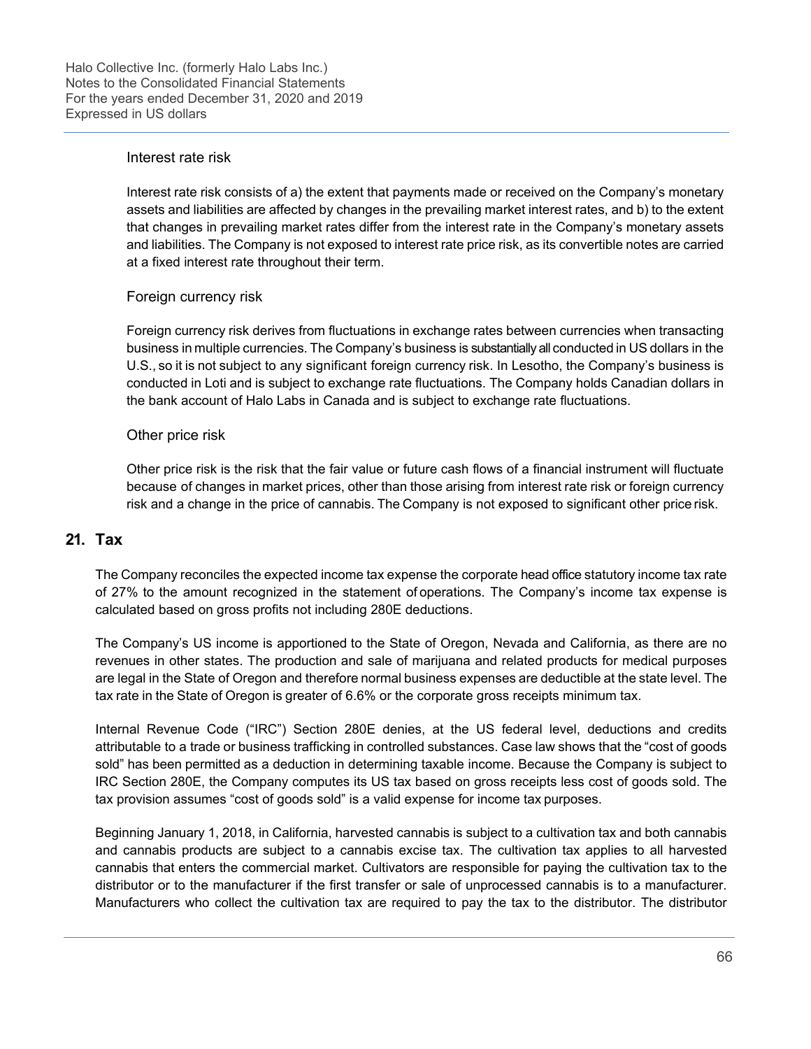### Interest rate risk

Interest rate risk consists of a) the extent that payments made or received on the Company's monetary assets and liabilities are affected by changes in the prevailing market interest rates, and b) to the extent that changes in prevailing market rates differ from the interest rate in the Company's monetary assets and liabilities. The Company is not exposed to interest rate price risk, as its convertible notes are carried at a fixed interest rate throughout their term.

### Foreign currency risk

Foreign currency risk derives from fluctuations in exchange rates between currencies when transacting business in multiple currencies. The Company's business is substantially all conducted in US dollars in the U.S., so it is not subject to any significant foreign currency risk. In Lesotho, the Company's business is conducted in Loti and is subject to exchange rate fluctuations. The Company holds Canadian dollars in the bank account of Halo Labs in Canada and is subject to exchange rate fluctuations.

### Other price risk

Other price risk is the risk that the fair value or future cash flows of a financial instrument will fluctuate because of changes in market prices, other than those arising from interest rate risk or foreign currency risk and a change in the price of cannabis. The Company is not exposed to significant other price risk.

## 21. Tax

The Company reconciles the expected income tax expense the corporate head office statutory income tax rate of 27% to the amount recognized in the statement of operations. The Company's income tax expense is calculated based on gross profits not including 280E deductions.

The Company's US income is apportioned to the State of Oregon, Nevada and California, as there are no revenues in other states. The production and sale of marijuana and related products for medical purposes are legal in the State of Oregon and therefore normal business expenses are deductible at the state level. The tax rate in the State of Oregon is greater of 6.6% or the corporate gross receipts minimum tax.

Internal Revenue Code ("IRC") Section 280E denies, at the US federal level, deductions and credits attributable to a trade or business trafficking in controlled substances. Case law shows that the "cost of goods sold" has been permitted as a deduction in determining taxable income. Because the Company is subject to IRC Section 280E, the Company computes its US tax based on gross receipts less cost of goods sold. The tax provision assumes "cost of goods sold" is a valid expense for income tax purposes.

Beginning January 1, 2018, in California, harvested cannabis is subject to a cultivation tax and both cannabis and cannabis products are subject to a cannabis excise tax. The cultivation tax applies to all harvested cannabis that enters the commercial market. Cultivators are responsible for paying the cultivation tax to the distributor or to the manufacturer if the first transfer or sale of unprocessed cannabis is to a manufacturer. Manufacturers who collect the cultivation tax are required to pay the tax to the distributor. The distributor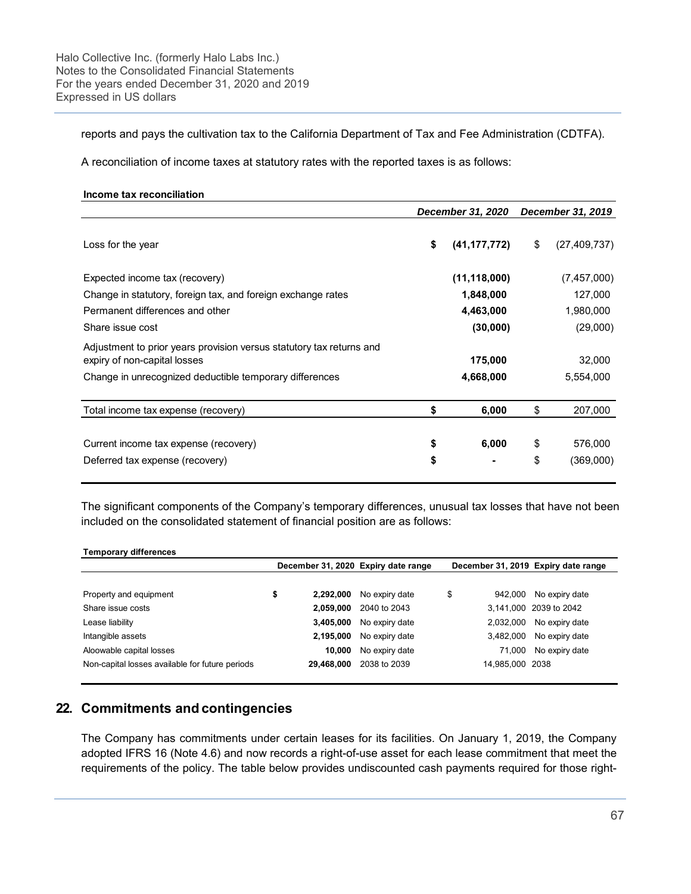reports and pays the cultivation tax to the California Department of Tax and Fee Administration (CDTFA).

A reconciliation of income taxes at statutory rates with the reported taxes is as follows:

**Income tax reconciliation**

| | December 31, 2020 | December 31, 2019 |
|---|---|---|
| Loss for the year | **$ (41,177,772)** | $ (27,409,737) |
| Expected income tax (recovery) | **(11,118,000)** | (7,457,000) |
| Change in statutory, foreign tax, and foreign exchange rates | **1,848,000** | 127,000 |
| Permanent differences and other | **4,463,000** | 1,980,000 |
| Share issue cost | **(30,000)** | (29,000) |
| Adjustment to prior years provision versus statutory tax returns and expiry of non-capital losses | **175,000** | 32,000 |
| Change in unrecognized deductible temporary differences | **4,668,000** | 5,554,000 |
| Total income tax expense (recovery) | **$ 6,000** | $ 207,000 |
| Current income tax expense (recovery) | **$ 6,000** | $ 576,000 |
| Deferred tax expense (recovery) | **$ -** | $ (369,000) |

The significant components of the Company's temporary differences, unusual tax losses that have not been included on the consolidated statement of financial position are as follows:

**Temporary differences**

| | December 31, 2020 | Expiry date range | December 31, 2019 | Expiry date range |
|---|---|---|---|---|
| Property and equipment | **$ 2,292,000** | No expiry date | $ 942,000 | No expiry date |
| Share issue costs | **2,059,000** | 2040 to 2043 | 3,141,000 | 2039 to 2042 |
| Lease liability | **3,405,000** | No expiry date | 2,032,000 | No expiry date |
| Intangible assets | **2,195,000** | No expiry date | 3,482,000 | No expiry date |
| Aloowable capital losses | **10,000** | No expiry date | 71,000 | No expiry date |
| Non-capital losses available for future periods | **29,468,000** | 2038 to 2039 | 14,985,000 | 2038 |

## 22. Commitments and contingencies

The Company has commitments under certain leases for its facilities. On January 1, 2019, the Company adopted IFRS 16 (Note 4.6) and now records a right-of-use asset for each lease commitment that meet the requirements of the policy. The table below provides undiscounted cash payments required for those right-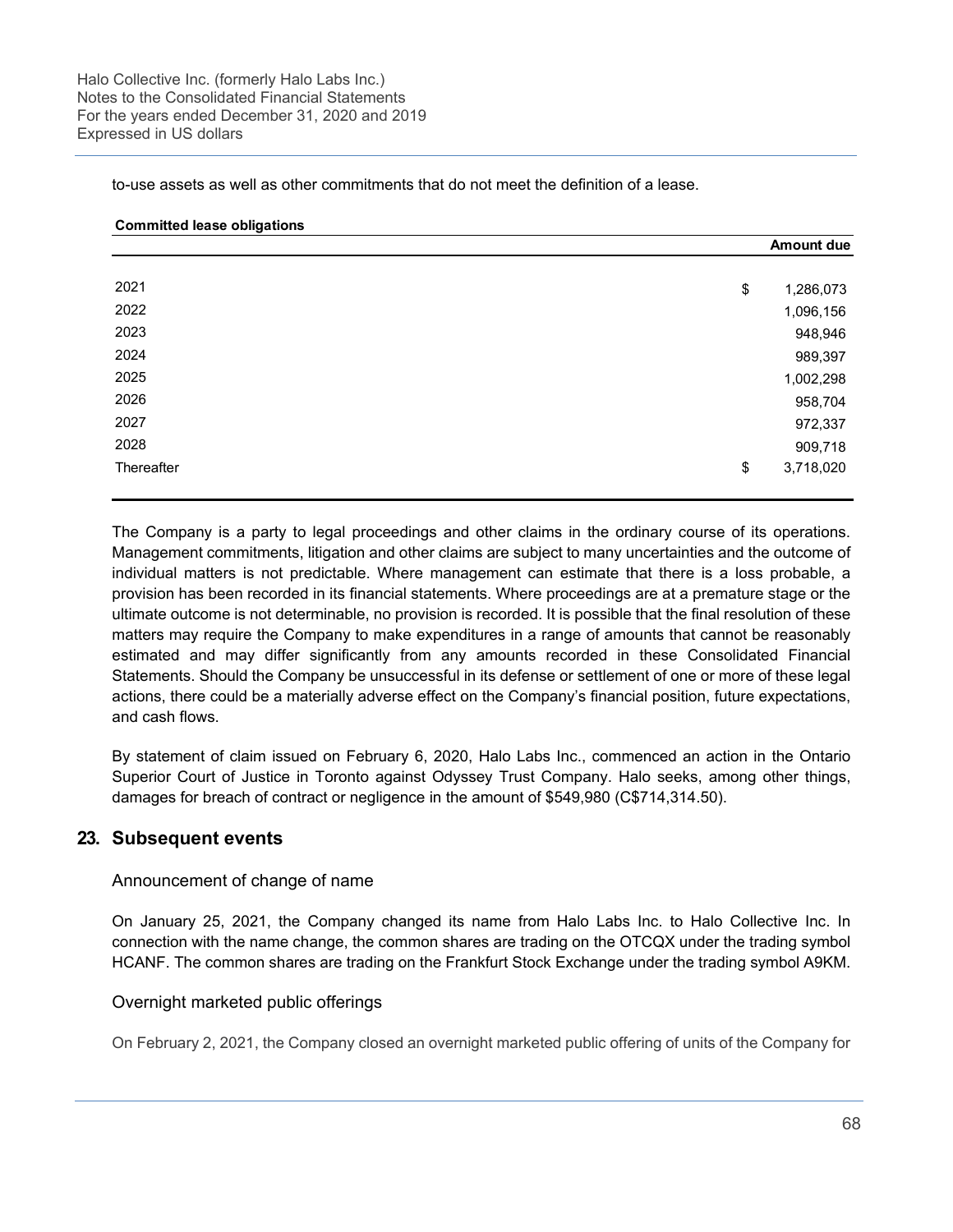to-use assets as well as other commitments that do not meet the definition of a lease.

**Committed lease obligations**

| | Amount due |
|---|---|
| 2021 | $ 1,286,073 |
| 2022 | 1,096,156 |
| 2023 | 948,946 |
| 2024 | 989,397 |
| 2025 | 1,002,298 |
| 2026 | 958,704 |
| 2027 | 972,337 |
| 2028 | 909,718 |
| Thereafter | $ 3,718,020 |

The Company is a party to legal proceedings and other claims in the ordinary course of its operations. Management commitments, litigation and other claims are subject to many uncertainties and the outcome of individual matters is not predictable. Where management can estimate that there is a loss probable, a provision has been recorded in its financial statements. Where proceedings are at a premature stage or the ultimate outcome is not determinable, no provision is recorded. It is possible that the final resolution of these matters may require the Company to make expenditures in a range of amounts that cannot be reasonably estimated and may differ significantly from any amounts recorded in these Consolidated Financial Statements. Should the Company be unsuccessful in its defense or settlement of one or more of these legal actions, there could be a materially adverse effect on the Company's financial position, future expectations, and cash flows.

By statement of claim issued on February 6, 2020, Halo Labs Inc., commenced an action in the Ontario Superior Court of Justice in Toronto against Odyssey Trust Company. Halo seeks, among other things, damages for breach of contract or negligence in the amount of $549,980 (C$714,314.50).

## 23. Subsequent events

### Announcement of change of name

On January 25, 2021, the Company changed its name from Halo Labs Inc. to Halo Collective Inc. In connection with the name change, the common shares are trading on the OTCQX under the trading symbol HCANF. The common shares are trading on the Frankfurt Stock Exchange under the trading symbol A9KM.

### Overnight marketed public offerings

On February 2, 2021, the Company closed an overnight marketed public offering of units of the Company for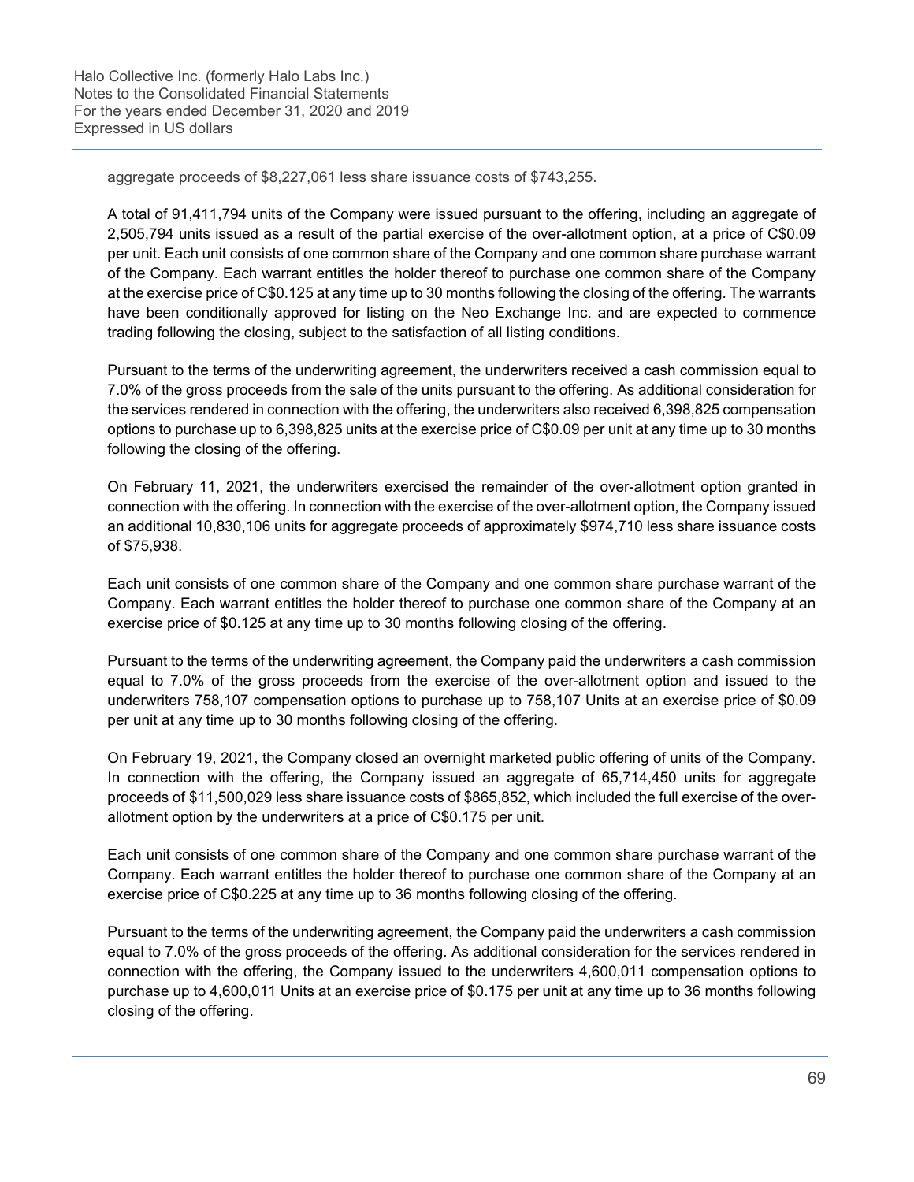aggregate proceeds of $8,227,061 less share issuance costs of $743,255.

A total of 91,411,794 units of the Company were issued pursuant to the offering, including an aggregate of 2,505,794 units issued as a result of the partial exercise of the over-allotment option, at a price of C$0.09 per unit. Each unit consists of one common share of the Company and one common share purchase warrant of the Company. Each warrant entitles the holder thereof to purchase one common share of the Company at the exercise price of C$0.125 at any time up to 30 months following the closing of the offering. The warrants have been conditionally approved for listing on the Neo Exchange Inc. and are expected to commence trading following the closing, subject to the satisfaction of all listing conditions.

Pursuant to the terms of the underwriting agreement, the underwriters received a cash commission equal to 7.0% of the gross proceeds from the sale of the units pursuant to the offering. As additional consideration for the services rendered in connection with the offering, the underwriters also received 6,398,825 compensation options to purchase up to 6,398,825 units at the exercise price of C$0.09 per unit at any time up to 30 months following the closing of the offering.

On February 11, 2021, the underwriters exercised the remainder of the over-allotment option granted in connection with the offering. In connection with the exercise of the over-allotment option, the Company issued an additional 10,830,106 units for aggregate proceeds of approximately $974,710 less share issuance costs of $75,938.

Each unit consists of one common share of the Company and one common share purchase warrant of the Company. Each warrant entitles the holder thereof to purchase one common share of the Company at an exercise price of $0.125 at any time up to 30 months following closing of the offering.

Pursuant to the terms of the underwriting agreement, the Company paid the underwriters a cash commission equal to 7.0% of the gross proceeds from the exercise of the over-allotment option and issued to the underwriters 758,107 compensation options to purchase up to 758,107 Units at an exercise price of $0.09 per unit at any time up to 30 months following closing of the offering.

On February 19, 2021, the Company closed an overnight marketed public offering of units of the Company. In connection with the offering, the Company issued an aggregate of 65,714,450 units for aggregate proceeds of $11,500,029 less share issuance costs of $865,852, which included the full exercise of the over-allotment option by the underwriters at a price of C$0.175 per unit.

Each unit consists of one common share of the Company and one common share purchase warrant of the Company. Each warrant entitles the holder thereof to purchase one common share of the Company at an exercise price of C$0.225 at any time up to 36 months following closing of the offering.

Pursuant to the terms of the underwriting agreement, the Company paid the underwriters a cash commission equal to 7.0% of the gross proceeds of the offering. As additional consideration for the services rendered in connection with the offering, the Company issued to the underwriters 4,600,011 compensation options to purchase up to 4,600,011 Units at an exercise price of $0.175 per unit at any time up to 36 months following closing of the offering.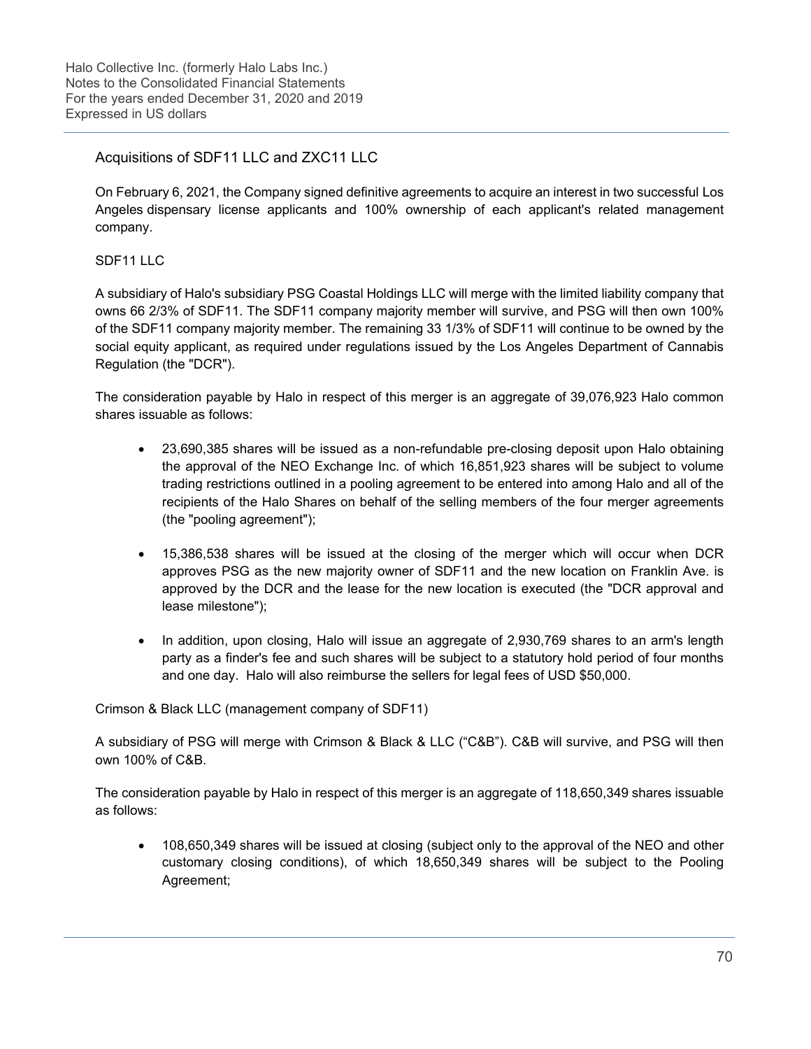## Acquisitions of SDF11 LLC and ZXC11 LLC

On February 6, 2021, the Company signed definitive agreements to acquire an interest in two successful Los Angeles dispensary license applicants and 100% ownership of each applicant's related management company.

SDF11 LLC

A subsidiary of Halo's subsidiary PSG Coastal Holdings LLC will merge with the limited liability company that owns 66 2/3% of SDF11. The SDF11 company majority member will survive, and PSG will then own 100% of the SDF11 company majority member. The remaining 33 1/3% of SDF11 will continue to be owned by the social equity applicant, as required under regulations issued by the Los Angeles Department of Cannabis Regulation (the "DCR").

The consideration payable by Halo in respect of this merger is an aggregate of 39,076,923 Halo common shares issuable as follows:

- 23,690,385 shares will be issued as a non-refundable pre-closing deposit upon Halo obtaining the approval of the NEO Exchange Inc. of which 16,851,923 shares will be subject to volume trading restrictions outlined in a pooling agreement to be entered into among Halo and all of the recipients of the Halo Shares on behalf of the selling members of the four merger agreements (the "pooling agreement");
- 15,386,538 shares will be issued at the closing of the merger which will occur when DCR approves PSG as the new majority owner of SDF11 and the new location on Franklin Ave. is approved by the DCR and the lease for the new location is executed (the "DCR approval and lease milestone");
- In addition, upon closing, Halo will issue an aggregate of 2,930,769 shares to an arm's length party as a finder's fee and such shares will be subject to a statutory hold period of four months and one day. Halo will also reimburse the sellers for legal fees of USD $50,000.

Crimson & Black LLC (management company of SDF11)

A subsidiary of PSG will merge with Crimson & Black & LLC ("C&B"). C&B will survive, and PSG will then own 100% of C&B.

The consideration payable by Halo in respect of this merger is an aggregate of 118,650,349 shares issuable as follows:

- 108,650,349 shares will be issued at closing (subject only to the approval of the NEO and other customary closing conditions), of which 18,650,349 shares will be subject to the Pooling Agreement;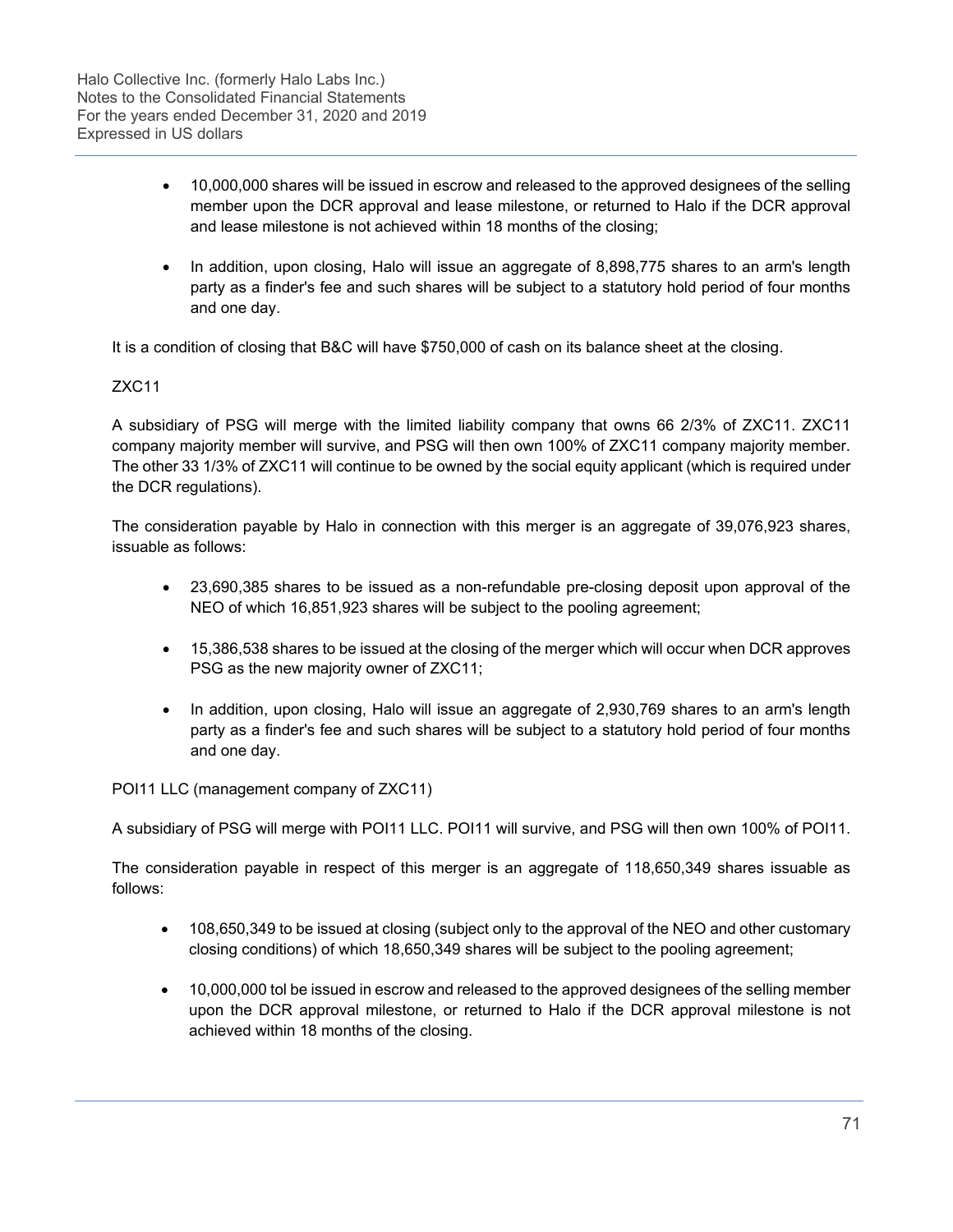- 10,000,000 shares will be issued in escrow and released to the approved designees of the selling member upon the DCR approval and lease milestone, or returned to Halo if the DCR approval and lease milestone is not achieved within 18 months of the closing;
- In addition, upon closing, Halo will issue an aggregate of 8,898,775 shares to an arm's length party as a finder's fee and such shares will be subject to a statutory hold period of four months and one day.

It is a condition of closing that B&C will have $750,000 of cash on its balance sheet at the closing.

ZXC11

A subsidiary of PSG will merge with the limited liability company that owns 66 2/3% of ZXC11. ZXC11 company majority member will survive, and PSG will then own 100% of ZXC11 company majority member. The other 33 1/3% of ZXC11 will continue to be owned by the social equity applicant (which is required under the DCR regulations).

The consideration payable by Halo in connection with this merger is an aggregate of 39,076,923 shares, issuable as follows:

- 23,690,385 shares to be issued as a non-refundable pre-closing deposit upon approval of the NEO of which 16,851,923 shares will be subject to the pooling agreement;
- 15,386,538 shares to be issued at the closing of the merger which will occur when DCR approves PSG as the new majority owner of ZXC11;
- In addition, upon closing, Halo will issue an aggregate of 2,930,769 shares to an arm's length party as a finder's fee and such shares will be subject to a statutory hold period of four months and one day.

POI11 LLC (management company of ZXC11)

A subsidiary of PSG will merge with POI11 LLC. POI11 will survive, and PSG will then own 100% of POI11.

The consideration payable in respect of this merger is an aggregate of 118,650,349 shares issuable as follows:

- 108,650,349 to be issued at closing (subject only to the approval of the NEO and other customary closing conditions) of which 18,650,349 shares will be subject to the pooling agreement;
- 10,000,000 tol be issued in escrow and released to the approved designees of the selling member upon the DCR approval milestone, or returned to Halo if the DCR approval milestone is not achieved within 18 months of the closing.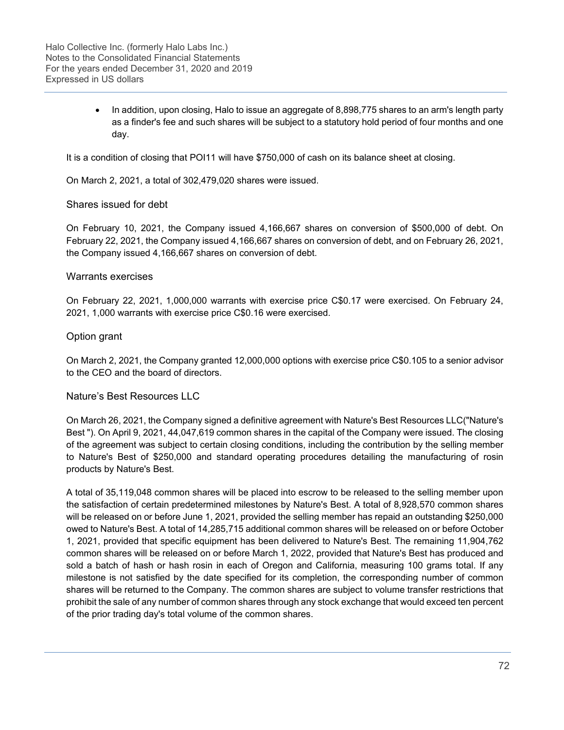- In addition, upon closing, Halo to issue an aggregate of 8,898,775 shares to an arm's length party as a finder's fee and such shares will be subject to a statutory hold period of four months and one day.

It is a condition of closing that POI11 will have $750,000 of cash on its balance sheet at closing.

On March 2, 2021, a total of 302,479,020 shares were issued.

### Shares issued for debt

On February 10, 2021, the Company issued 4,166,667 shares on conversion of $500,000 of debt. On February 22, 2021, the Company issued 4,166,667 shares on conversion of debt, and on February 26, 2021, the Company issued 4,166,667 shares on conversion of debt.

### Warrants exercises

On February 22, 2021, 1,000,000 warrants with exercise price C$0.17 were exercised. On February 24, 2021, 1,000 warrants with exercise price C$0.16 were exercised.

### Option grant

On March 2, 2021, the Company granted 12,000,000 options with exercise price C$0.105 to a senior advisor to the CEO and the board of directors.

### Nature's Best Resources LLC

On March 26, 2021, the Company signed a definitive agreement with Nature's Best Resources LLC("Nature's Best "). On April 9, 2021, 44,047,619 common shares in the capital of the Company were issued. The closing of the agreement was subject to certain closing conditions, including the contribution by the selling member to Nature's Best of $250,000 and standard operating procedures detailing the manufacturing of rosin products by Nature's Best.

A total of 35,119,048 common shares will be placed into escrow to be released to the selling member upon the satisfaction of certain predetermined milestones by Nature's Best. A total of 8,928,570 common shares will be released on or before June 1, 2021, provided the selling member has repaid an outstanding $250,000 owed to Nature's Best. A total of 14,285,715 additional common shares will be released on or before October 1, 2021, provided that specific equipment has been delivered to Nature's Best. The remaining 11,904,762 common shares will be released on or before March 1, 2022, provided that Nature's Best has produced and sold a batch of hash or hash rosin in each of Oregon and California, measuring 100 grams total. If any milestone is not satisfied by the date specified for its completion, the corresponding number of common shares will be returned to the Company. The common shares are subject to volume transfer restrictions that prohibit the sale of any number of common shares through any stock exchange that would exceed ten percent of the prior trading day's total volume of the common shares.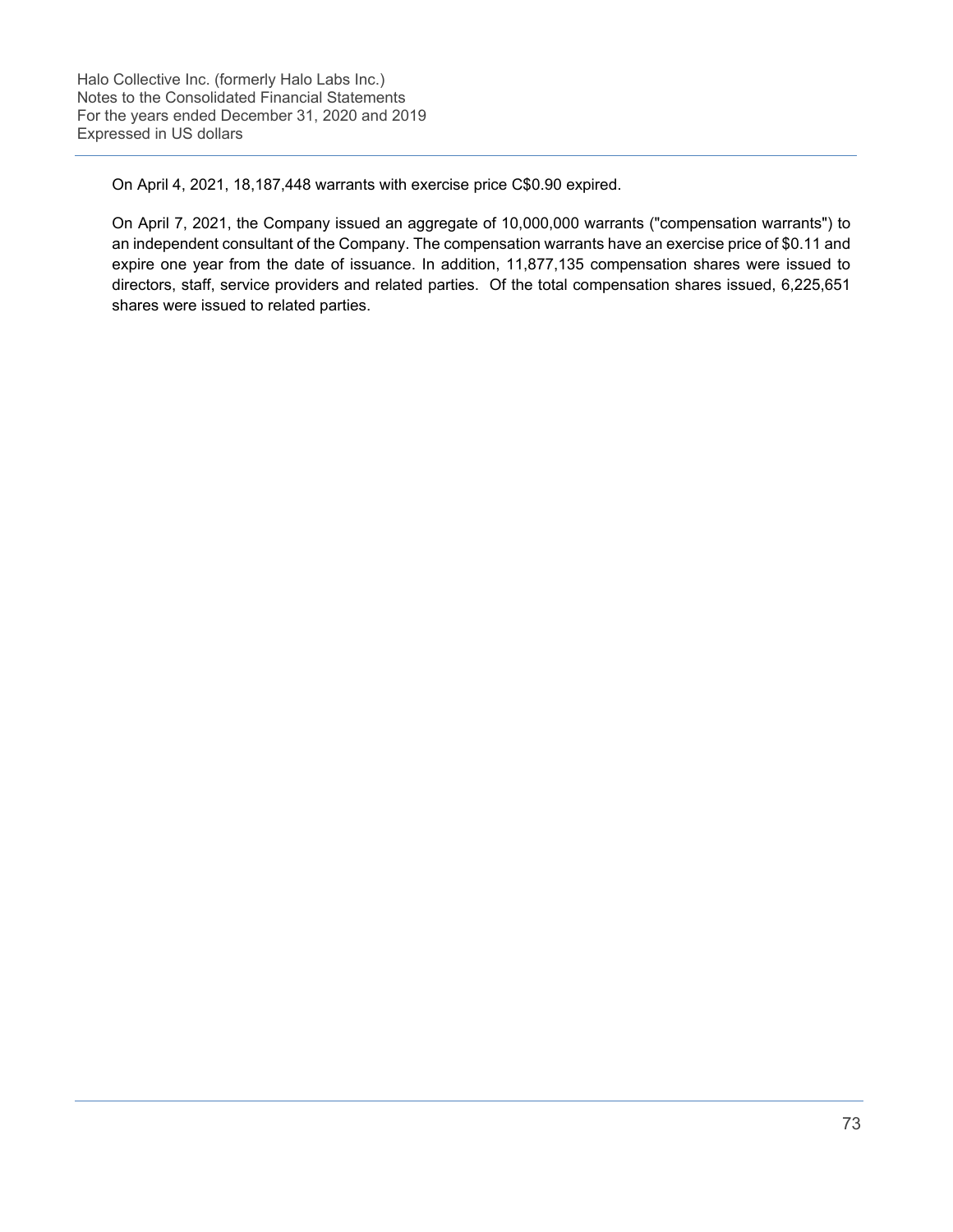On April 4, 2021, 18,187,448 warrants with exercise price C$0.90 expired.

On April 7, 2021, the Company issued an aggregate of 10,000,000 warrants ("compensation warrants") to an independent consultant of the Company. The compensation warrants have an exercise price of $0.11 and expire one year from the date of issuance. In addition, 11,877,135 compensation shares were issued to directors, staff, service providers and related parties. Of the total compensation shares issued, 6,225,651 shares were issued to related parties.